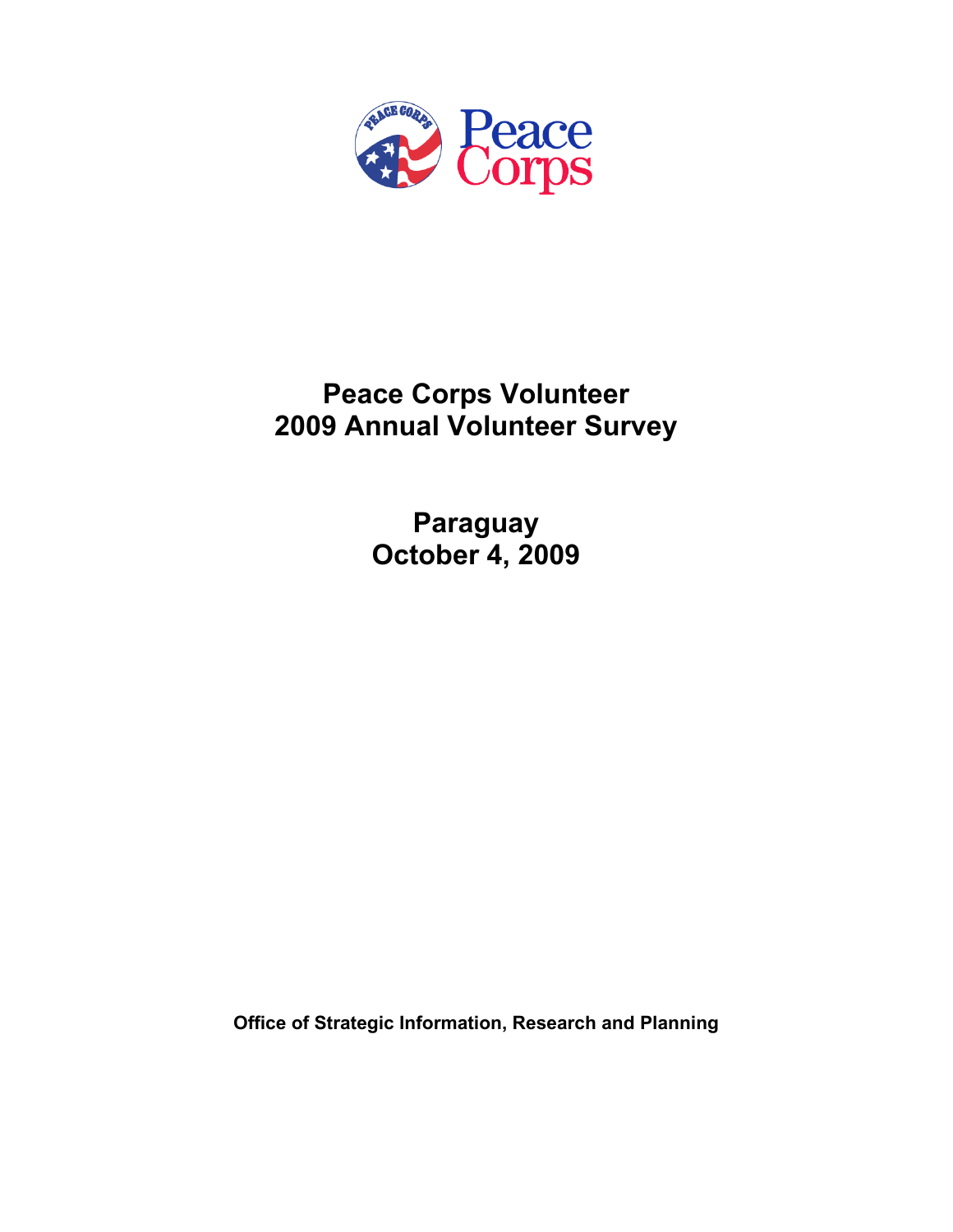# Peace Corps Volunteer
# 2009 Annual Volunteer Survey

## Paraguay
## October 4, 2009

**Office of Strategic Information, Research and Planning**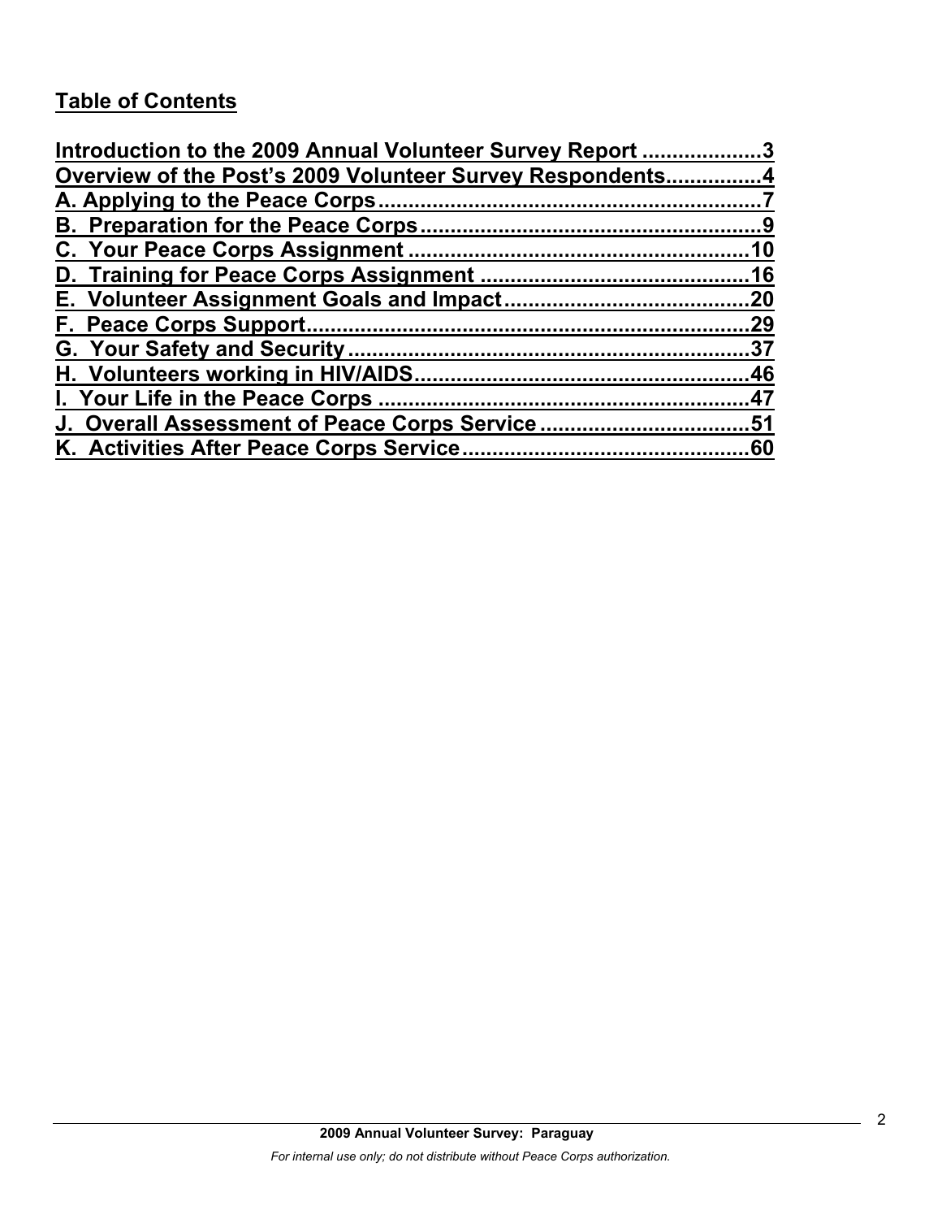## Table of Contents

Introduction to the 2009 Annual Volunteer Survey Report ....................3
Overview of the Post's 2009 Volunteer Survey Respondents................4
A. Applying to the Peace Corps................................................................7
B. Preparation for the Peace Corps.........................................................9
C. Your Peace Corps Assignment ........................................................10
D. Training for Peace Corps Assignment ............................................16
E. Volunteer Assignment Goals and Impact........................................20
F. Peace Corps Support.........................................................................29
G. Your Safety and Security..................................................................37
H. Volunteers working in HIV/AIDS.......................................................46
I. Your Life in the Peace Corps .............................................................47
J. Overall Assessment of Peace Corps Service ..................................51
K. Activities After Peace Corps Service...............................................60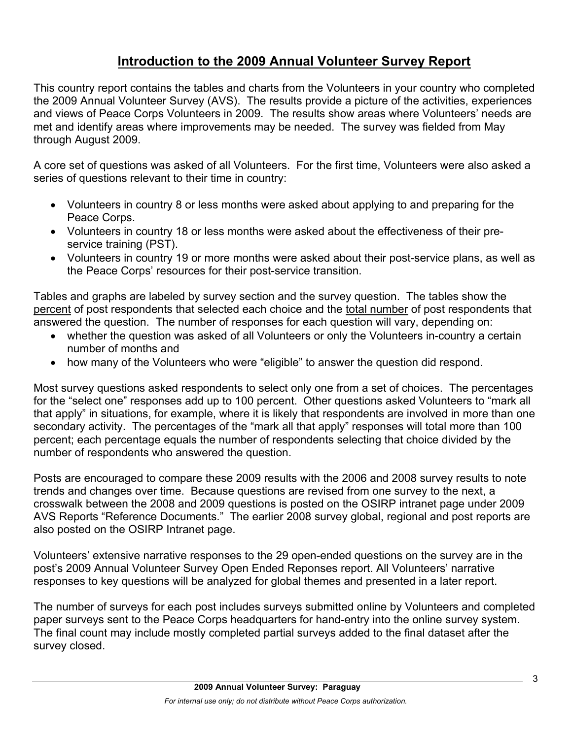# Introduction to the 2009 Annual Volunteer Survey Report

This country report contains the tables and charts from the Volunteers in your country who completed the 2009 Annual Volunteer Survey (AVS). The results provide a picture of the activities, experiences and views of Peace Corps Volunteers in 2009. The results show areas where Volunteers' needs are met and identify areas where improvements may be needed. The survey was fielded from May through August 2009.

A core set of questions was asked of all Volunteers. For the first time, Volunteers were also asked a series of questions relevant to their time in country:

- Volunteers in country 8 or less months were asked about applying to and preparing for the Peace Corps.
- Volunteers in country 18 or less months were asked about the effectiveness of their pre-service training (PST).
- Volunteers in country 19 or more months were asked about their post-service plans, as well as the Peace Corps' resources for their post-service transition.

Tables and graphs are labeled by survey section and the survey question. The tables show the percent of post respondents that selected each choice and the total number of post respondents that answered the question. The number of responses for each question will vary, depending on:

- whether the question was asked of all Volunteers or only the Volunteers in-country a certain number of months and
- how many of the Volunteers who were "eligible" to answer the question did respond.

Most survey questions asked respondents to select only one from a set of choices. The percentages for the "select one" responses add up to 100 percent. Other questions asked Volunteers to "mark all that apply" in situations, for example, where it is likely that respondents are involved in more than one secondary activity. The percentages of the "mark all that apply" responses will total more than 100 percent; each percentage equals the number of respondents selecting that choice divided by the number of respondents who answered the question.

Posts are encouraged to compare these 2009 results with the 2006 and 2008 survey results to note trends and changes over time. Because questions are revised from one survey to the next, a crosswalk between the 2008 and 2009 questions is posted on the OSIRP intranet page under 2009 AVS Reports "Reference Documents." The earlier 2008 survey global, regional and post reports are also posted on the OSIRP Intranet page.

Volunteers' extensive narrative responses to the 29 open-ended questions on the survey are in the post's 2009 Annual Volunteer Survey Open Ended Reponses report. All Volunteers' narrative responses to key questions will be analyzed for global themes and presented in a later report.

The number of surveys for each post includes surveys submitted online by Volunteers and completed paper surveys sent to the Peace Corps headquarters for hand-entry into the online survey system. The final count may include mostly completed partial surveys added to the final dataset after the survey closed.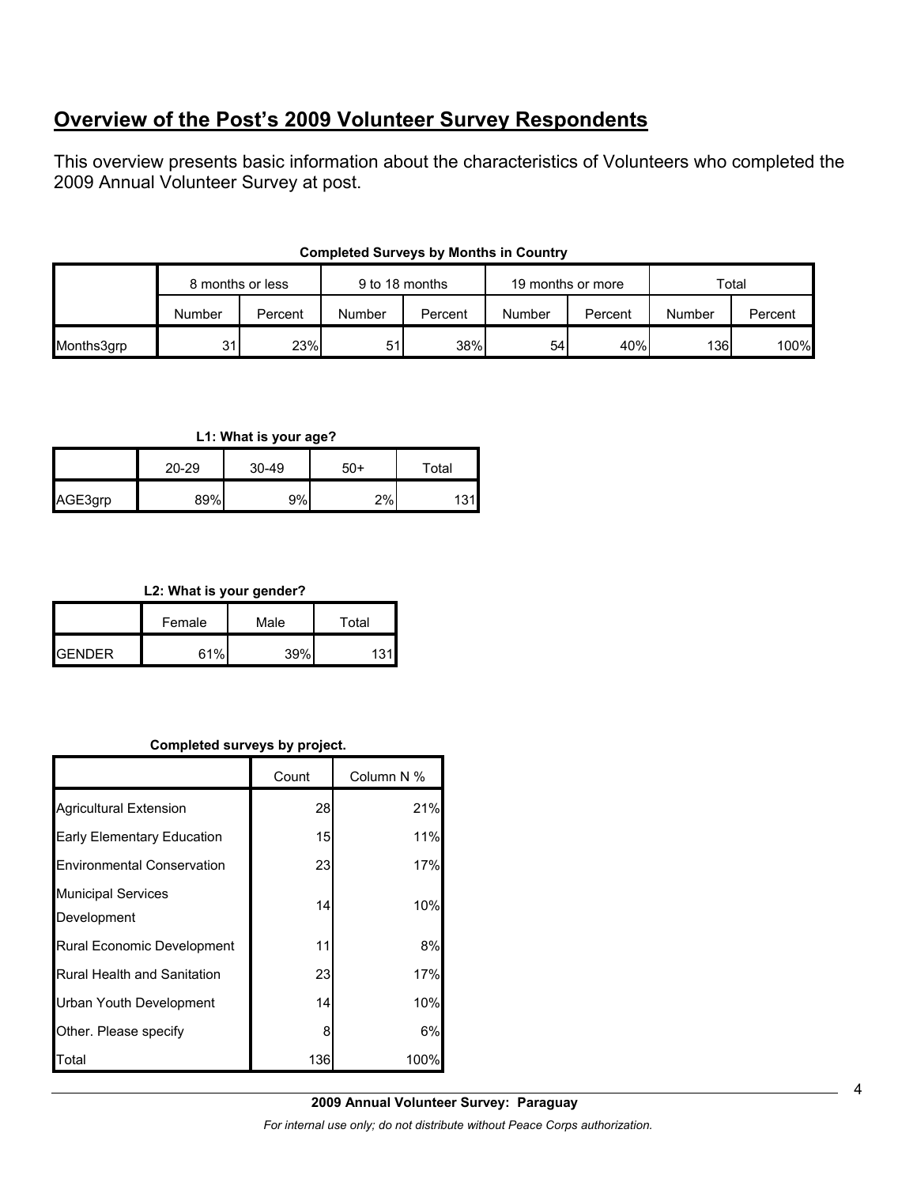# Overview of the Post's 2009 Volunteer Survey Respondents

This overview presents basic information about the characteristics of Volunteers who completed the 2009 Annual Volunteer Survey at post.

**Completed Surveys by Months in Country**

| | 8 months or less | | 9 to 18 months | | 19 months or more | | Total | |
|---|---|---|---|---|---|---|---|---|
| | Number | Percent | Number | Percent | Number | Percent | Number | Percent |
| Months3grp | 31 | 23% | 51 | 38% | 54 | 40% | 136 | 100% |

**L1: What is your age?**

| | 20-29 | 30-49 | 50+ | Total |
|---|---|---|---|---|
| AGE3grp | 89% | 9% | 2% | 131 |

**L2: What is your gender?**

| | Female | Male | Total |
|---|---|---|---|
| GENDER | 61% | 39% | 131 |

**Completed surveys by project.**

| | Count | Column N % |
|---|---|---|
| Agricultural Extension | 28 | 21% |
| Early Elementary Education | 15 | 11% |
| Environmental Conservation | 23 | 17% |
| Municipal Services Development | 14 | 10% |
| Rural Economic Development | 11 | 8% |
| Rural Health and Sanitation | 23 | 17% |
| Urban Youth Development | 14 | 10% |
| Other. Please specify | 8 | 6% |
| Total | 136 | 100% |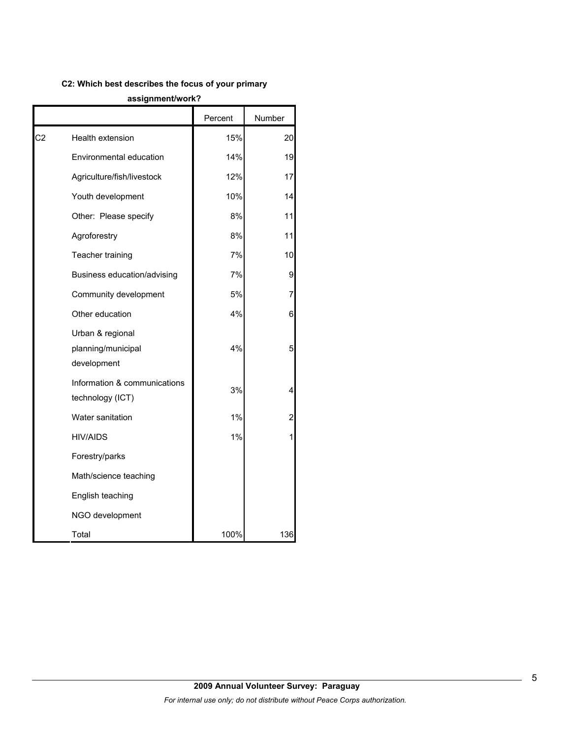**C2: Which best describes the focus of your primary assignment/work?**

| | | Percent | Number |
|---|---|---|---|
| C2 | Health extension | 15% | 20 |
| | Environmental education | 14% | 19 |
| | Agriculture/fish/livestock | 12% | 17 |
| | Youth development | 10% | 14 |
| | Other: Please specify | 8% | 11 |
| | Agroforestry | 8% | 11 |
| | Teacher training | 7% | 10 |
| | Business education/advising | 7% | 9 |
| | Community development | 5% | 7 |
| | Other education | 4% | 6 |
| | Urban & regional planning/municipal development | 4% | 5 |
| | Information & communications technology (ICT) | 3% | 4 |
| | Water sanitation | 1% | 2 |
| | HIV/AIDS | 1% | 1 |
| | Forestry/parks | | |
| | Math/science teaching | | |
| | English teaching | | |
| | NGO development | | |
| | Total | 100% | 136 |

**2009 Annual Volunteer Survey: Paraguay**

*For internal use only; do not distribute without Peace Corps authorization.*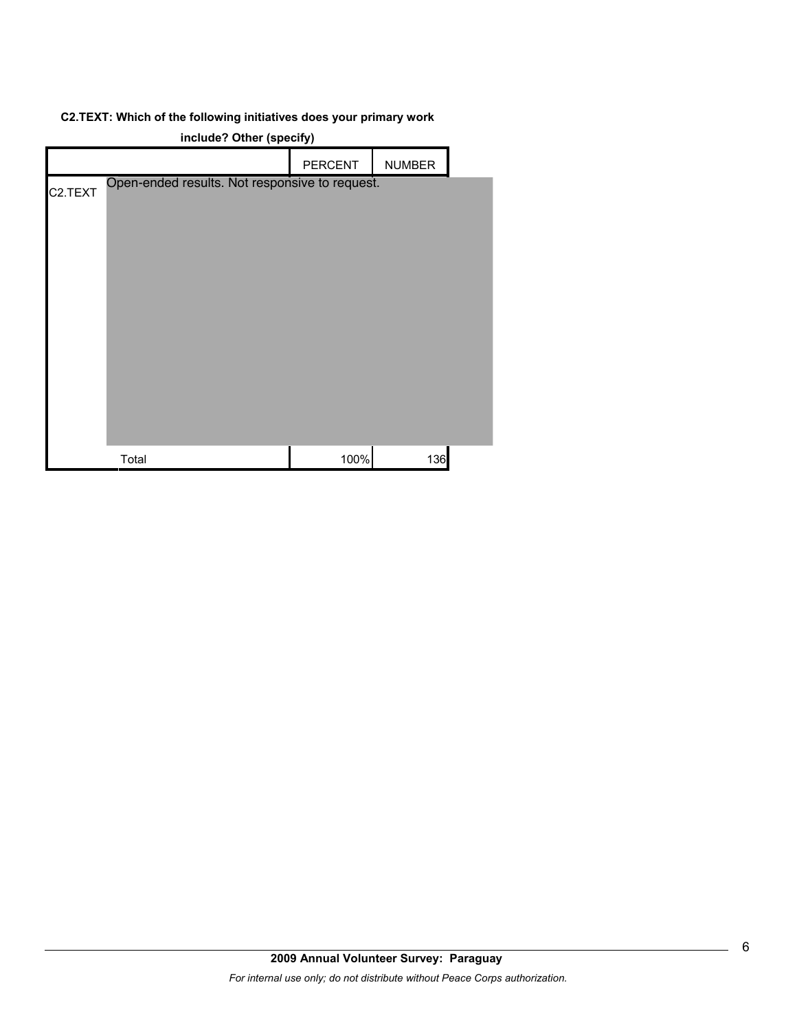**C2.TEXT: Which of the following initiatives does your primary work include? Other (specify)**

| | | PERCENT | NUMBER |
|---|---|---|---|
| C2.TEXT | Open-ended results. Not responsive to request. | | |
| | Total | 100% | 136 |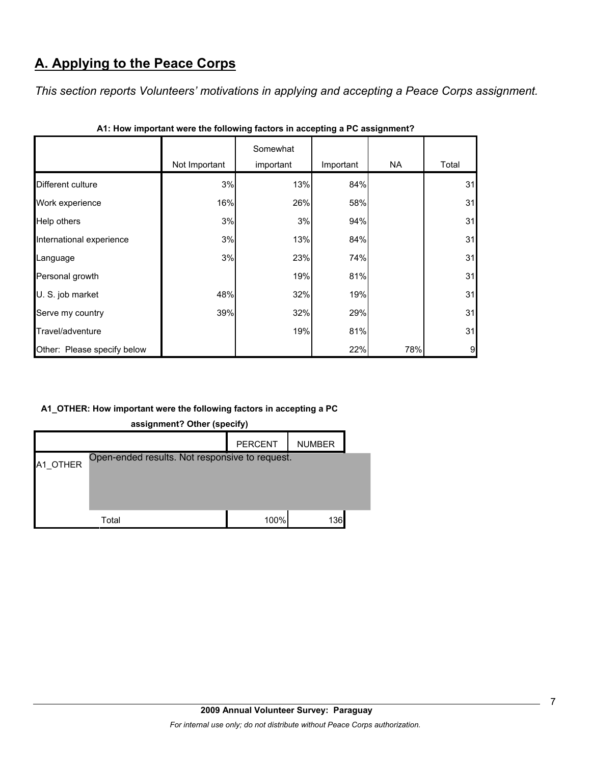## A. Applying to the Peace Corps

*This section reports Volunteers' motivations in applying and accepting a Peace Corps assignment.*

**A1: How important were the following factors in accepting a PC assignment?**

| | Not Important | Somewhat important | Important | NA | Total |
|---|---|---|---|---|---|
| Different culture | 3% | 13% | 84% | | 31 |
| Work experience | 16% | 26% | 58% | | 31 |
| Help others | 3% | 3% | 94% | | 31 |
| International experience | 3% | 13% | 84% | | 31 |
| Language | 3% | 23% | 74% | | 31 |
| Personal growth | | 19% | 81% | | 31 |
| U. S. job market | 48% | 32% | 19% | | 31 |
| Serve my country | 39% | 32% | 29% | | 31 |
| Travel/adventure | | 19% | 81% | | 31 |
| Other: Please specify below | | | 22% | 78% | 9 |

**A1_OTHER: How important were the following factors in accepting a PC assignment? Other (specify)**

| | | PERCENT | NUMBER |
|---|---|---|---|
| A1_OTHER | Open-ended results. Not responsive to request. | | |
| | Total | 100% | 136 |

**2009 Annual Volunteer Survey: Paraguay**

*For internal use only; do not distribute without Peace Corps authorization.*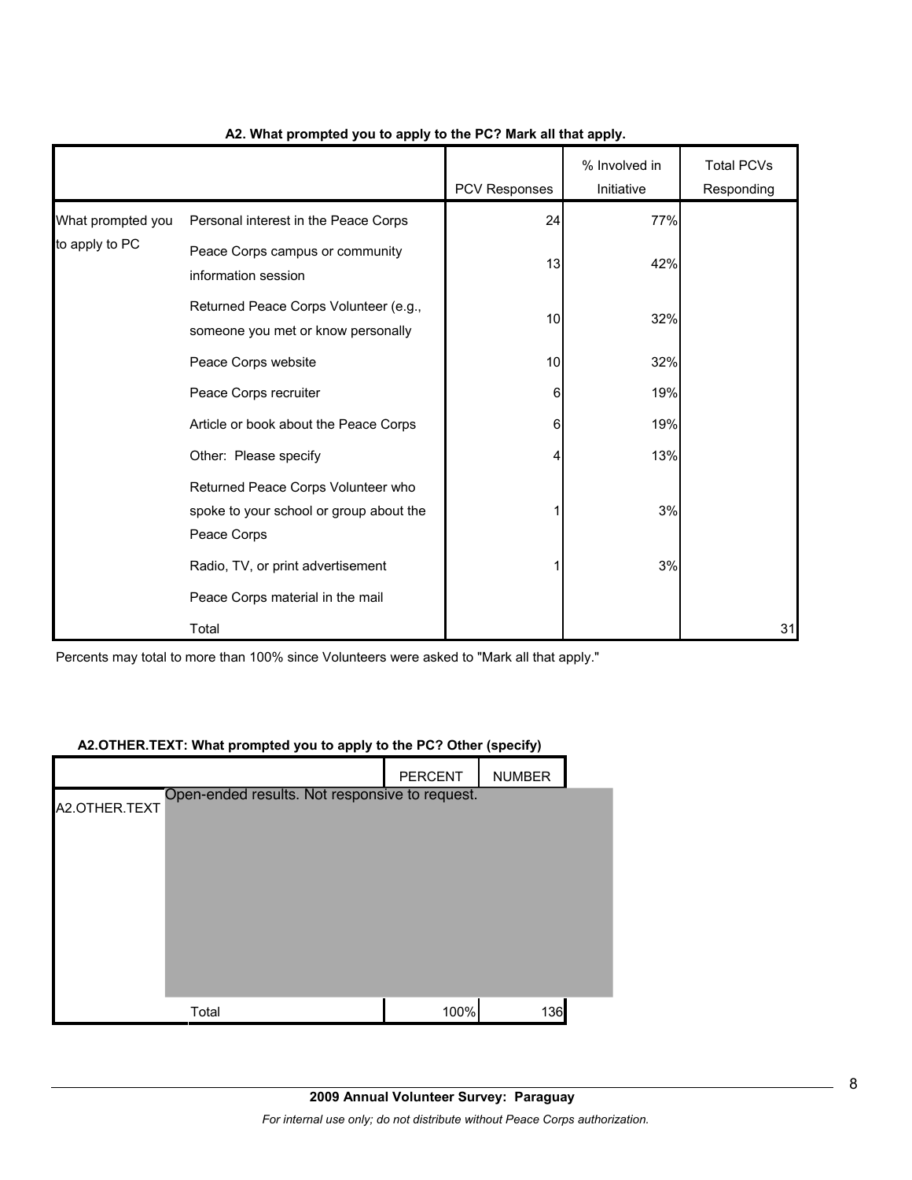**A2. What prompted you to apply to the PC? Mark all that apply.**

| | | PCV Responses | % Involved in Initiative | Total PCVs Responding |
|---|---|---|---|---|
| What prompted you to apply to PC | Personal interest in the Peace Corps | 24 | 77% | |
| | Peace Corps campus or community information session | 13 | 42% | |
| | Returned Peace Corps Volunteer (e.g., someone you met or know personally | 10 | 32% | |
| | Peace Corps website | 10 | 32% | |
| | Peace Corps recruiter | 6 | 19% | |
| | Article or book about the Peace Corps | 6 | 19% | |
| | Other: Please specify | 4 | 13% | |
| | Returned Peace Corps Volunteer who spoke to your school or group about the Peace Corps | 1 | 3% | |
| | Radio, TV, or print advertisement | 1 | 3% | |
| | Peace Corps material in the mail | | | |
| | Total | | | 31 |

Percents may total to more than 100% since Volunteers were asked to "Mark all that apply."

**A2.OTHER.TEXT: What prompted you to apply to the PC? Other (specify)**

| | | PERCENT | NUMBER |
|---|---|---|---|
| A2.OTHER.TEXT | Open-ended results. Not responsive to request. | | |
| | Total | 100% | 136 |

**2009 Annual Volunteer Survey: Paraguay**

*For internal use only; do not distribute without Peace Corps authorization.*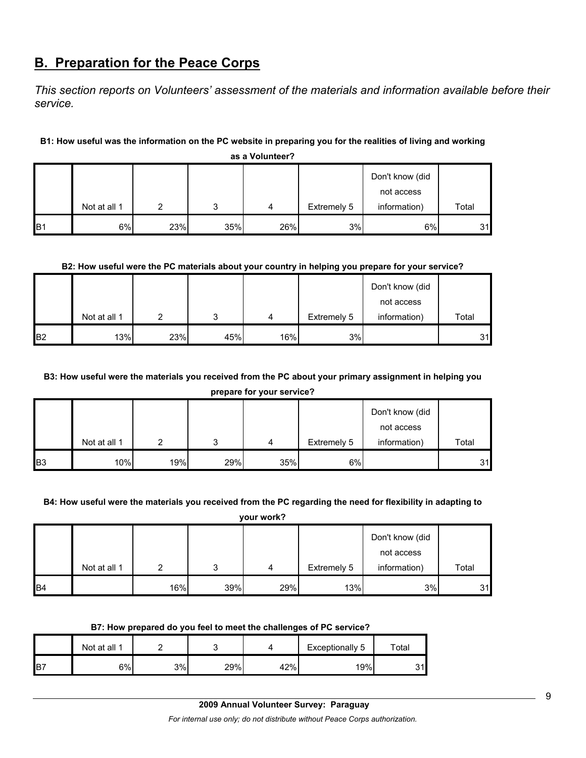## B.  Preparation for the Peace Corps

*This section reports on Volunteers' assessment of the materials and information available before their service.*

**B1: How useful was the information on the PC website in preparing you for the realities of living and working as a Volunteer?**

| | Not at all 1 | 2 | 3 | 4 | Extremely 5 | Don't know (did not access information) | Total |
|---|---|---|---|---|---|---|---|
| B1 | 6% | 23% | 35% | 26% | 3% | 6% | 31 |

**B2: How useful were the PC materials about your country in helping you prepare for your service?**

| | Not at all 1 | 2 | 3 | 4 | Extremely 5 | Don't know (did not access information) | Total |
|---|---|---|---|---|---|---|---|
| B2 | 13% | 23% | 45% | 16% | 3% | | 31 |

**B3: How useful were the materials you received from the PC about your primary assignment in helping you prepare for your service?**

| | Not at all 1 | 2 | 3 | 4 | Extremely 5 | Don't know (did not access information) | Total |
|---|---|---|---|---|---|---|---|
| B3 | 10% | 19% | 29% | 35% | 6% | | 31 |

**B4: How useful were the materials you received from the PC regarding the need for flexibility in adapting to your work?**

| | Not at all 1 | 2 | 3 | 4 | Extremely 5 | Don't know (did not access information) | Total |
|---|---|---|---|---|---|---|---|
| B4 | | 16% | 39% | 29% | 13% | 3% | 31 |

**B7: How prepared do you feel to meet the challenges of PC service?**

| | Not at all 1 | 2 | 3 | 4 | Exceptionally 5 | Total |
|---|---|---|---|---|---|---|
| B7 | 6% | 3% | 29% | 42% | 19% | 31 |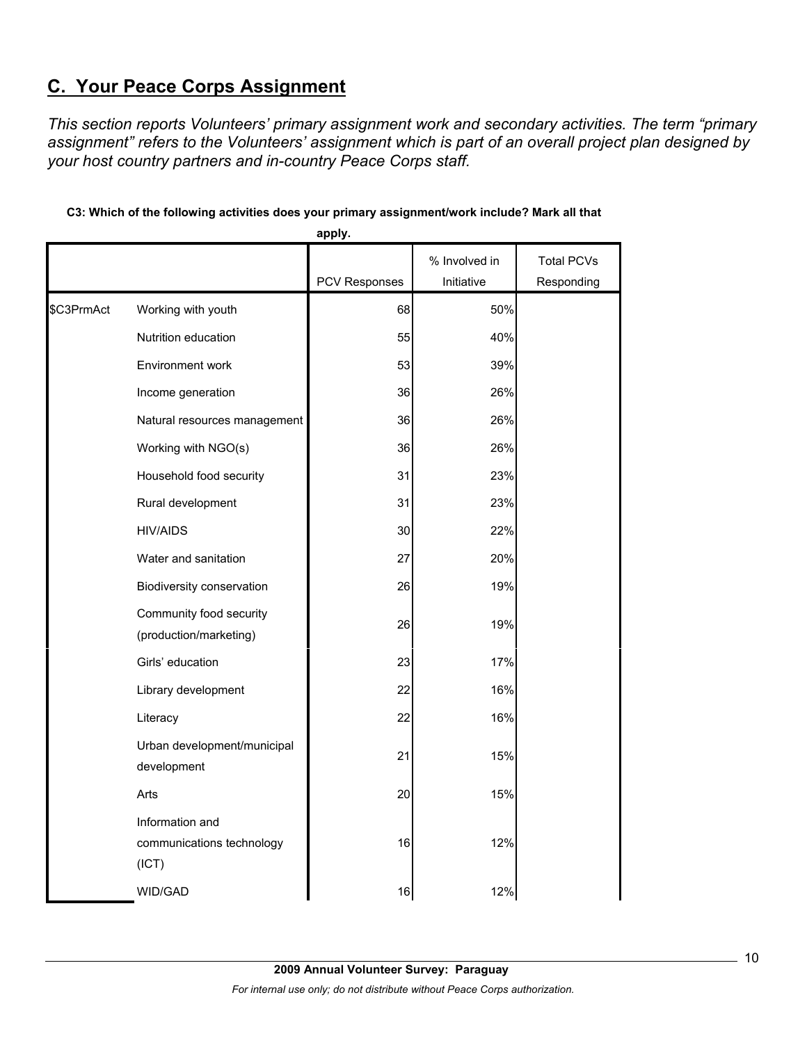## C. Your Peace Corps Assignment

*This section reports Volunteers' primary assignment work and secondary activities. The term "primary assignment" refers to the Volunteers' assignment which is part of an overall project plan designed by your host country partners and in-country Peace Corps staff.*

**C3: Which of the following activities does your primary assignment/work include? Mark all that apply.**

| | | PCV Responses | % Involved in Initiative | Total PCVs Responding |
|---|---|---|---|---|
| $C3PrmAct | Working with youth | 68 | 50% | |
| | Nutrition education | 55 | 40% | |
| | Environment work | 53 | 39% | |
| | Income generation | 36 | 26% | |
| | Natural resources management | 36 | 26% | |
| | Working with NGO(s) | 36 | 26% | |
| | Household food security | 31 | 23% | |
| | Rural development | 31 | 23% | |
| | HIV/AIDS | 30 | 22% | |
| | Water and sanitation | 27 | 20% | |
| | Biodiversity conservation | 26 | 19% | |
| | Community food security (production/marketing) | 26 | 19% | |
| | Girls' education | 23 | 17% | |
| | Library development | 22 | 16% | |
| | Literacy | 22 | 16% | |
| | Urban development/municipal development | 21 | 15% | |
| | Arts | 20 | 15% | |
| | Information and communications technology (ICT) | 16 | 12% | |
| | WID/GAD | 16 | 12% | |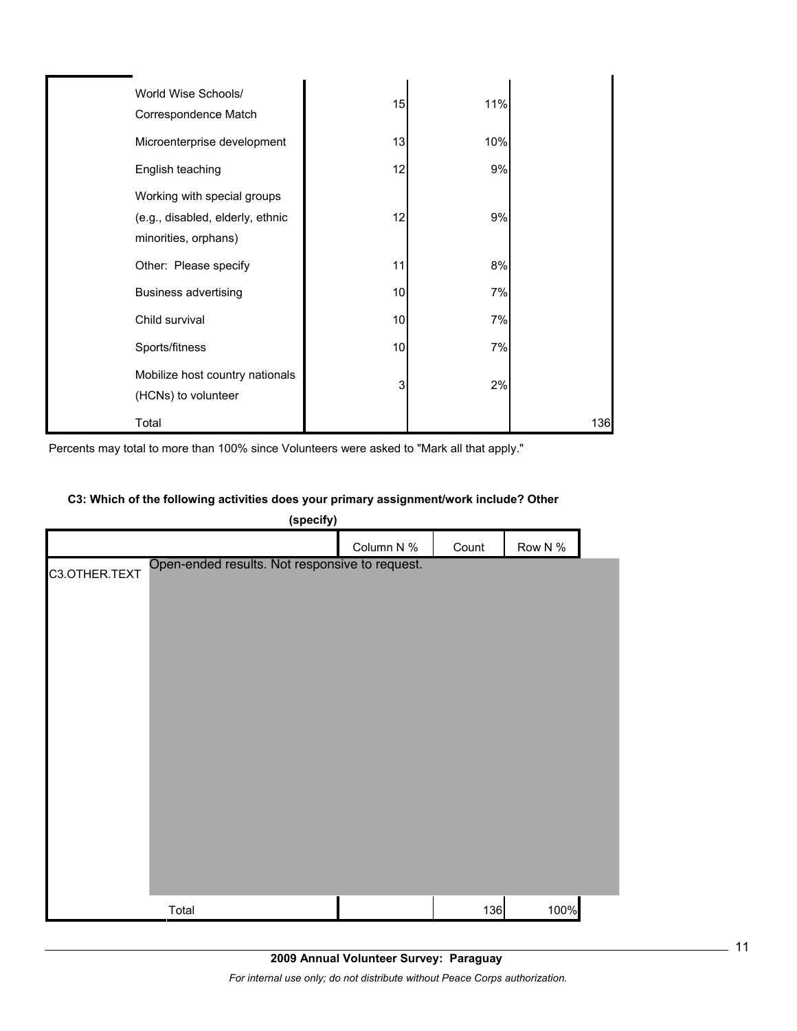| | | | |
|---|---|---|---|
| World Wise Schools/ Correspondence Match | 15 | 11% | |
| Microenterprise development | 13 | 10% | |
| English teaching | 12 | 9% | |
| Working with special groups (e.g., disabled, elderly, ethnic minorities, orphans) | 12 | 9% | |
| Other: Please specify | 11 | 8% | |
| Business advertising | 10 | 7% | |
| Child survival | 10 | 7% | |
| Sports/fitness | 10 | 7% | |
| Mobilize host country nationals (HCNs) to volunteer | 3 | 2% | |
| Total | | | 136 |

Percents may total to more than 100% since Volunteers were asked to "Mark all that apply."

**C3: Which of the following activities does your primary assignment/work include? Other (specify)**

| | | Column N % | Count | Row N % |
|---|---|---|---|---|
| C3.OTHER.TEXT | Open-ended results. Not responsive to request. | | | |
| | Total | | 136 | 100% |

**2009 Annual Volunteer Survey: Paraguay**

*For internal use only; do not distribute without Peace Corps authorization.*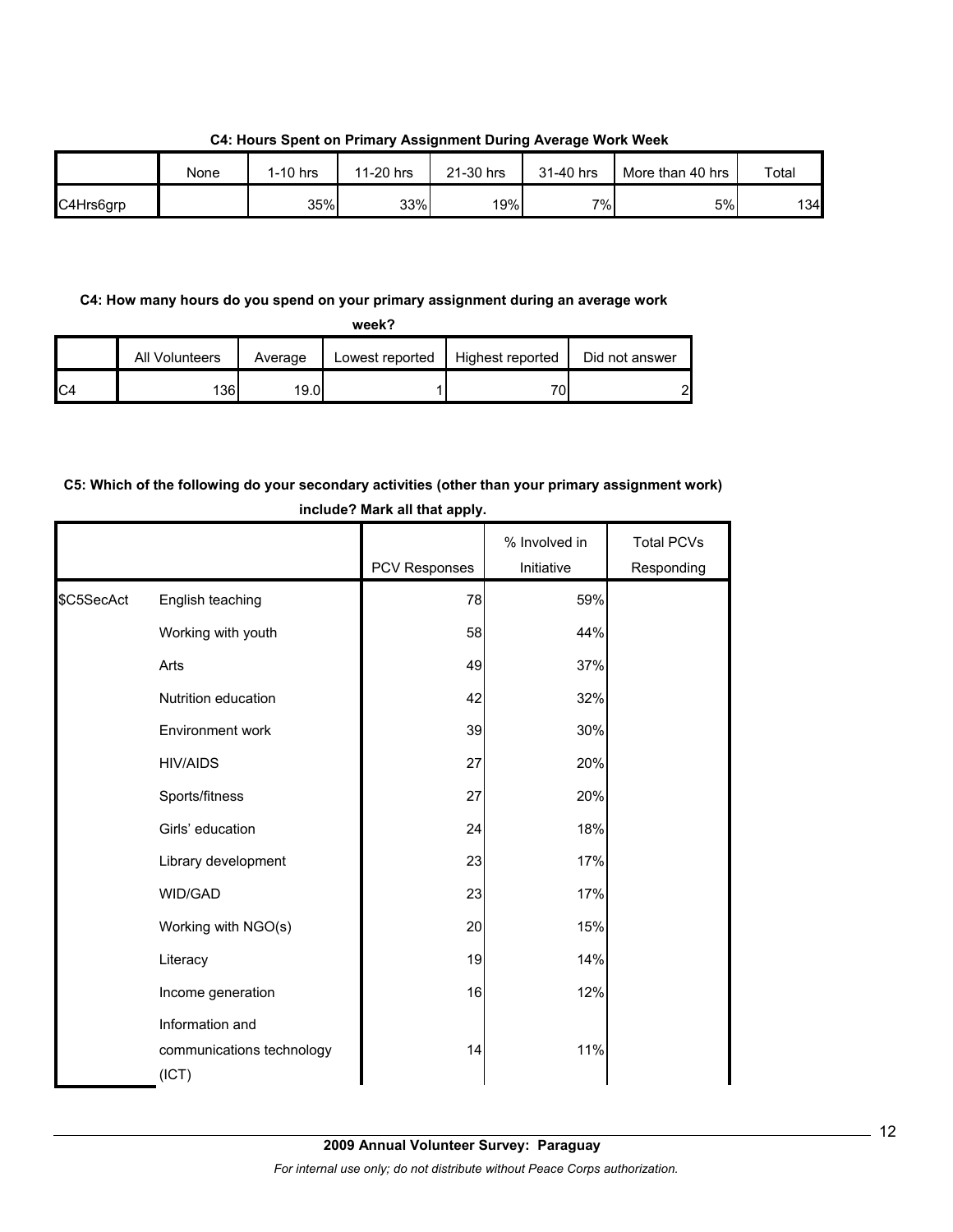**C4: Hours Spent on Primary Assignment During Average Work Week**

| | None | 1-10 hrs | 11-20 hrs | 21-30 hrs | 31-40 hrs | More than 40 hrs | Total |
|---|---|---|---|---|---|---|---|
| C4Hrs6grp | | 35% | 33% | 19% | 7% | 5% | 134 |

**C4: How many hours do you spend on your primary assignment during an average work week?**

| | All Volunteers | Average | Lowest reported | Highest reported | Did not answer |
|---|---|---|---|---|---|
| C4 | 136 | 19.0 | 1 | 70 | 2 |

**C5: Which of the following do your secondary activities (other than your primary assignment work) include? Mark all that apply.**

| | | PCV Responses | % Involved in Initiative | Total PCVs Responding |
|---|---|---|---|---|
| $C5SecAct | English teaching | 78 | 59% | |
| | Working with youth | 58 | 44% | |
| | Arts | 49 | 37% | |
| | Nutrition education | 42 | 32% | |
| | Environment work | 39 | 30% | |
| | HIV/AIDS | 27 | 20% | |
| | Sports/fitness | 27 | 20% | |
| | Girls' education | 24 | 18% | |
| | Library development | 23 | 17% | |
| | WID/GAD | 23 | 17% | |
| | Working with NGO(s) | 20 | 15% | |
| | Literacy | 19 | 14% | |
| | Income generation | 16 | 12% | |
| | Information and communications technology (ICT) | 14 | 11% | |

**2009 Annual Volunteer Survey: Paraguay**

*For internal use only; do not distribute without Peace Corps authorization.*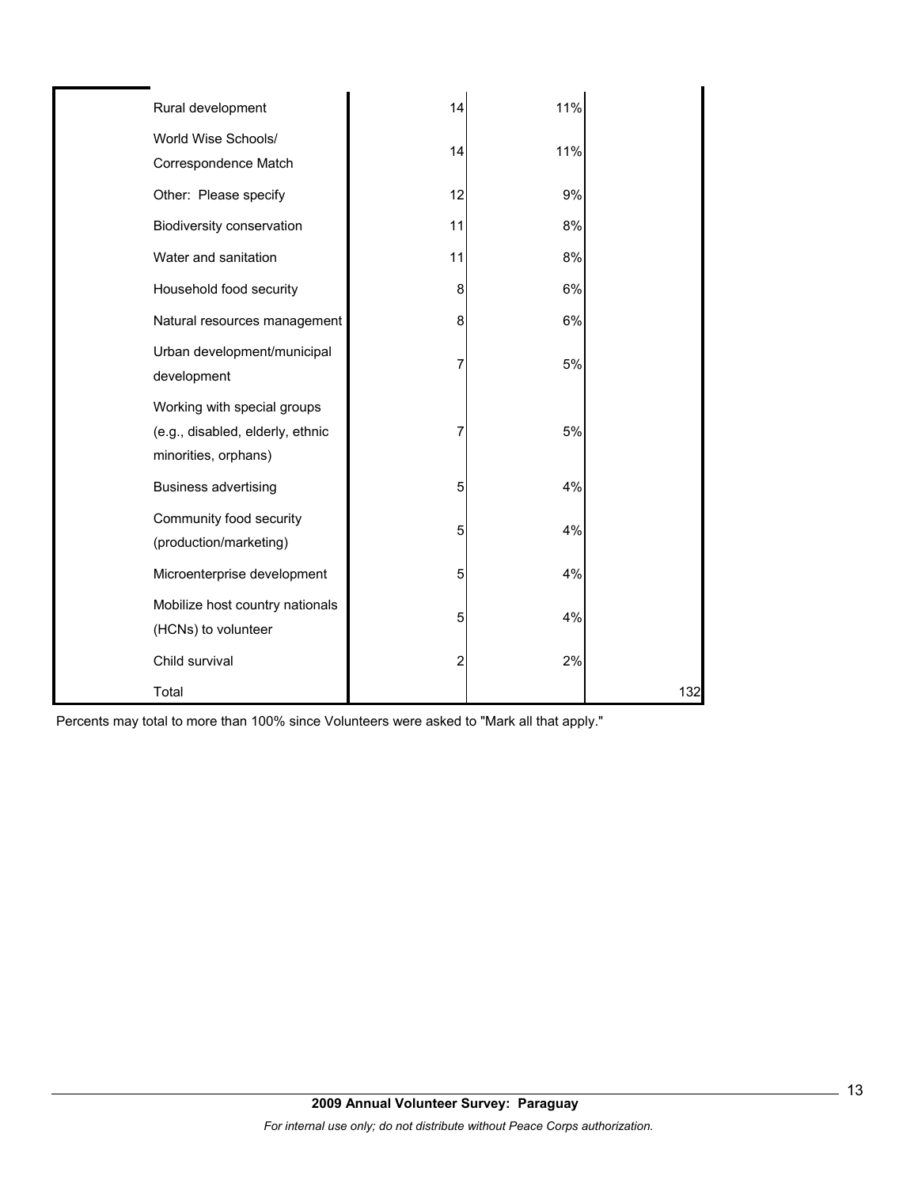| | | | |
|---|---|---|---|
| Rural development | 14 | 11% | |
| World Wise Schools/ Correspondence Match | 14 | 11% | |
| Other: Please specify | 12 | 9% | |
| Biodiversity conservation | 11 | 8% | |
| Water and sanitation | 11 | 8% | |
| Household food security | 8 | 6% | |
| Natural resources management | 8 | 6% | |
| Urban development/municipal development | 7 | 5% | |
| Working with special groups (e.g., disabled, elderly, ethnic minorities, orphans) | 7 | 5% | |
| Business advertising | 5 | 4% | |
| Community food security (production/marketing) | 5 | 4% | |
| Microenterprise development | 5 | 4% | |
| Mobilize host country nationals (HCNs) to volunteer | 5 | 4% | |
| Child survival | 2 | 2% | |
| Total | | | 132 |

Percents may total to more than 100% since Volunteers were asked to "Mark all that apply."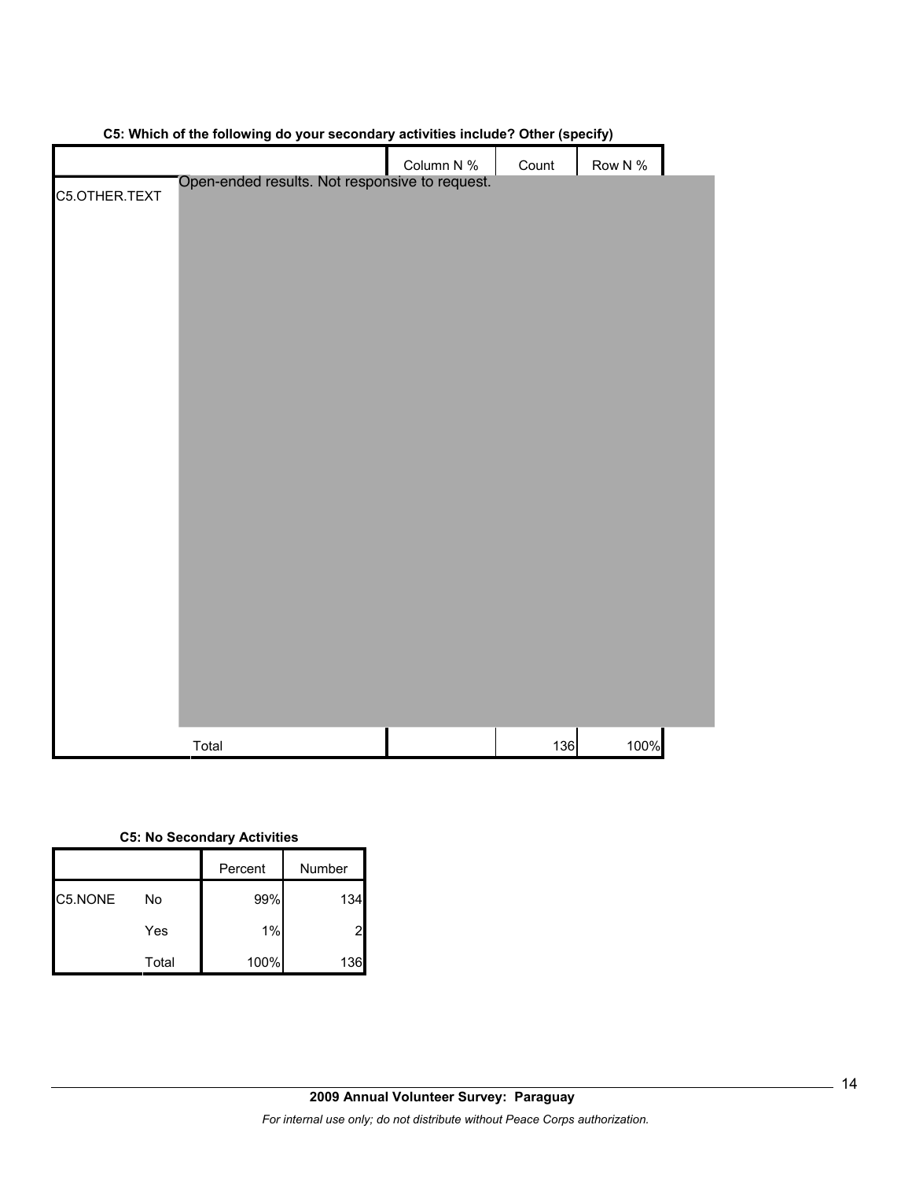**C5: Which of the following do your secondary activities include? Other (specify)**

| | | Column N % | Count | Row N % |
|---|---|---|---|---|
| C5.OTHER.TEXT | Open-ended results. Not responsive to request. | | | |
| | Total | | 136 | 100% |

**C5: No Secondary Activities**

| | | Percent | Number |
|---|---|---|---|
| C5.NONE | No | 99% | 134 |
| | Yes | 1% | 2 |
| | Total | 100% | 136 |

**2009 Annual Volunteer Survey: Paraguay**

*For internal use only; do not distribute without Peace Corps authorization.*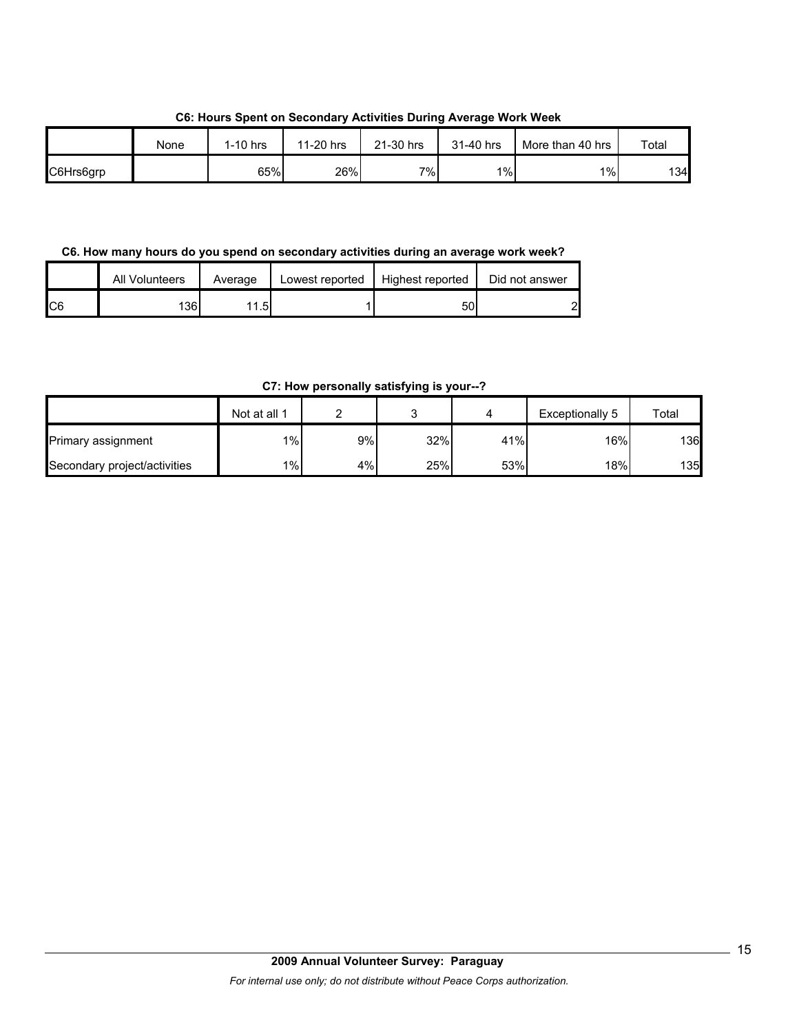**C6: Hours Spent on Secondary Activities During Average Work Week**

| | None | 1-10 hrs | 11-20 hrs | 21-30 hrs | 31-40 hrs | More than 40 hrs | Total |
|---|---|---|---|---|---|---|---|
| C6Hrs6grp | | 65% | 26% | 7% | 1% | 1% | 134 |

**C6. How many hours do you spend on secondary activities during an average work week?**

| | All Volunteers | Average | Lowest reported | Highest reported | Did not answer |
|---|---|---|---|---|---|
| C6 | 136 | 11.5 | 1 | 50 | 2 |

**C7: How personally satisfying is your--?**

| | Not at all 1 | 2 | 3 | 4 | Exceptionally 5 | Total |
|---|---|---|---|---|---|---|
| Primary assignment | 1% | 9% | 32% | 41% | 16% | 136 |
| Secondary project/activities | 1% | 4% | 25% | 53% | 18% | 135 |

**2009 Annual Volunteer Survey: Paraguay**

*For internal use only; do not distribute without Peace Corps authorization.*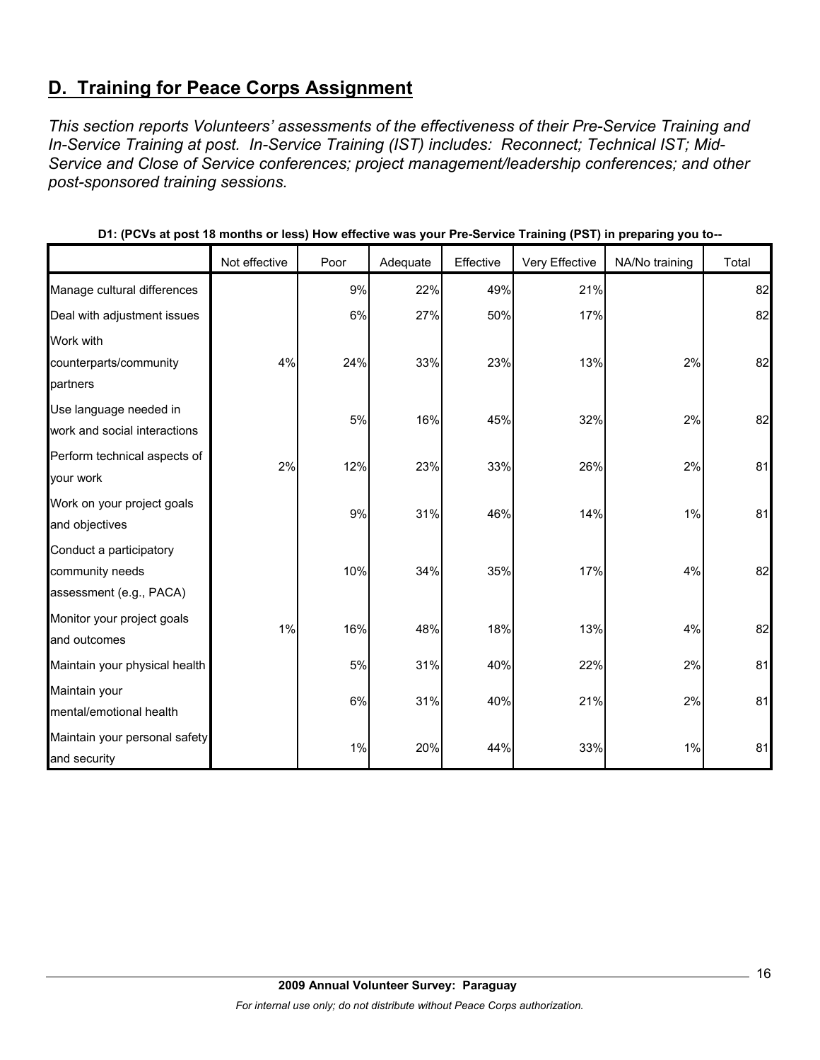## D. Training for Peace Corps Assignment

*This section reports Volunteers' assessments of the effectiveness of their Pre-Service Training and In-Service Training at post. In-Service Training (IST) includes: Reconnect; Technical IST; Mid-Service and Close of Service conferences; project management/leadership conferences; and other post-sponsored training sessions.*

**D1: (PCVs at post 18 months or less) How effective was your Pre-Service Training (PST) in preparing you to--**

| | Not effective | Poor | Adequate | Effective | Very Effective | NA/No training | Total |
|---|---|---|---|---|---|---|---|
| Manage cultural differences | | 9% | 22% | 49% | 21% | | 82 |
| Deal with adjustment issues | | 6% | 27% | 50% | 17% | | 82 |
| Work with counterparts/community partners | 4% | 24% | 33% | 23% | 13% | 2% | 82 |
| Use language needed in work and social interactions | | 5% | 16% | 45% | 32% | 2% | 82 |
| Perform technical aspects of your work | 2% | 12% | 23% | 33% | 26% | 2% | 81 |
| Work on your project goals and objectives | | 9% | 31% | 46% | 14% | 1% | 81 |
| Conduct a participatory community needs assessment (e.g., PACA) | | 10% | 34% | 35% | 17% | 4% | 82 |
| Monitor your project goals and outcomes | 1% | 16% | 48% | 18% | 13% | 4% | 82 |
| Maintain your physical health | | 5% | 31% | 40% | 22% | 2% | 81 |
| Maintain your mental/emotional health | | 6% | 31% | 40% | 21% | 2% | 81 |
| Maintain your personal safety and security | | 1% | 20% | 44% | 33% | 1% | 81 |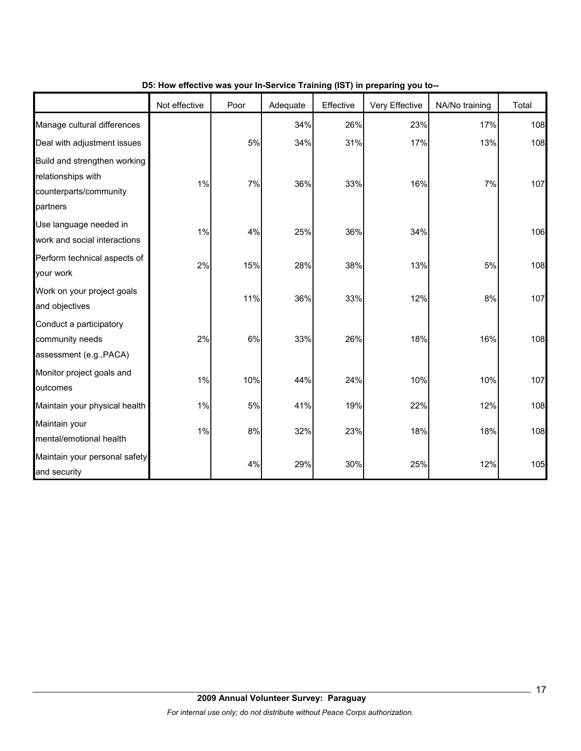**D5: How effective was your In-Service Training (IST) in preparing you to--**

| | Not effective | Poor | Adequate | Effective | Very Effective | NA/No training | Total |
|---|---|---|---|---|---|---|---|
| Manage cultural differences | | | 34% | 26% | 23% | 17% | 108 |
| Deal with adjustment issues | | 5% | 34% | 31% | 17% | 13% | 108 |
| Build and strengthen working relationships with counterparts/community partners | 1% | 7% | 36% | 33% | 16% | 7% | 107 |
| Use language needed in work and social interactions | 1% | 4% | 25% | 36% | 34% | | 106 |
| Perform technical aspects of your work | 2% | 15% | 28% | 38% | 13% | 5% | 108 |
| Work on your project goals and objectives | | 11% | 36% | 33% | 12% | 8% | 107 |
| Conduct a participatory community needs assessment (e.g.,PACA) | 2% | 6% | 33% | 26% | 18% | 16% | 108 |
| Monitor project goals and outcomes | 1% | 10% | 44% | 24% | 10% | 10% | 107 |
| Maintain your physical health | 1% | 5% | 41% | 19% | 22% | 12% | 108 |
| Maintain your mental/emotional health | 1% | 8% | 32% | 23% | 18% | 18% | 108 |
| Maintain your personal safety and security | | 4% | 29% | 30% | 25% | 12% | 105 |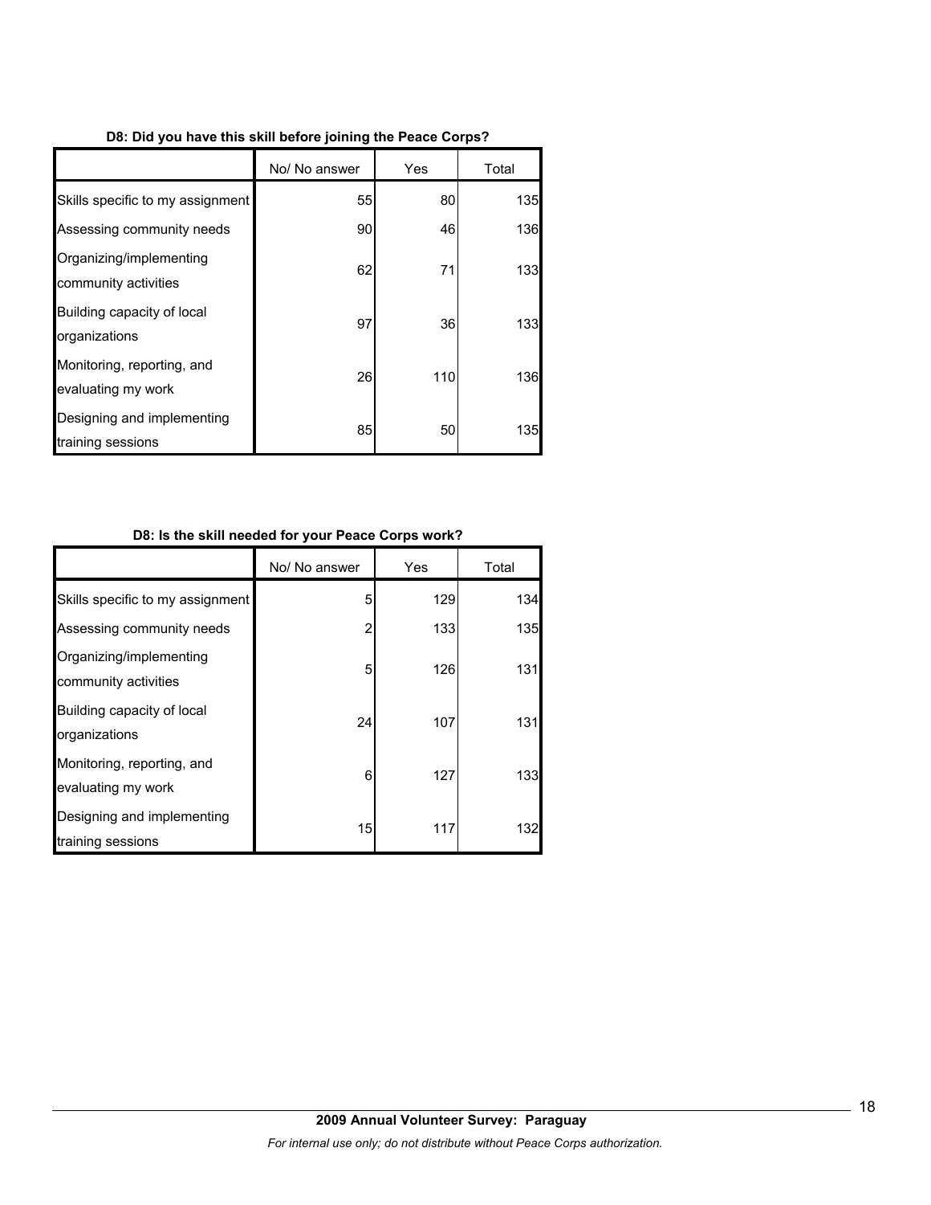**D8: Did you have this skill before joining the Peace Corps?**

| | No/ No answer | Yes | Total |
|---|---|---|---|
| Skills specific to my assignment | 55 | 80 | 135 |
| Assessing community needs | 90 | 46 | 136 |
| Organizing/implementing community activities | 62 | 71 | 133 |
| Building capacity of local organizations | 97 | 36 | 133 |
| Monitoring, reporting, and evaluating my work | 26 | 110 | 136 |
| Designing and implementing training sessions | 85 | 50 | 135 |

**D8: Is the skill needed for your Peace Corps work?**

| | No/ No answer | Yes | Total |
|---|---|---|---|
| Skills specific to my assignment | 5 | 129 | 134 |
| Assessing community needs | 2 | 133 | 135 |
| Organizing/implementing community activities | 5 | 126 | 131 |
| Building capacity of local organizations | 24 | 107 | 131 |
| Monitoring, reporting, and evaluating my work | 6 | 127 | 133 |
| Designing and implementing training sessions | 15 | 117 | 132 |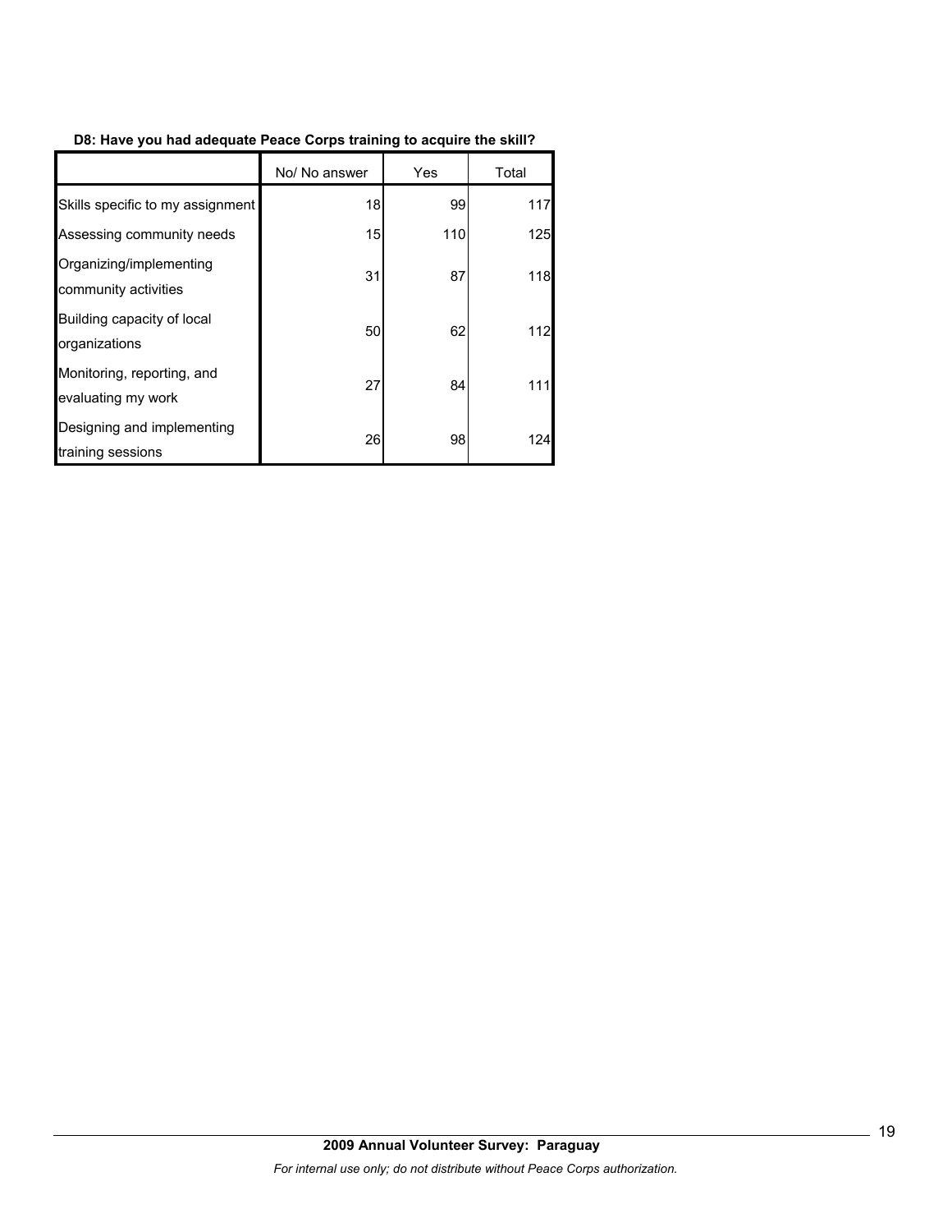**D8: Have you had adequate Peace Corps training to acquire the skill?**

| | No/ No answer | Yes | Total |
|---|---|---|---|
| Skills specific to my assignment | 18 | 99 | 117 |
| Assessing community needs | 15 | 110 | 125 |
| Organizing/implementing community activities | 31 | 87 | 118 |
| Building capacity of local organizations | 50 | 62 | 112 |
| Monitoring, reporting, and evaluating my work | 27 | 84 | 111 |
| Designing and implementing training sessions | 26 | 98 | 124 |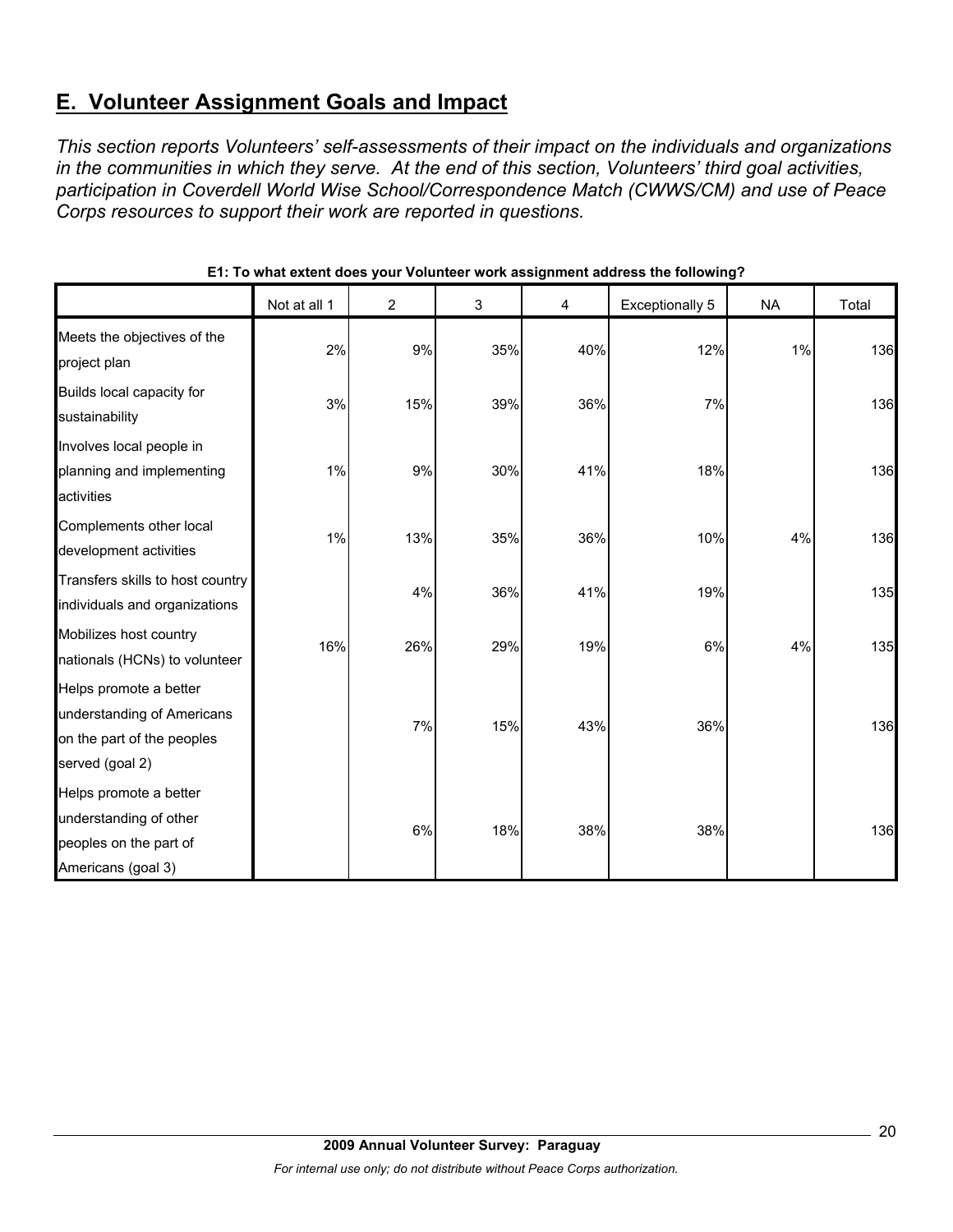## E. Volunteer Assignment Goals and Impact

*This section reports Volunteers' self-assessments of their impact on the individuals and organizations in the communities in which they serve. At the end of this section, Volunteers' third goal activities, participation in Coverdell World Wise School/Correspondence Match (CWWS/CM) and use of Peace Corps resources to support their work are reported in questions.*

**E1: To what extent does your Volunteer work assignment address the following?**

| | Not at all 1 | 2 | 3 | 4 | Exceptionally 5 | NA | Total |
|---|---|---|---|---|---|---|---|
| Meets the objectives of the project plan | 2% | 9% | 35% | 40% | 12% | 1% | 136 |
| Builds local capacity for sustainability | 3% | 15% | 39% | 36% | 7% | | 136 |
| Involves local people in planning and implementing activities | 1% | 9% | 30% | 41% | 18% | | 136 |
| Complements other local development activities | 1% | 13% | 35% | 36% | 10% | 4% | 136 |
| Transfers skills to host country individuals and organizations | | 4% | 36% | 41% | 19% | | 135 |
| Mobilizes host country nationals (HCNs) to volunteer | 16% | 26% | 29% | 19% | 6% | 4% | 135 |
| Helps promote a better understanding of Americans on the part of the peoples served (goal 2) | | 7% | 15% | 43% | 36% | | 136 |
| Helps promote a better understanding of other peoples on the part of Americans (goal 3) | | 6% | 18% | 38% | 38% | | 136 |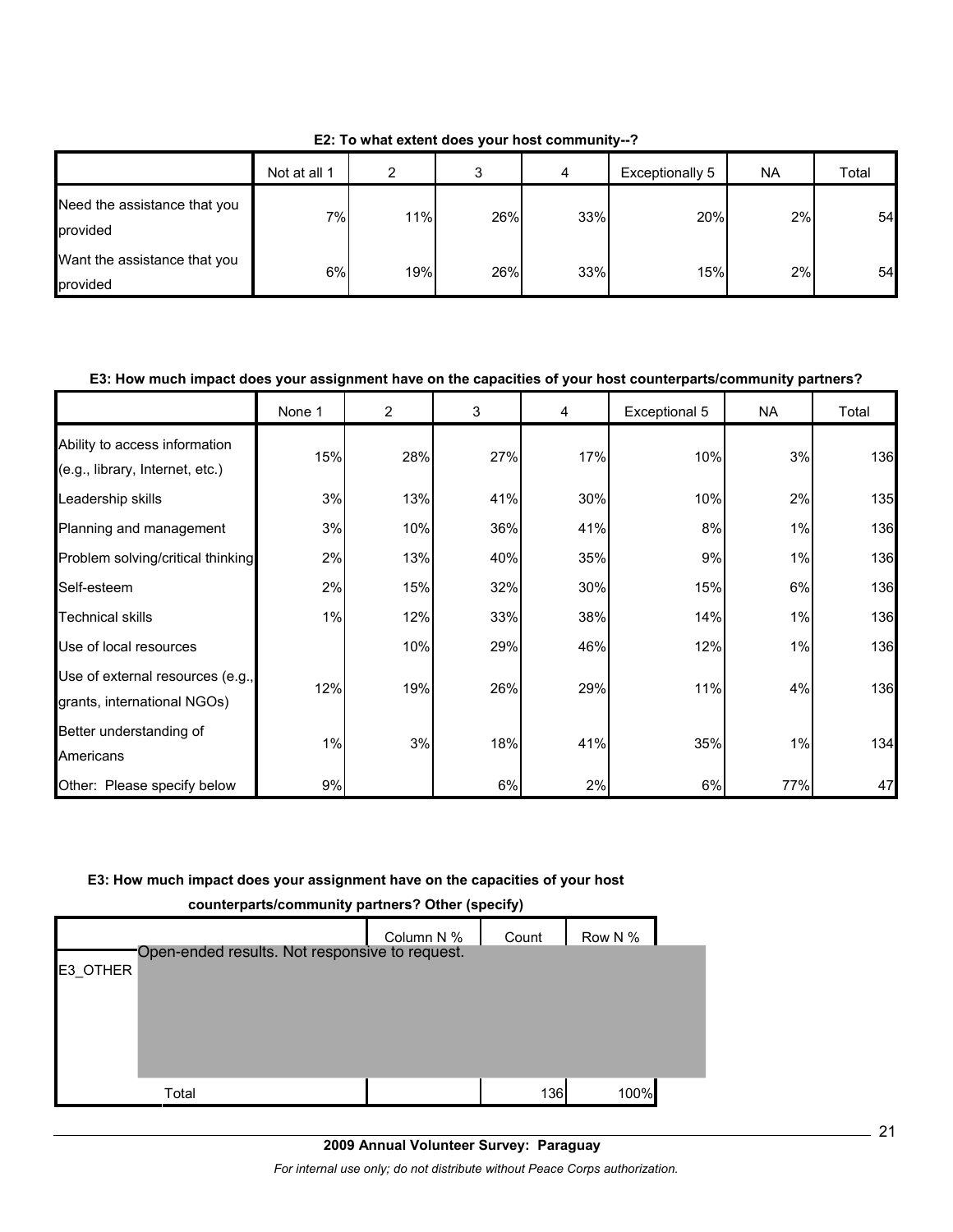**E2: To what extent does your host community--?**

| | Not at all 1 | 2 | 3 | 4 | Exceptionally 5 | NA | Total |
|---|---|---|---|---|---|---|---|
| Need the assistance that you provided | 7% | 11% | 26% | 33% | 20% | 2% | 54 |
| Want the assistance that you provided | 6% | 19% | 26% | 33% | 15% | 2% | 54 |

**E3: How much impact does your assignment have on the capacities of your host counterparts/community partners?**

| | None 1 | 2 | 3 | 4 | Exceptional 5 | NA | Total |
|---|---|---|---|---|---|---|---|
| Ability to access information (e.g., library, Internet, etc.) | 15% | 28% | 27% | 17% | 10% | 3% | 136 |
| Leadership skills | 3% | 13% | 41% | 30% | 10% | 2% | 135 |
| Planning and management | 3% | 10% | 36% | 41% | 8% | 1% | 136 |
| Problem solving/critical thinking | 2% | 13% | 40% | 35% | 9% | 1% | 136 |
| Self-esteem | 2% | 15% | 32% | 30% | 15% | 6% | 136 |
| Technical skills | 1% | 12% | 33% | 38% | 14% | 1% | 136 |
| Use of local resources | | 10% | 29% | 46% | 12% | 1% | 136 |
| Use of external resources (e.g., grants, international NGOs) | 12% | 19% | 26% | 29% | 11% | 4% | 136 |
| Better understanding of Americans | 1% | 3% | 18% | 41% | 35% | 1% | 134 |
| Other: Please specify below | 9% | | 6% | 2% | 6% | 77% | 47 |

**E3: How much impact does your assignment have on the capacities of your host counterparts/community partners? Other (specify)**

| | | Column N % | Count | Row N % |
|---|---|---|---|---|
| E3_OTHER | Open-ended results. Not responsive to request. | | | |
| | Total | | 136 | 100% |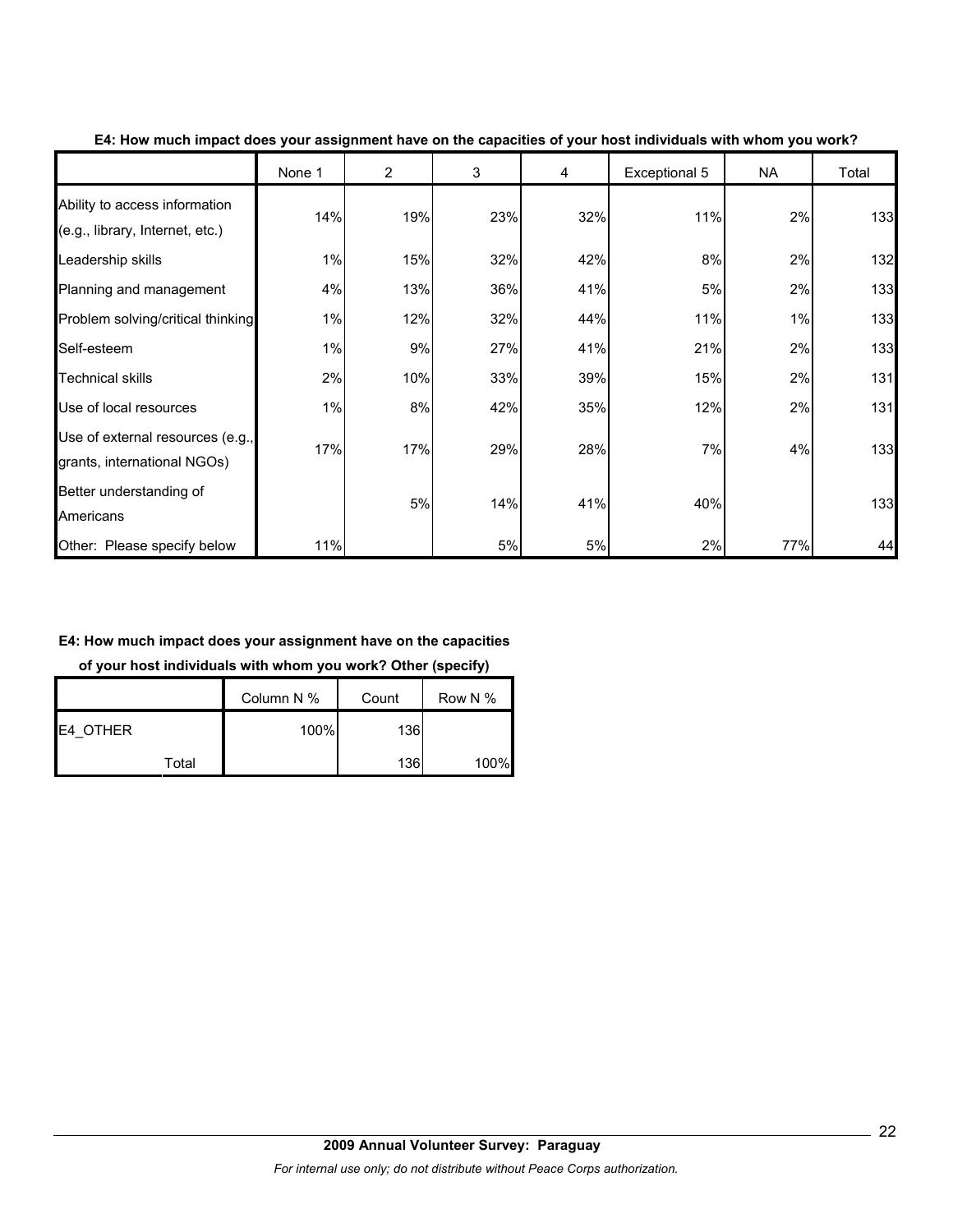**E4: How much impact does your assignment have on the capacities of your host individuals with whom you work?**

| | None 1 | 2 | 3 | 4 | Exceptional 5 | NA | Total |
|---|---|---|---|---|---|---|---|
| Ability to access information (e.g., library, Internet, etc.) | 14% | 19% | 23% | 32% | 11% | 2% | 133 |
| Leadership skills | 1% | 15% | 32% | 42% | 8% | 2% | 132 |
| Planning and management | 4% | 13% | 36% | 41% | 5% | 2% | 133 |
| Problem solving/critical thinking | 1% | 12% | 32% | 44% | 11% | 1% | 133 |
| Self-esteem | 1% | 9% | 27% | 41% | 21% | 2% | 133 |
| Technical skills | 2% | 10% | 33% | 39% | 15% | 2% | 131 |
| Use of local resources | 1% | 8% | 42% | 35% | 12% | 2% | 131 |
| Use of external resources (e.g., grants, international NGOs) | 17% | 17% | 29% | 28% | 7% | 4% | 133 |
| Better understanding of Americans | | 5% | 14% | 41% | 40% | | 133 |
| Other: Please specify below | 11% | | 5% | 5% | 2% | 77% | 44 |

**E4: How much impact does your assignment have on the capacities of your host individuals with whom you work? Other (specify)**

| | | Column N % | Count | Row N % |
|---|---|---|---|---|
| E4_OTHER | | 100% | 136 | |
| | Total | | 136 | 100% |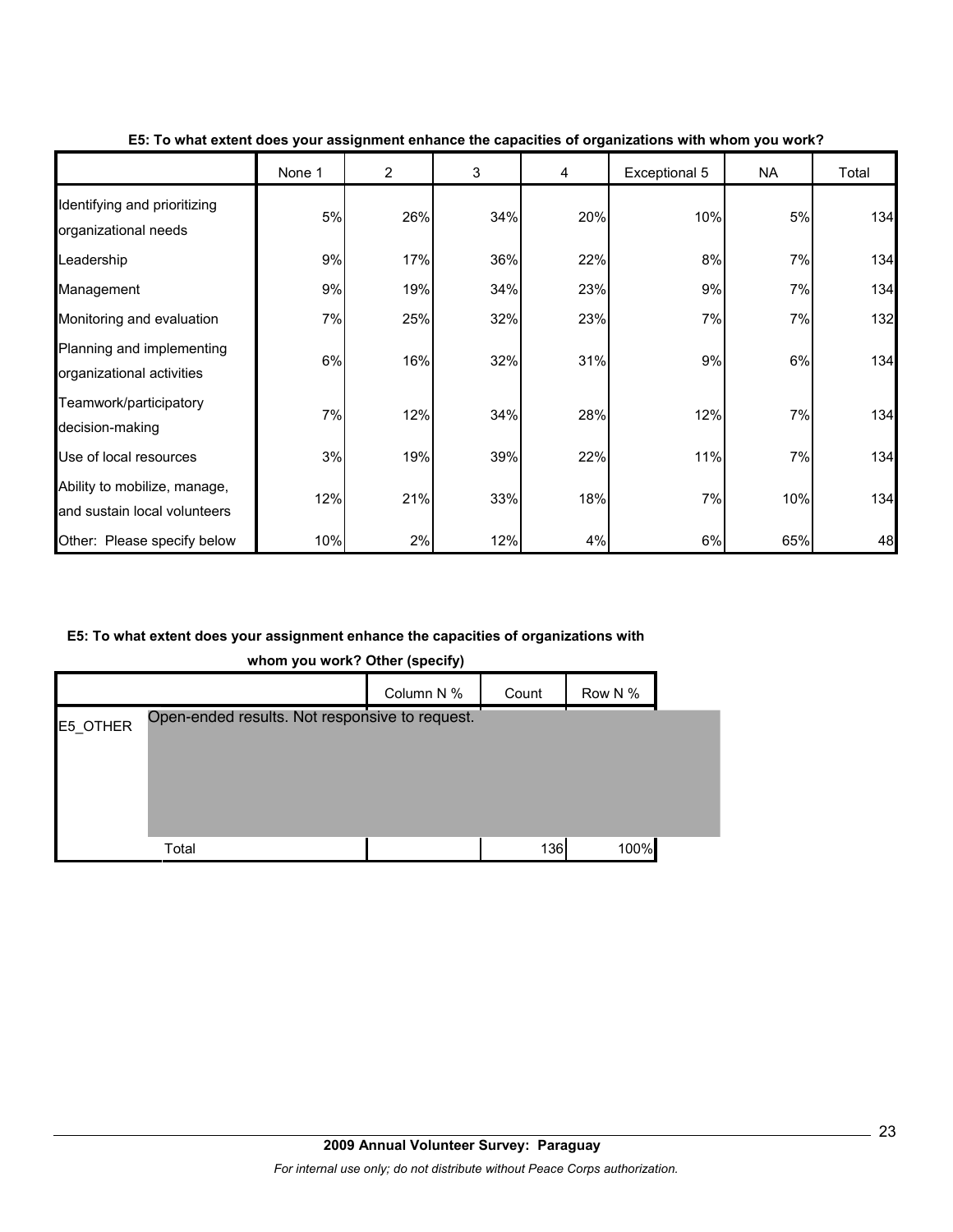**E5: To what extent does your assignment enhance the capacities of organizations with whom you work?**

| | None 1 | 2 | 3 | 4 | Exceptional 5 | NA | Total |
|---|---|---|---|---|---|---|---|
| Identifying and prioritizing organizational needs | 5% | 26% | 34% | 20% | 10% | 5% | 134 |
| Leadership | 9% | 17% | 36% | 22% | 8% | 7% | 134 |
| Management | 9% | 19% | 34% | 23% | 9% | 7% | 134 |
| Monitoring and evaluation | 7% | 25% | 32% | 23% | 7% | 7% | 132 |
| Planning and implementing organizational activities | 6% | 16% | 32% | 31% | 9% | 6% | 134 |
| Teamwork/participatory decision-making | 7% | 12% | 34% | 28% | 12% | 7% | 134 |
| Use of local resources | 3% | 19% | 39% | 22% | 11% | 7% | 134 |
| Ability to mobilize, manage, and sustain local volunteers | 12% | 21% | 33% | 18% | 7% | 10% | 134 |
| Other: Please specify below | 10% | 2% | 12% | 4% | 6% | 65% | 48 |

**E5: To what extent does your assignment enhance the capacities of organizations with whom you work? Other (specify)**

| | | Column N % | Count | Row N % |
|---|---|---|---|---|
| E5_OTHER | Open-ended results. Not responsive to request. | | | |
| | Total | | 136 | 100% |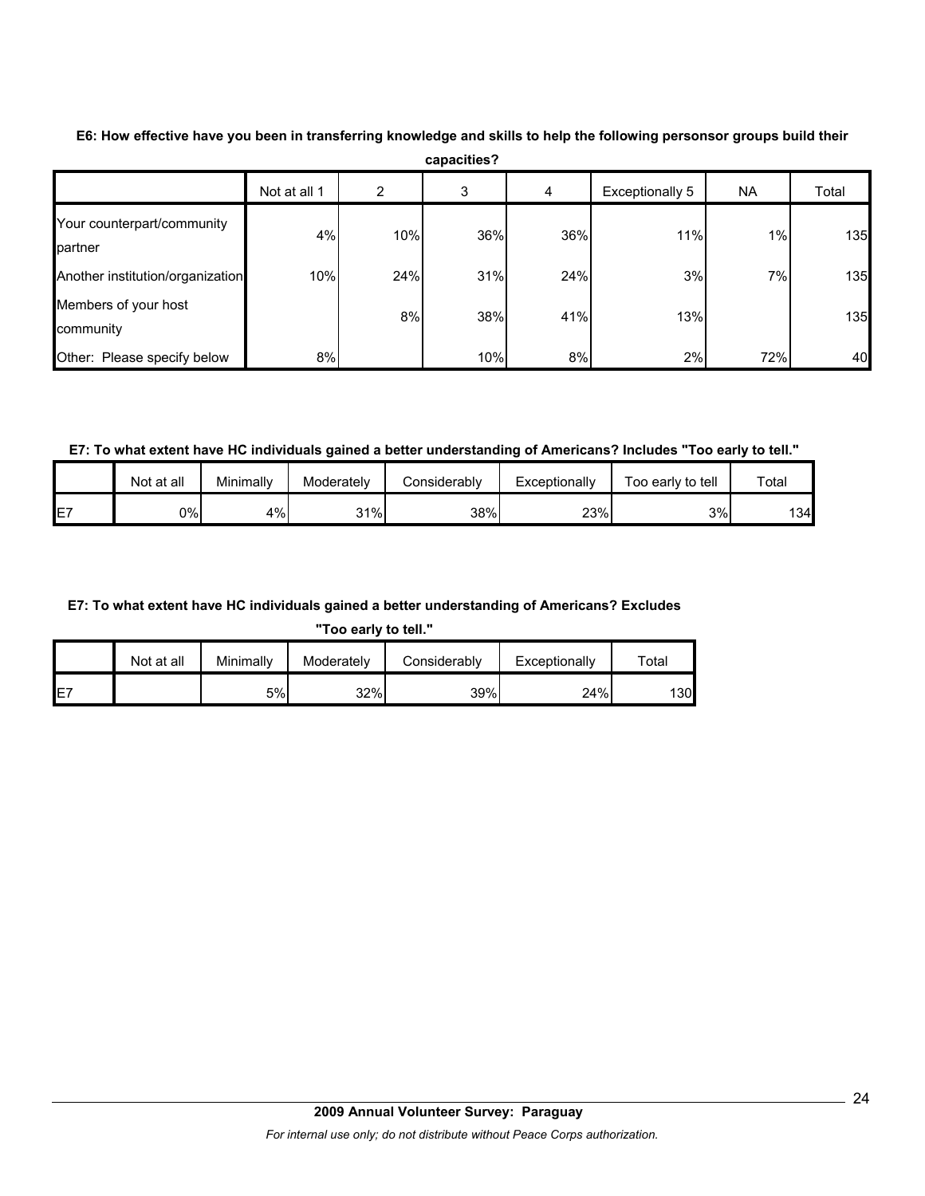**E6: How effective have you been in transferring knowledge and skills to help the following personsor groups build their capacities?**

| | Not at all 1 | 2 | 3 | 4 | Exceptionally 5 | NA | Total |
|---|---|---|---|---|---|---|---|
| Your counterpart/community partner | 4% | 10% | 36% | 36% | 11% | 1% | 135 |
| Another institution/organization | 10% | 24% | 31% | 24% | 3% | 7% | 135 |
| Members of your host community | | 8% | 38% | 41% | 13% | | 135 |
| Other: Please specify below | 8% | | 10% | 8% | 2% | 72% | 40 |

**E7: To what extent have HC individuals gained a better understanding of Americans? Includes "Too early to tell."**

| | Not at all | Minimally | Moderately | Considerably | Exceptionally | Too early to tell | Total |
|---|---|---|---|---|---|---|---|
| E7 | 0% | 4% | 31% | 38% | 23% | 3% | 134 |

**E7: To what extent have HC individuals gained a better understanding of Americans? Excludes "Too early to tell."**

| | Not at all | Minimally | Moderately | Considerably | Exceptionally | Total |
|---|---|---|---|---|---|---|
| E7 | | 5% | 32% | 39% | 24% | 130 |

**2009 Annual Volunteer Survey: Paraguay**

*For internal use only; do not distribute without Peace Corps authorization.*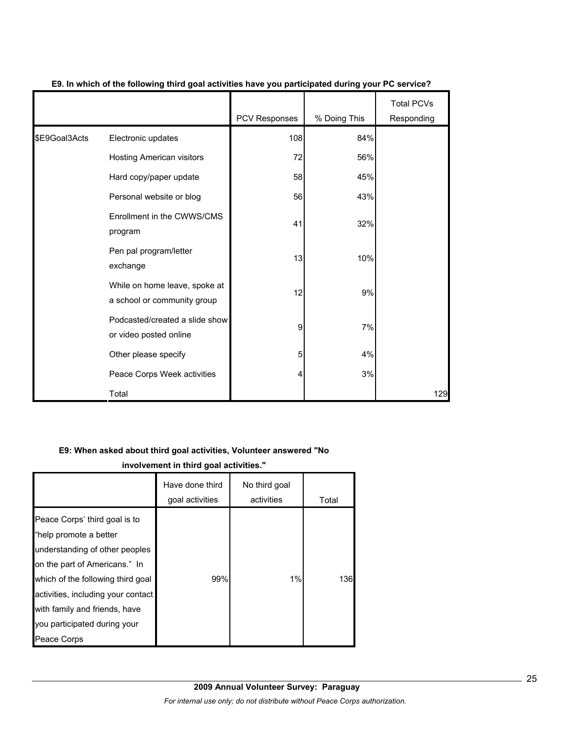**E9. In which of the following third goal activities have you participated during your PC service?**

| | | PCV Responses | % Doing This | Total PCVs Responding |
|---|---|---|---|---|
| $E9Goal3Acts | Electronic updates | 108 | 84% | |
| | Hosting American visitors | 72 | 56% | |
| | Hard copy/paper update | 58 | 45% | |
| | Personal website or blog | 56 | 43% | |
| | Enrollment in the CWWS/CMS program | 41 | 32% | |
| | Pen pal program/letter exchange | 13 | 10% | |
| | While on home leave, spoke at a school or community group | 12 | 9% | |
| | Podcasted/created a slide show or video posted online | 9 | 7% | |
| | Other please specify | 5 | 4% | |
| | Peace Corps Week activities | 4 | 3% | |
| | Total | | | 129 |

**E9: When asked about third goal activities, Volunteer answered "No involvement in third goal activities."**

| | Have done third goal activities | No third goal activities | Total |
|---|---|---|---|
| Peace Corps' third goal is to "help promote a better understanding of other peoples on the part of Americans." In which of the following third goal activities, including your contact with family and friends, have you participated during your Peace Corps | 99% | 1% | 136 |

**2009 Annual Volunteer Survey: Paraguay**

*For internal use only; do not distribute without Peace Corps authorization.*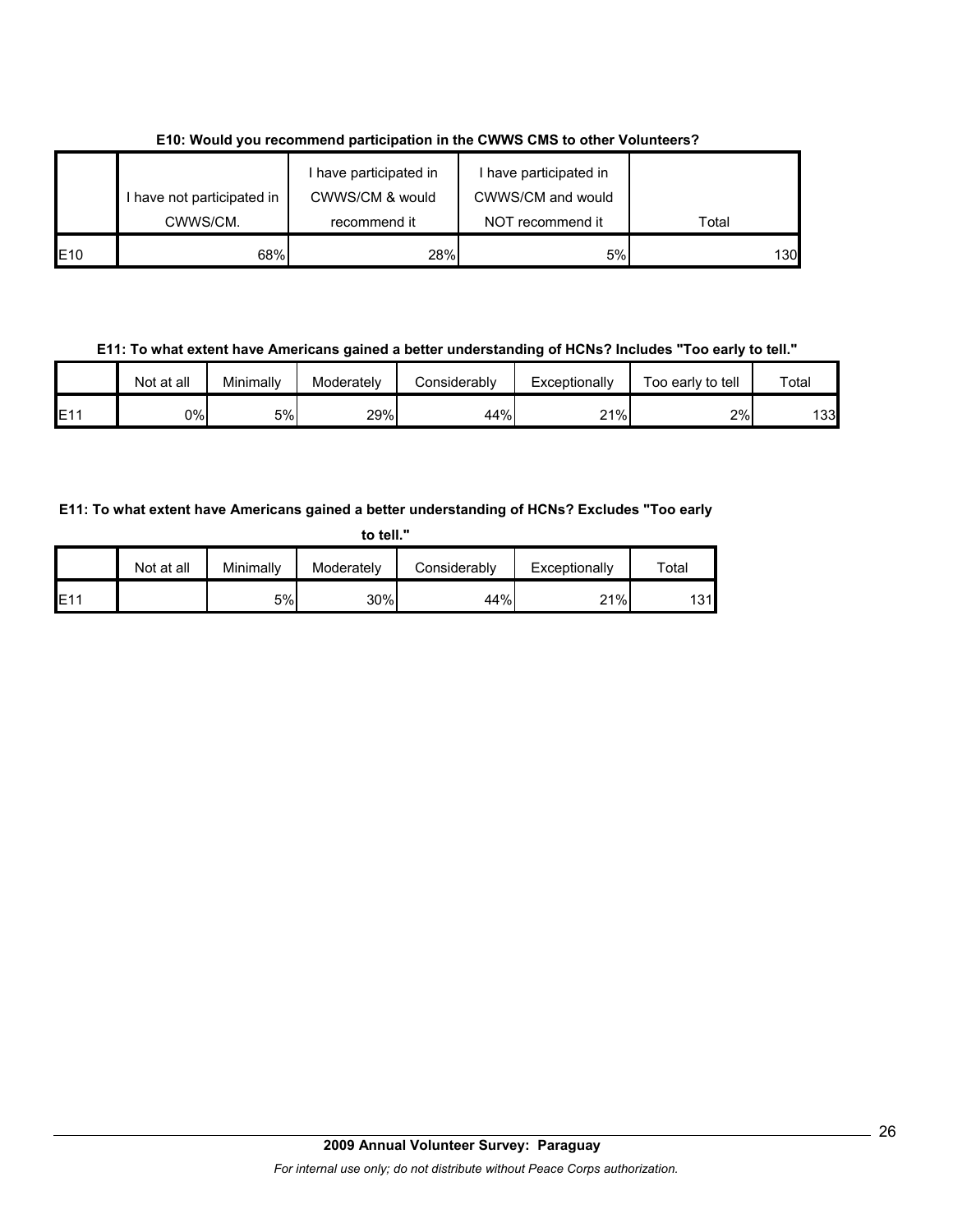**E10: Would you recommend participation in the CWWS CMS to other Volunteers?**

| | I have not participated in CWWS/CM. | I have participated in CWWS/CM & would recommend it | I have participated in CWWS/CM and would NOT recommend it | Total |
|---|---|---|---|---|
| E10 | 68% | 28% | 5% | 130 |

**E11: To what extent have Americans gained a better understanding of HCNs? Includes "Too early to tell."**

| | Not at all | Minimally | Moderately | Considerably | Exceptionally | Too early to tell | Total |
|---|---|---|---|---|---|---|---|
| E11 | 0% | 5% | 29% | 44% | 21% | 2% | 133 |

**E11: To what extent have Americans gained a better understanding of HCNs? Excludes "Too early to tell."**

| | Not at all | Minimally | Moderately | Considerably | Exceptionally | Total |
|---|---|---|---|---|---|---|
| E11 | | 5% | 30% | 44% | 21% | 131 |

**2009 Annual Volunteer Survey: Paraguay**

*For internal use only; do not distribute without Peace Corps authorization.*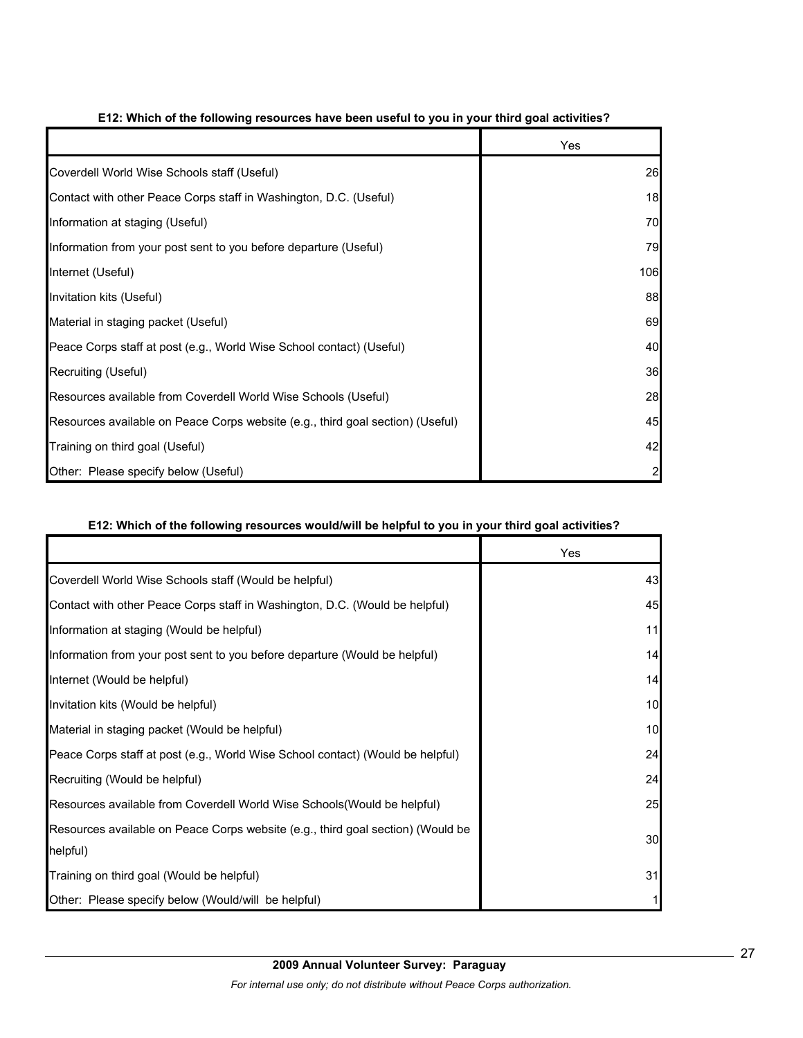**E12: Which of the following resources have been useful to you in your third goal activities?**

| | Yes |
|---|---|
| Coverdell World Wise Schools staff (Useful) | 26 |
| Contact with other Peace Corps staff in Washington, D.C. (Useful) | 18 |
| Information at staging (Useful) | 70 |
| Information from your post sent to you before departure (Useful) | 79 |
| Internet (Useful) | 106 |
| Invitation kits (Useful) | 88 |
| Material in staging packet (Useful) | 69 |
| Peace Corps staff at post (e.g., World Wise School contact) (Useful) | 40 |
| Recruiting (Useful) | 36 |
| Resources available from Coverdell World Wise Schools (Useful) | 28 |
| Resources available on Peace Corps website (e.g., third goal section) (Useful) | 45 |
| Training on third goal (Useful) | 42 |
| Other: Please specify below (Useful) | 2 |

**E12: Which of the following resources would/will be helpful to you in your third goal activities?**

| | Yes |
|---|---|
| Coverdell World Wise Schools staff (Would be helpful) | 43 |
| Contact with other Peace Corps staff in Washington, D.C. (Would be helpful) | 45 |
| Information at staging (Would be helpful) | 11 |
| Information from your post sent to you before departure (Would be helpful) | 14 |
| Internet (Would be helpful) | 14 |
| Invitation kits (Would be helpful) | 10 |
| Material in staging packet (Would be helpful) | 10 |
| Peace Corps staff at post (e.g., World Wise School contact) (Would be helpful) | 24 |
| Recruiting (Would be helpful) | 24 |
| Resources available from Coverdell World Wise Schools(Would be helpful) | 25 |
| Resources available on Peace Corps website (e.g., third goal section) (Would be helpful) | 30 |
| Training on third goal (Would be helpful) | 31 |
| Other: Please specify below (Would/will be helpful) | 1 |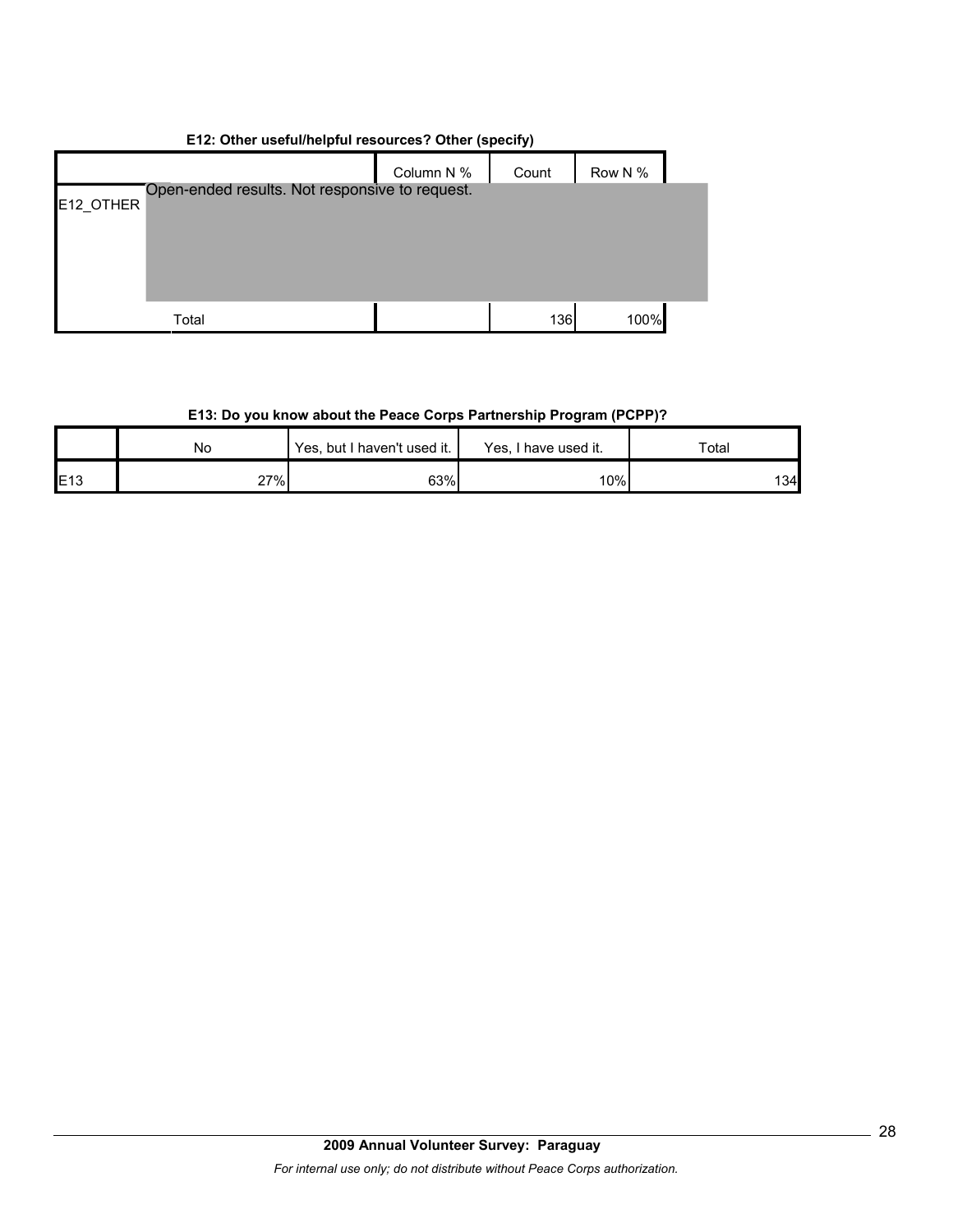**E12: Other useful/helpful resources? Other (specify)**

| | | Column N % | Count | Row N % |
|---|---|---|---|---|
| E12_OTHER | Open-ended results. Not responsive to request. | | | |
| | Total | | 136 | 100% |

**E13: Do you know about the Peace Corps Partnership Program (PCPP)?**

| | No | Yes, but I haven't used it. | Yes, I have used it. | Total |
|---|---|---|---|---|
| E13 | 27% | 63% | 10% | 134 |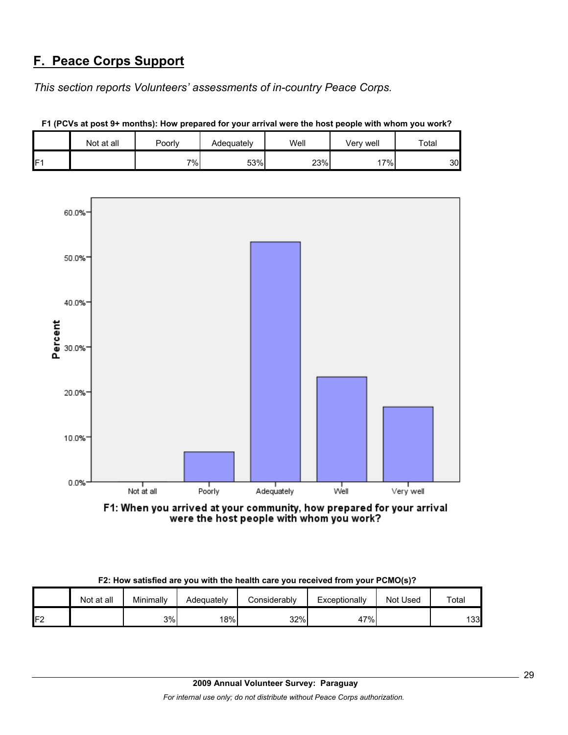## F. Peace Corps Support

*This section reports Volunteers' assessments of in-country Peace Corps.*

**F1 (PCVs at post 9+ months): How prepared for your arrival were the host people with whom you work?**

| | Not at all | Poorly | Adequately | Well | Very well | Total |
|---|---|---|---|---|---|---|
| F1 | | 7% | 53% | 23% | 17% | 30 |

F1: When you arrived at your community, how prepared for your arrival were the host people with whom you work?

**F2: How satisfied are you with the health care you received from your PCMO(s)?**

| | Not at all | Minimally | Adequately | Considerably | Exceptionally | Not Used | Total |
|---|---|---|---|---|---|---|---|
| F2 | | 3% | 18% | 32% | 47% | | 133 |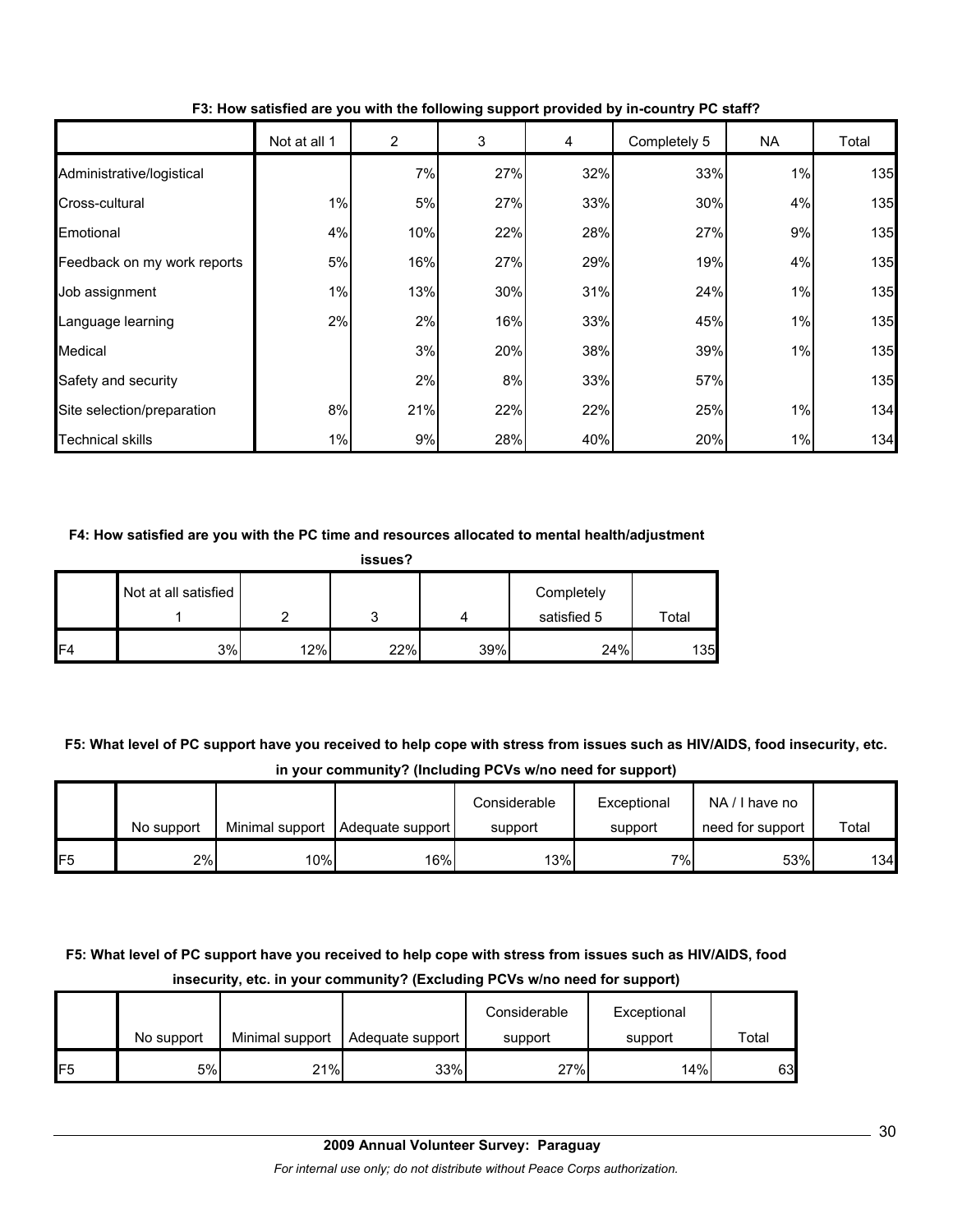**F3: How satisfied are you with the following support provided by in-country PC staff?**

| | Not at all 1 | 2 | 3 | 4 | Completely 5 | NA | Total |
|---|---|---|---|---|---|---|---|
| Administrative/logistical | | 7% | 27% | 32% | 33% | 1% | 135 |
| Cross-cultural | 1% | 5% | 27% | 33% | 30% | 4% | 135 |
| Emotional | 4% | 10% | 22% | 28% | 27% | 9% | 135 |
| Feedback on my work reports | 5% | 16% | 27% | 29% | 19% | 4% | 135 |
| Job assignment | 1% | 13% | 30% | 31% | 24% | 1% | 135 |
| Language learning | 2% | 2% | 16% | 33% | 45% | 1% | 135 |
| Medical | | 3% | 20% | 38% | 39% | 1% | 135 |
| Safety and security | | 2% | 8% | 33% | 57% | | 135 |
| Site selection/preparation | 8% | 21% | 22% | 22% | 25% | 1% | 134 |
| Technical skills | 1% | 9% | 28% | 40% | 20% | 1% | 134 |

**F4: How satisfied are you with the PC time and resources allocated to mental health/adjustment issues?**

| | Not at all satisfied 1 | 2 | 3 | 4 | Completely satisfied 5 | Total |
|---|---|---|---|---|---|---|
| F4 | 3% | 12% | 22% | 39% | 24% | 135 |

**F5: What level of PC support have you received to help cope with stress from issues such as HIV/AIDS, food insecurity, etc. in your community? (Including PCVs w/no need for support)**

| | No support | Minimal support | Adequate support | Considerable support | Exceptional support | NA / I have no need for support | Total |
|---|---|---|---|---|---|---|---|
| F5 | 2% | 10% | 16% | 13% | 7% | 53% | 134 |

**F5: What level of PC support have you received to help cope with stress from issues such as HIV/AIDS, food insecurity, etc. in your community? (Excluding PCVs w/no need for support)**

| | No support | Minimal support | Adequate support | Considerable support | Exceptional support | Total |
|---|---|---|---|---|---|---|
| F5 | 5% | 21% | 33% | 27% | 14% | 63 |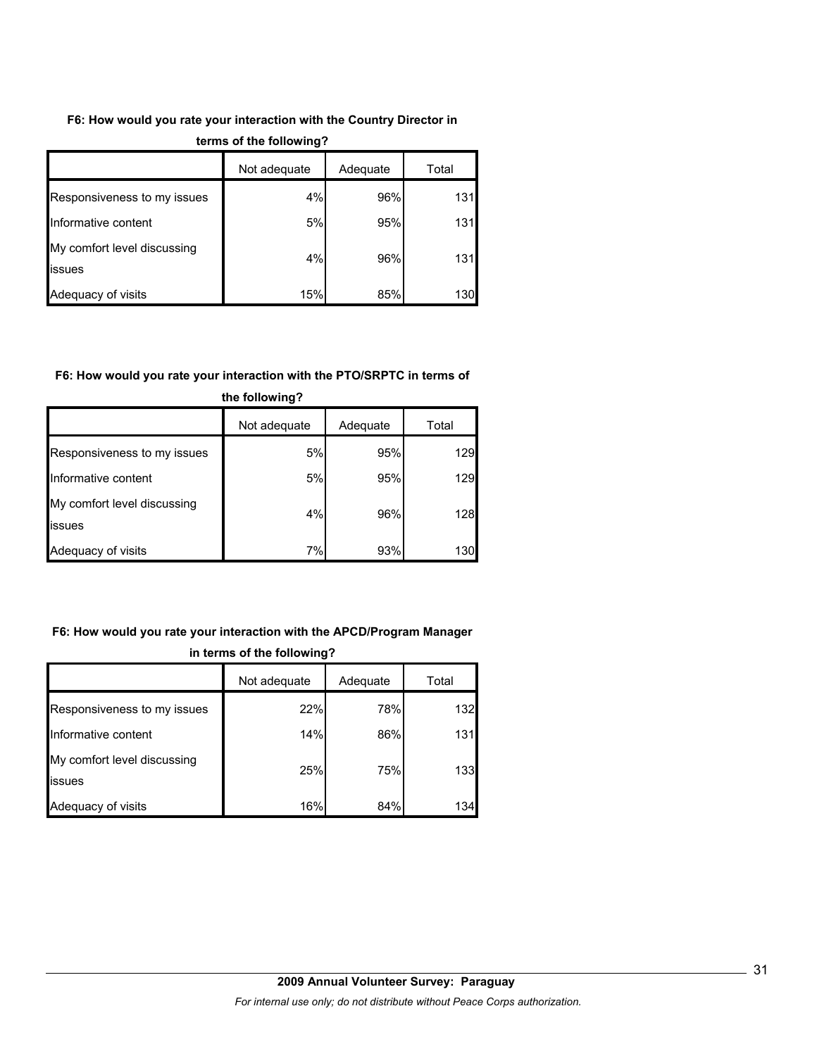**F6: How would you rate your interaction with the Country Director in terms of the following?**

| | Not adequate | Adequate | Total |
|---|---|---|---|
| Responsiveness to my issues | 4% | 96% | 131 |
| Informative content | 5% | 95% | 131 |
| My comfort level discussing issues | 4% | 96% | 131 |
| Adequacy of visits | 15% | 85% | 130 |

**F6: How would you rate your interaction with the PTO/SRPTC in terms of the following?**

| | Not adequate | Adequate | Total |
|---|---|---|---|
| Responsiveness to my issues | 5% | 95% | 129 |
| Informative content | 5% | 95% | 129 |
| My comfort level discussing issues | 4% | 96% | 128 |
| Adequacy of visits | 7% | 93% | 130 |

**F6: How would you rate your interaction with the APCD/Program Manager in terms of the following?**

| | Not adequate | Adequate | Total |
|---|---|---|---|
| Responsiveness to my issues | 22% | 78% | 132 |
| Informative content | 14% | 86% | 131 |
| My comfort level discussing issues | 25% | 75% | 133 |
| Adequacy of visits | 16% | 84% | 134 |

**2009 Annual Volunteer Survey: Paraguay**

*For internal use only; do not distribute without Peace Corps authorization.*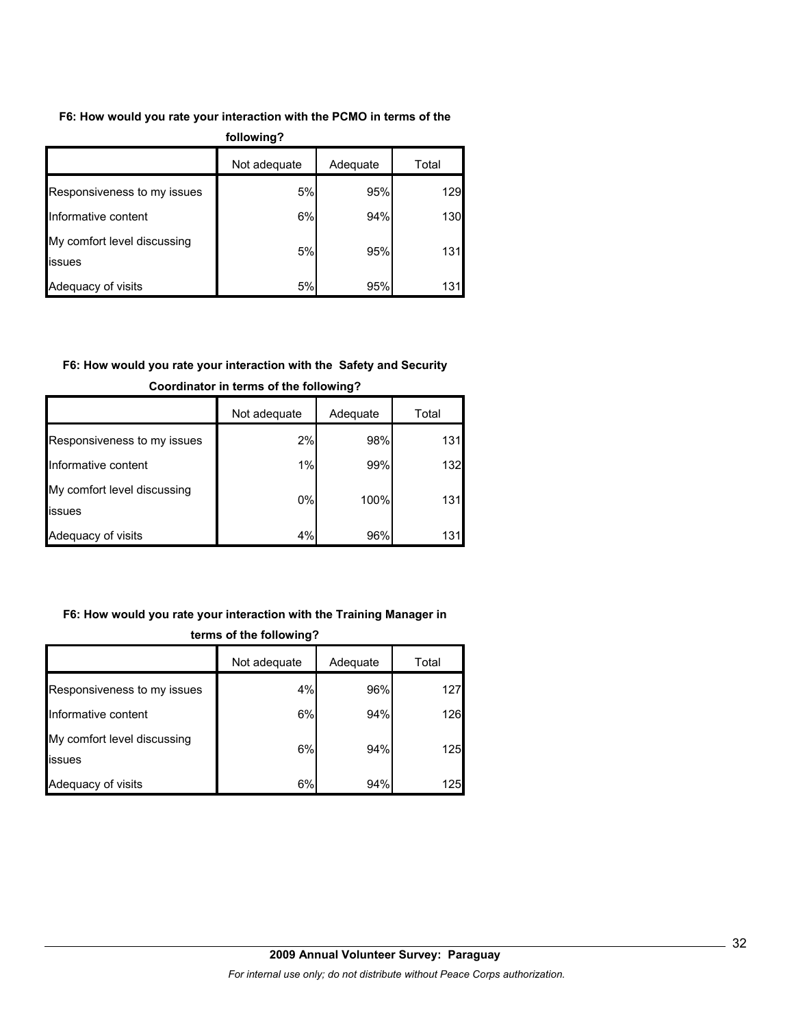**F6: How would you rate your interaction with the PCMO in terms of the following?**

| | Not adequate | Adequate | Total |
|---|---|---|---|
| Responsiveness to my issues | 5% | 95% | 129 |
| Informative content | 6% | 94% | 130 |
| My comfort level discussing issues | 5% | 95% | 131 |
| Adequacy of visits | 5% | 95% | 131 |

**F6: How would you rate your interaction with the Safety and Security Coordinator in terms of the following?**

| | Not adequate | Adequate | Total |
|---|---|---|---|
| Responsiveness to my issues | 2% | 98% | 131 |
| Informative content | 1% | 99% | 132 |
| My comfort level discussing issues | 0% | 100% | 131 |
| Adequacy of visits | 4% | 96% | 131 |

**F6: How would you rate your interaction with the Training Manager in terms of the following?**

| | Not adequate | Adequate | Total |
|---|---|---|---|
| Responsiveness to my issues | 4% | 96% | 127 |
| Informative content | 6% | 94% | 126 |
| My comfort level discussing issues | 6% | 94% | 125 |
| Adequacy of visits | 6% | 94% | 125 |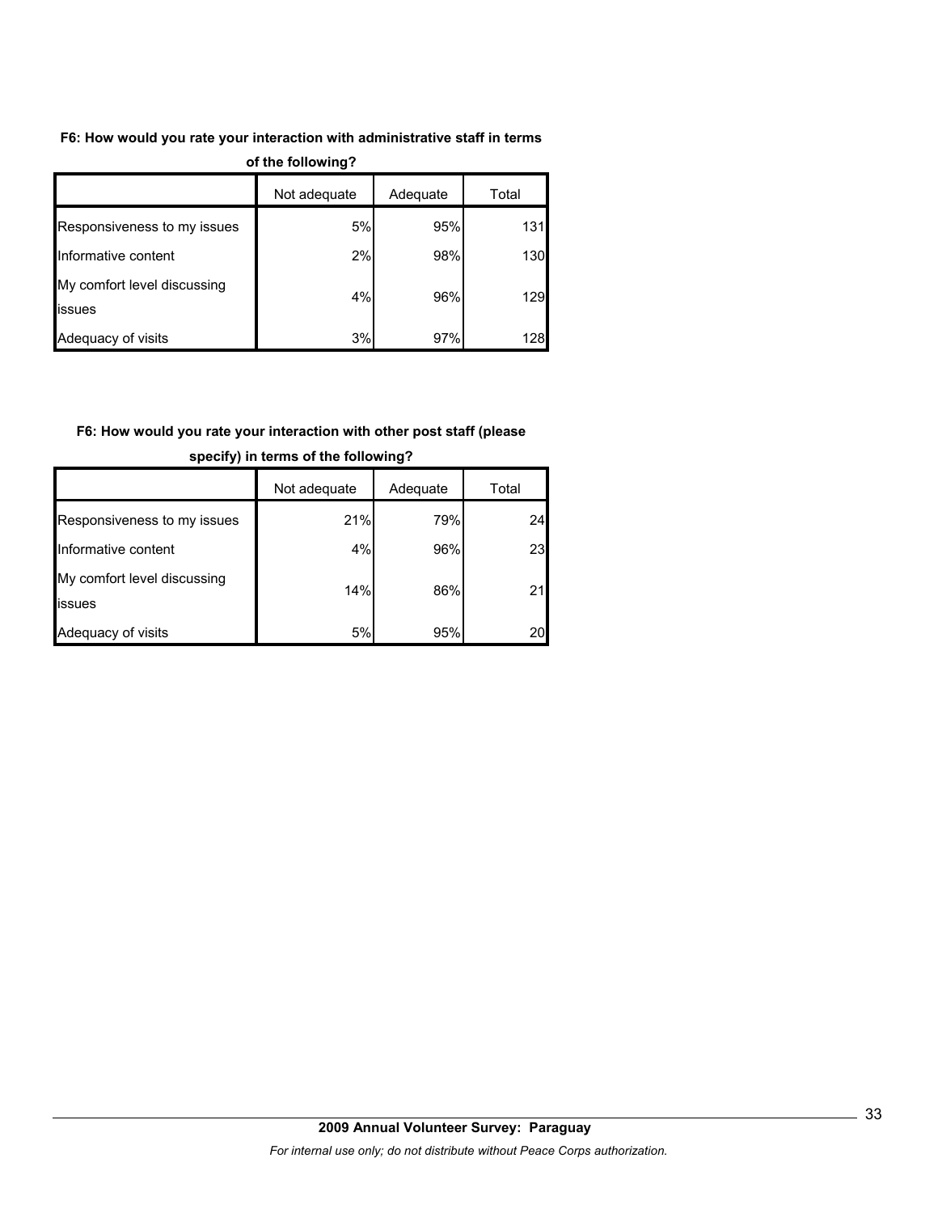**F6: How would you rate your interaction with administrative staff in terms of the following?**

| | Not adequate | Adequate | Total |
|---|---|---|---|
| Responsiveness to my issues | 5% | 95% | 131 |
| Informative content | 2% | 98% | 130 |
| My comfort level discussing issues | 4% | 96% | 129 |
| Adequacy of visits | 3% | 97% | 128 |

**F6: How would you rate your interaction with other post staff (please specify) in terms of the following?**

| | Not adequate | Adequate | Total |
|---|---|---|---|
| Responsiveness to my issues | 21% | 79% | 24 |
| Informative content | 4% | 96% | 23 |
| My comfort level discussing issues | 14% | 86% | 21 |
| Adequacy of visits | 5% | 95% | 20 |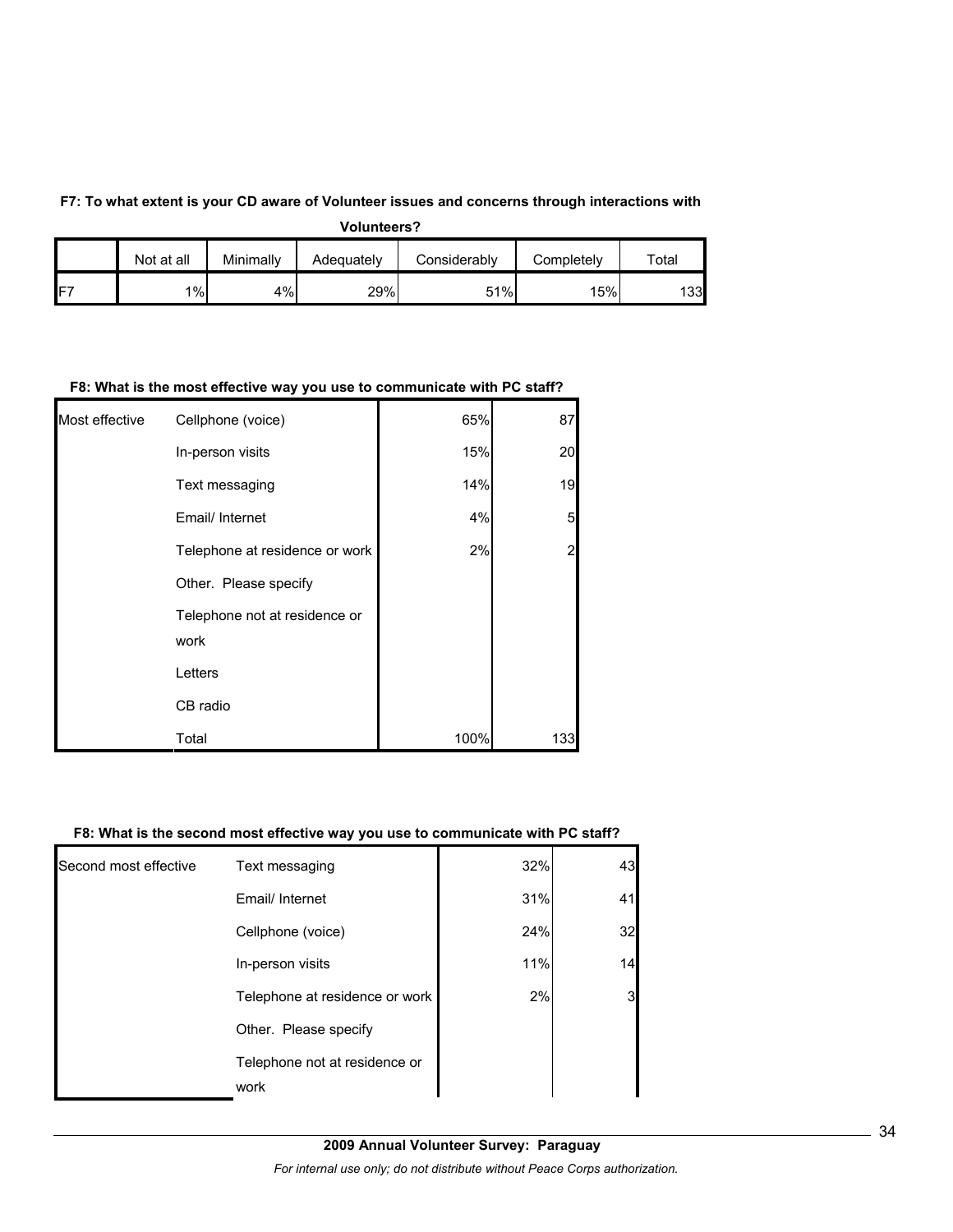**F7: To what extent is your CD aware of Volunteer issues and concerns through interactions with Volunteers?**

| | Not at all | Minimally | Adequately | Considerably | Completely | Total |
|---|---|---|---|---|---|---|
| F7 | 1% | 4% | 29% | 51% | 15% | 133 |

**F8: What is the most effective way you use to communicate with PC staff?**

| | | | |
|---|---|---|---|
| Most effective | Cellphone (voice) | 65% | 87 |
| | In-person visits | 15% | 20 |
| | Text messaging | 14% | 19 |
| | Email/ Internet | 4% | 5 |
| | Telephone at residence or work | 2% | 2 |
| | Other. Please specify | | |
| | Telephone not at residence or work | | |
| | Letters | | |
| | CB radio | | |
| | Total | 100% | 133 |

**F8: What is the second most effective way you use to communicate with PC staff?**

| | | | |
|---|---|---|---|
| Second most effective | Text messaging | 32% | 43 |
| | Email/ Internet | 31% | 41 |
| | Cellphone (voice) | 24% | 32 |
| | In-person visits | 11% | 14 |
| | Telephone at residence or work | 2% | 3 |
| | Other. Please specify | | |
| | Telephone not at residence or work | | |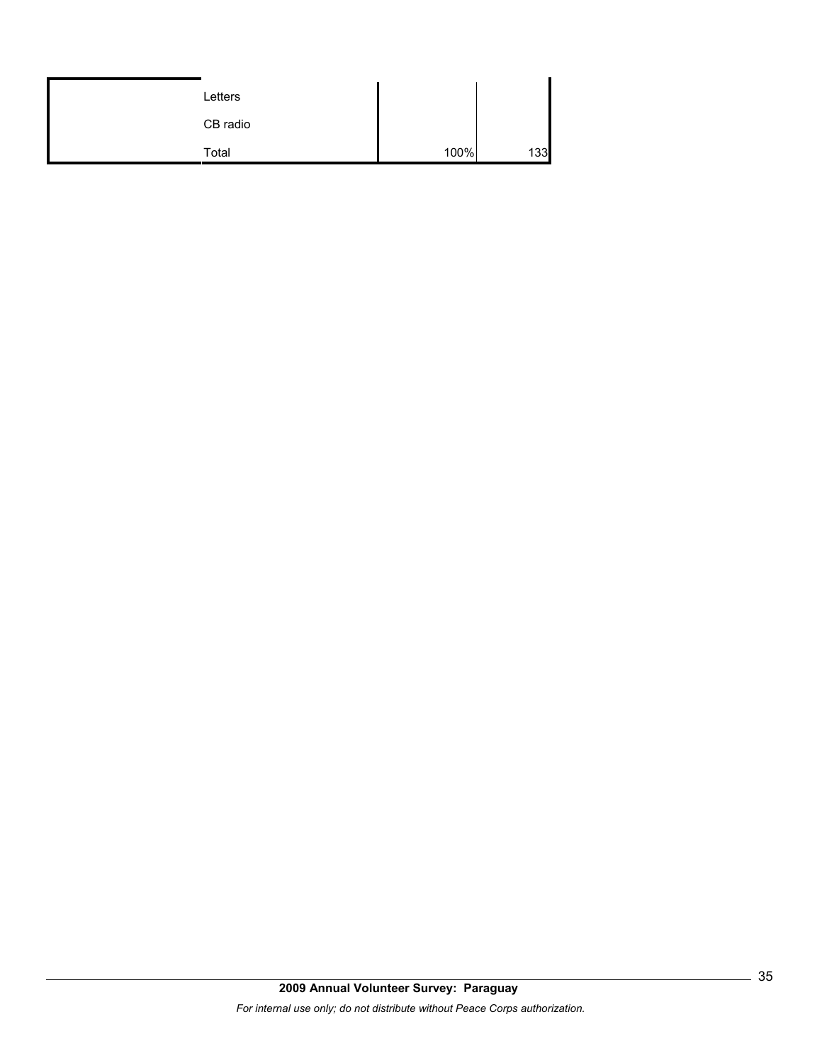| | | | |
|---|---|---|---|
| | Letters | | |
| | CB radio | | |
| | Total | 100% | 133 |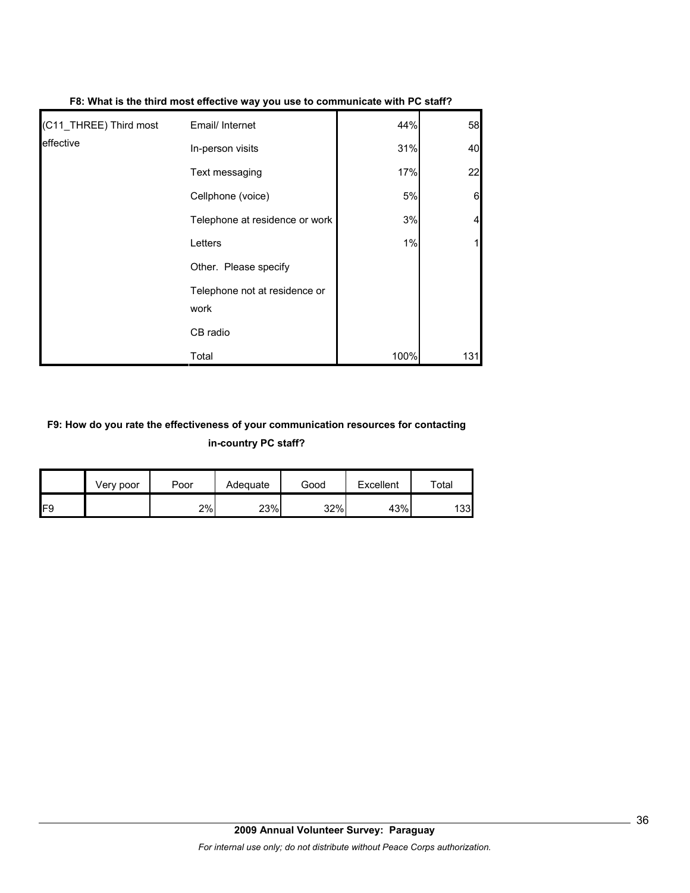**F8: What is the third most effective way you use to communicate with PC staff?**

| | | | |
|---|---|---|---|
| (C11_THREE) Third most effective | Email/ Internet | 44% | 58 |
| | In-person visits | 31% | 40 |
| | Text messaging | 17% | 22 |
| | Cellphone (voice) | 5% | 6 |
| | Telephone at residence or work | 3% | 4 |
| | Letters | 1% | 1 |
| | Other. Please specify | | |
| | Telephone not at residence or work | | |
| | CB radio | | |
| | Total | 100% | 131 |

**F9: How do you rate the effectiveness of your communication resources for contacting in-country PC staff?**

| | Very poor | Poor | Adequate | Good | Excellent | Total |
|---|---|---|---|---|---|---|
| F9 | | 2% | 23% | 32% | 43% | 133 |

**2009 Annual Volunteer Survey: Paraguay**

*For internal use only; do not distribute without Peace Corps authorization.*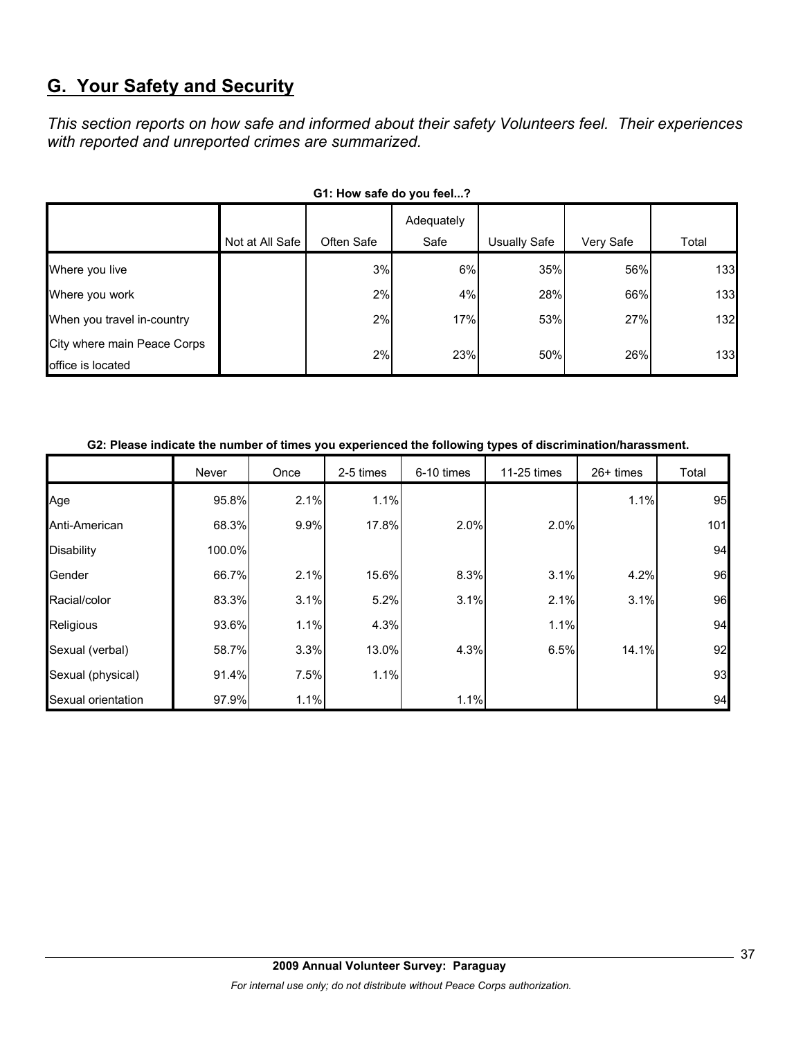## G. Your Safety and Security

*This section reports on how safe and informed about their safety Volunteers feel. Their experiences with reported and unreported crimes are summarized.*

**G1: How safe do you feel...?**

| | Not at All Safe | Often Safe | Adequately Safe | Usually Safe | Very Safe | Total |
|---|---|---|---|---|---|---|
| Where you live | | 3% | 6% | 35% | 56% | 133 |
| Where you work | | 2% | 4% | 28% | 66% | 133 |
| When you travel in-country | | 2% | 17% | 53% | 27% | 132 |
| City where main Peace Corps office is located | | 2% | 23% | 50% | 26% | 133 |

**G2: Please indicate the number of times you experienced the following types of discrimination/harassment.**

| | Never | Once | 2-5 times | 6-10 times | 11-25 times | 26+ times | Total |
|---|---|---|---|---|---|---|---|
| Age | 95.8% | 2.1% | 1.1% | | | 1.1% | 95 |
| Anti-American | 68.3% | 9.9% | 17.8% | 2.0% | 2.0% | | 101 |
| Disability | 100.0% | | | | | | 94 |
| Gender | 66.7% | 2.1% | 15.6% | 8.3% | 3.1% | 4.2% | 96 |
| Racial/color | 83.3% | 3.1% | 5.2% | 3.1% | 2.1% | 3.1% | 96 |
| Religious | 93.6% | 1.1% | 4.3% | | 1.1% | | 94 |
| Sexual (verbal) | 58.7% | 3.3% | 13.0% | 4.3% | 6.5% | 14.1% | 92 |
| Sexual (physical) | 91.4% | 7.5% | 1.1% | | | | 93 |
| Sexual orientation | 97.9% | 1.1% | | 1.1% | | | 94 |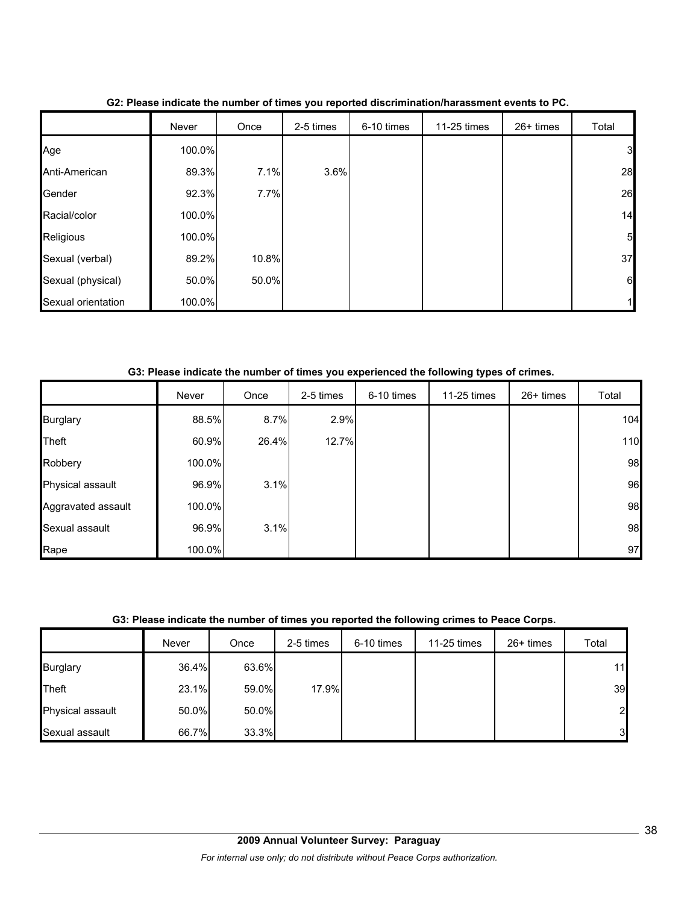**G2: Please indicate the number of times you reported discrimination/harassment events to PC.**

| | Never | Once | 2-5 times | 6-10 times | 11-25 times | 26+ times | Total |
|---|---|---|---|---|---|---|---|
| Age | 100.0% | | | | | | 3 |
| Anti-American | 89.3% | 7.1% | 3.6% | | | | 28 |
| Gender | 92.3% | 7.7% | | | | | 26 |
| Racial/color | 100.0% | | | | | | 14 |
| Religious | 100.0% | | | | | | 5 |
| Sexual (verbal) | 89.2% | 10.8% | | | | | 37 |
| Sexual (physical) | 50.0% | 50.0% | | | | | 6 |
| Sexual orientation | 100.0% | | | | | | 1 |

**G3: Please indicate the number of times you experienced the following types of crimes.**

| | Never | Once | 2-5 times | 6-10 times | 11-25 times | 26+ times | Total |
|---|---|---|---|---|---|---|---|
| Burglary | 88.5% | 8.7% | 2.9% | | | | 104 |
| Theft | 60.9% | 26.4% | 12.7% | | | | 110 |
| Robbery | 100.0% | | | | | | 98 |
| Physical assault | 96.9% | 3.1% | | | | | 96 |
| Aggravated assault | 100.0% | | | | | | 98 |
| Sexual assault | 96.9% | 3.1% | | | | | 98 |
| Rape | 100.0% | | | | | | 97 |

**G3: Please indicate the number of times you reported the following crimes to Peace Corps.**

| | Never | Once | 2-5 times | 6-10 times | 11-25 times | 26+ times | Total |
|---|---|---|---|---|---|---|---|
| Burglary | 36.4% | 63.6% | | | | | 11 |
| Theft | 23.1% | 59.0% | 17.9% | | | | 39 |
| Physical assault | 50.0% | 50.0% | | | | | 2 |
| Sexual assault | 66.7% | 33.3% | | | | | 3 |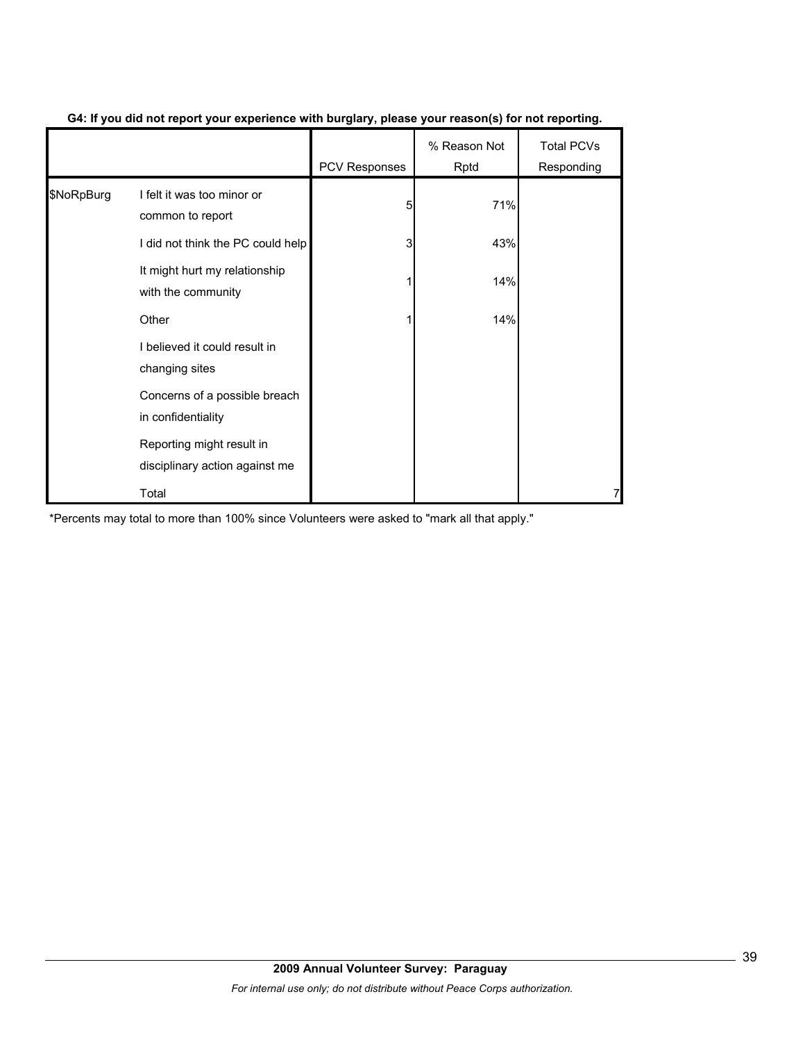**G4: If you did not report your experience with burglary, please your reason(s) for not reporting.**

| | | PCV Responses | % Reason Not Rptd | Total PCVs Responding |
|---|---|---|---|---|
| $NoRpBurg | I felt it was too minor or common to report | 5 | 71% | |
| | I did not think the PC could help | 3 | 43% | |
| | It might hurt my relationship with the community | 1 | 14% | |
| | Other | 1 | 14% | |
| | I believed it could result in changing sites | | | |
| | Concerns of a possible breach in confidentiality | | | |
| | Reporting might result in disciplinary action against me | | | |
| | Total | | | 7 |

*Percents may total to more than 100% since Volunteers were asked to "mark all that apply."

**2009 Annual Volunteer Survey: Paraguay**

*For internal use only; do not distribute without Peace Corps authorization.*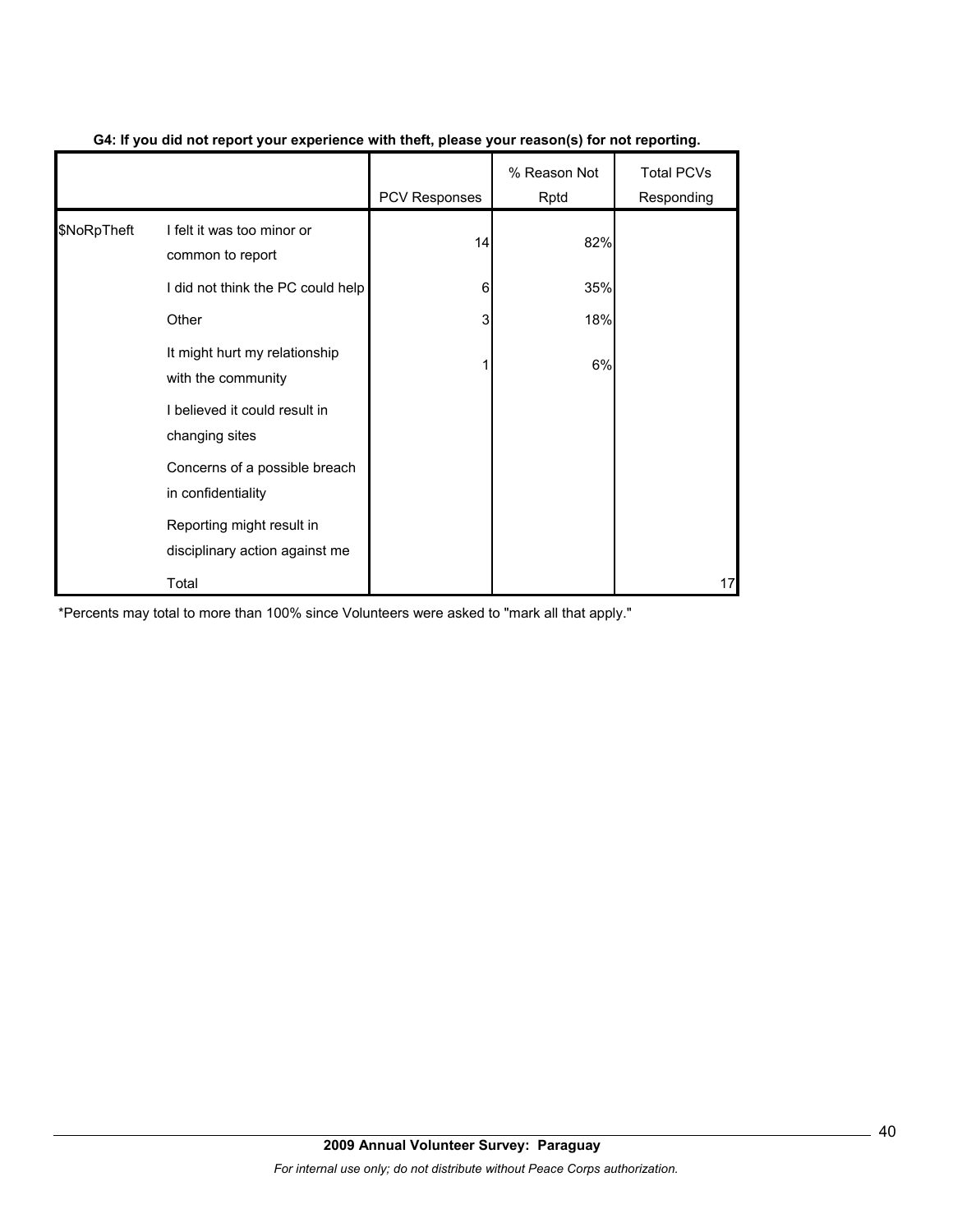**G4: If you did not report your experience with theft, please your reason(s) for not reporting.**

| | | PCV Responses | % Reason Not Rptd | Total PCVs Responding |
|---|---|---|---|---|
| $NoRpTheft | I felt it was too minor or common to report | 14 | 82% | |
| | I did not think the PC could help | 6 | 35% | |
| | Other | 3 | 18% | |
| | It might hurt my relationship with the community | 1 | 6% | |
| | I believed it could result in changing sites | | | |
| | Concerns of a possible breach in confidentiality | | | |
| | Reporting might result in disciplinary action against me | | | |
| | Total | | | 17 |

*Percents may total to more than 100% since Volunteers were asked to "mark all that apply."

**2009 Annual Volunteer Survey: Paraguay**

*For internal use only; do not distribute without Peace Corps authorization.*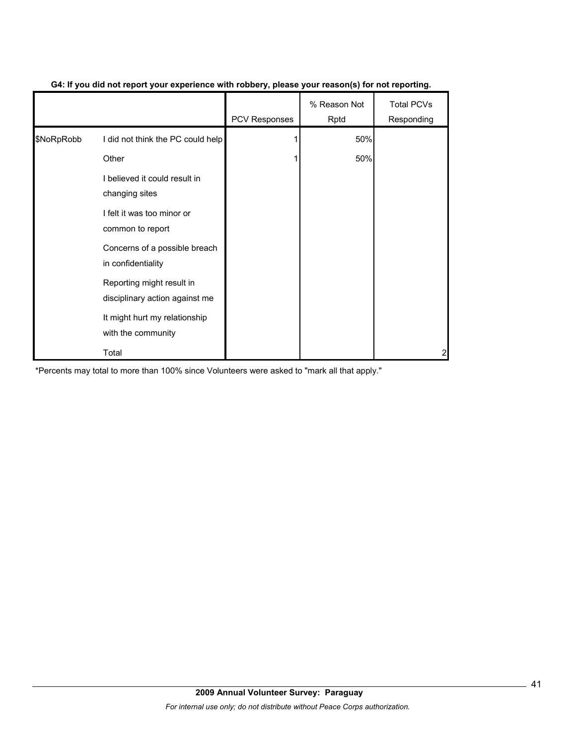**G4: If you did not report your experience with robbery, please your reason(s) for not reporting.**

| | | PCV Responses | % Reason Not Rptd | Total PCVs Responding |
|---|---|---|---|---|
| $NoRpRobb | I did not think the PC could help | 1 | 50% | |
| | Other | 1 | 50% | |
| | I believed it could result in changing sites | | | |
| | I felt it was too minor or common to report | | | |
| | Concerns of a possible breach in confidentiality | | | |
| | Reporting might result in disciplinary action against me | | | |
| | It might hurt my relationship with the community | | | |
| | Total | | | 2 |

*Percents may total to more than 100% since Volunteers were asked to "mark all that apply."

**2009 Annual Volunteer Survey: Paraguay**

*For internal use only; do not distribute without Peace Corps authorization.*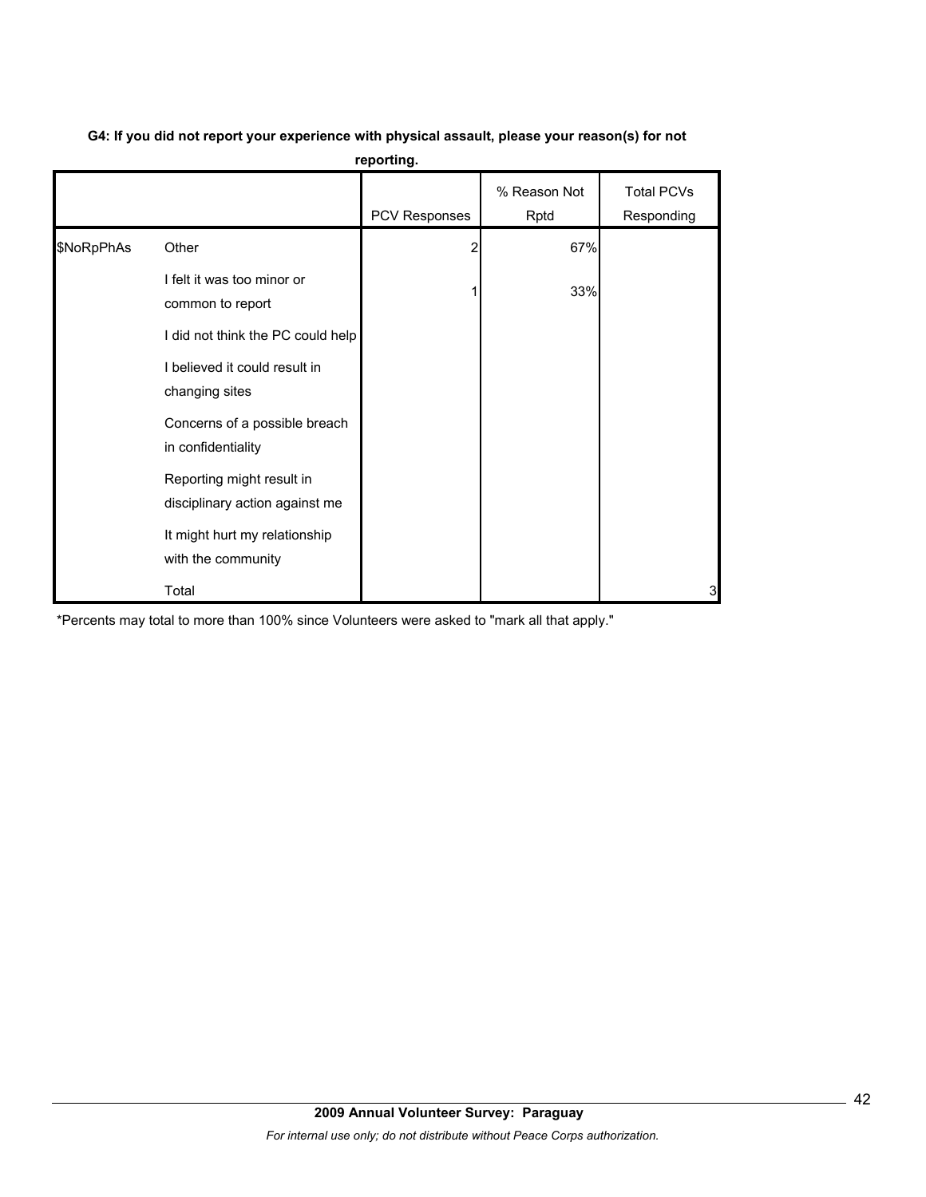**G4: If you did not report your experience with physical assault, please your reason(s) for not reporting.**

| | | PCV Responses | % Reason Not Rptd | Total PCVs Responding |
|---|---|---|---|---|
| $NoRpPhAs | Other | 2 | 67% | |
| | I felt it was too minor or common to report | 1 | 33% | |
| | I did not think the PC could help | | | |
| | I believed it could result in changing sites | | | |
| | Concerns of a possible breach in confidentiality | | | |
| | Reporting might result in disciplinary action against me | | | |
| | It might hurt my relationship with the community | | | |
| | Total | | | 3 |

*Percents may total to more than 100% since Volunteers were asked to "mark all that apply."

**2009 Annual Volunteer Survey: Paraguay**

*For internal use only; do not distribute without Peace Corps authorization.*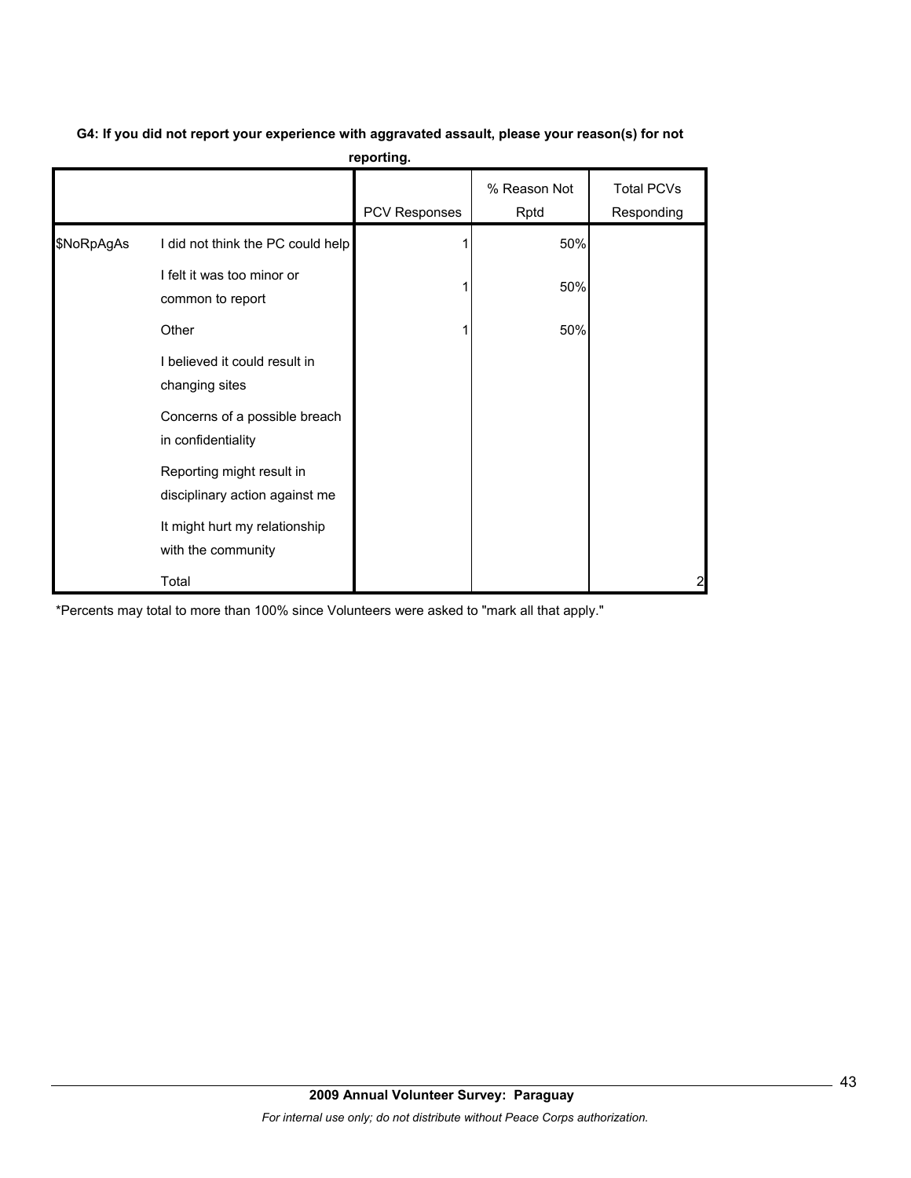**G4: If you did not report your experience with aggravated assault, please your reason(s) for not reporting.**

| | | PCV Responses | % Reason Not Rptd | Total PCVs Responding |
|---|---|---|---|---|
| $NoRpAgAs | I did not think the PC could help | 1 | 50% | |
| | I felt it was too minor or common to report | 1 | 50% | |
| | Other | 1 | 50% | |
| | I believed it could result in changing sites | | | |
| | Concerns of a possible breach in confidentiality | | | |
| | Reporting might result in disciplinary action against me | | | |
| | It might hurt my relationship with the community | | | |
| | Total | | | 2 |

*Percents may total to more than 100% since Volunteers were asked to "mark all that apply."

**2009 Annual Volunteer Survey: Paraguay**

*For internal use only; do not distribute without Peace Corps authorization.*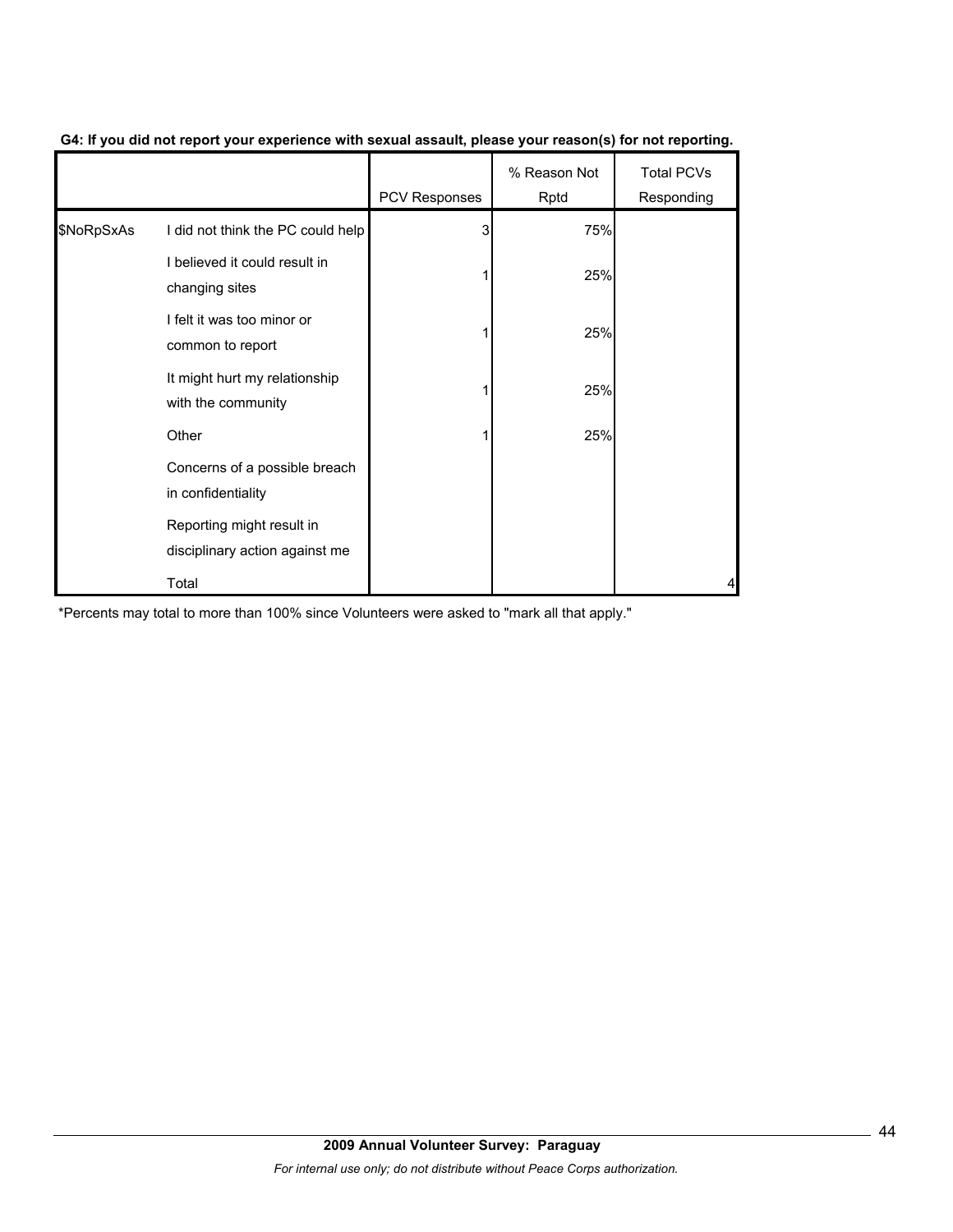**G4: If you did not report your experience with sexual assault, please your reason(s) for not reporting.**

| | | PCV Responses | % Reason Not Rptd | Total PCVs Responding |
|---|---|---|---|---|
| $NoRpSxAs | I did not think the PC could help | 3 | 75% | |
| | I believed it could result in changing sites | 1 | 25% | |
| | I felt it was too minor or common to report | 1 | 25% | |
| | It might hurt my relationship with the community | 1 | 25% | |
| | Other | 1 | 25% | |
| | Concerns of a possible breach in confidentiality | | | |
| | Reporting might result in disciplinary action against me | | | |
| | Total | | | 4 |

*Percents may total to more than 100% since Volunteers were asked to "mark all that apply."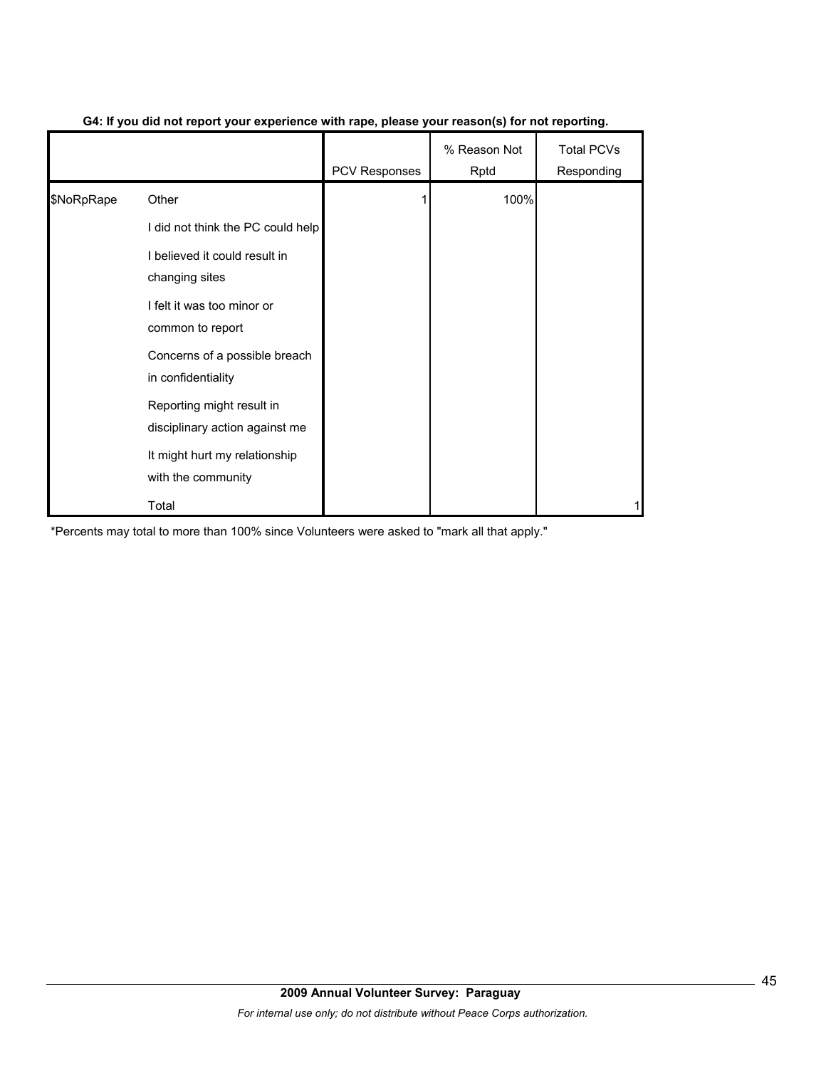**G4: If you did not report your experience with rape, please your reason(s) for not reporting.**

| | | PCV Responses | % Reason Not Rptd | Total PCVs Responding |
|---|---|---|---|---|
| $NoRpRape | Other | 1 | 100% | |
| | I did not think the PC could help | | | |
| | I believed it could result in changing sites | | | |
| | I felt it was too minor or common to report | | | |
| | Concerns of a possible breach in confidentiality | | | |
| | Reporting might result in disciplinary action against me | | | |
| | It might hurt my relationship with the community | | | |
| | Total | | | 1 |

*Percents may total to more than 100% since Volunteers were asked to "mark all that apply."

**2009 Annual Volunteer Survey: Paraguay**

*For internal use only; do not distribute without Peace Corps authorization.*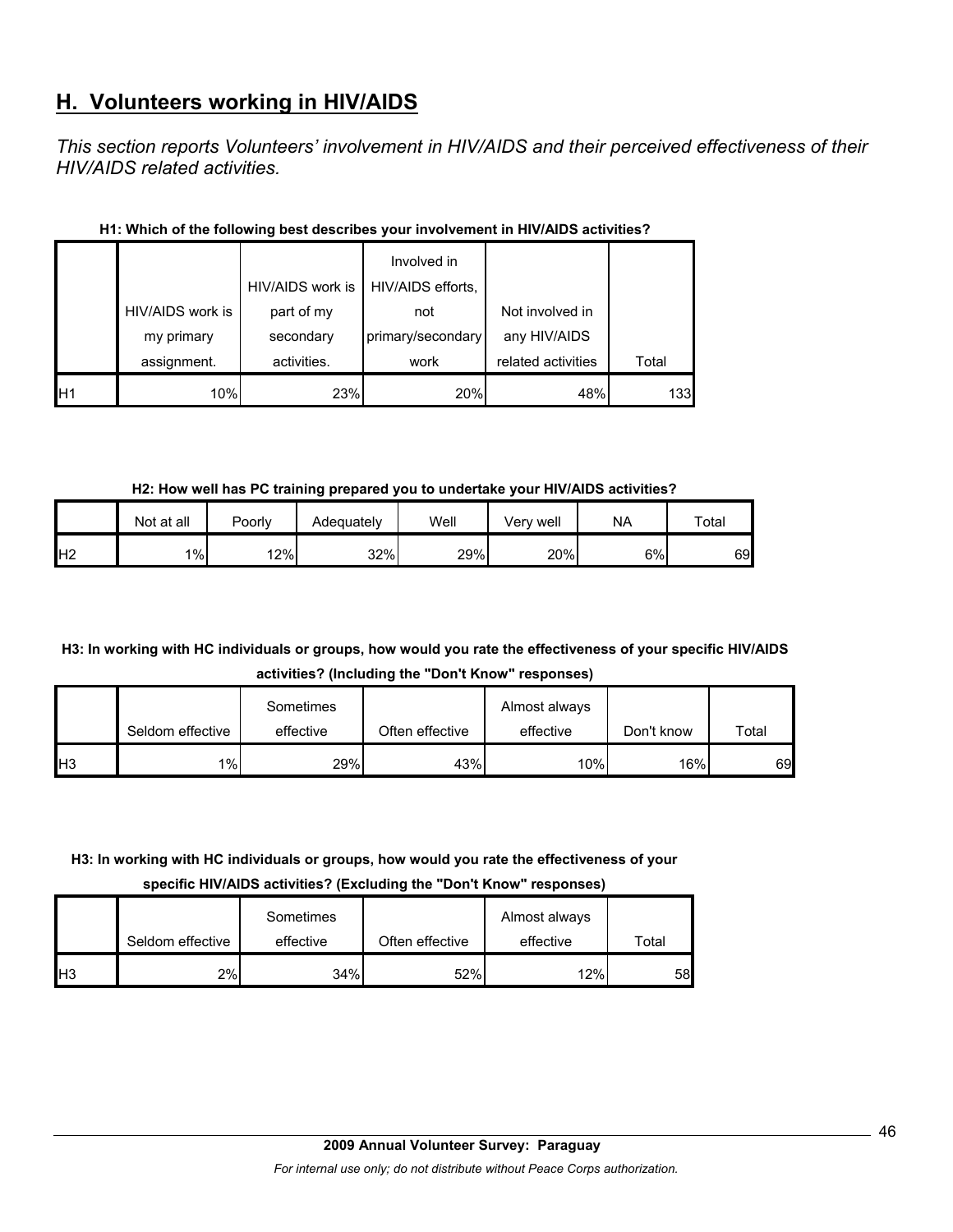## H. Volunteers working in HIV/AIDS

*This section reports Volunteers' involvement in HIV/AIDS and their perceived effectiveness of their HIV/AIDS related activities.*

**H1: Which of the following best describes your involvement in HIV/AIDS activities?**

| | HIV/AIDS work is my primary assignment. | HIV/AIDS work is part of my secondary activities. | Involved in HIV/AIDS efforts, not primary/secondary work | Not involved in any HIV/AIDS related activities | Total |
|---|---|---|---|---|---|
| H1 | 10% | 23% | 20% | 48% | 133 |

**H2: How well has PC training prepared you to undertake your HIV/AIDS activities?**

| | Not at all | Poorly | Adequately | Well | Very well | NA | Total |
|---|---|---|---|---|---|---|---|
| H2 | 1% | 12% | 32% | 29% | 20% | 6% | 69 |

**H3: In working with HC individuals or groups, how would you rate the effectiveness of your specific HIV/AIDS activities? (Including the "Don't Know" responses)**

| | Seldom effective | Sometimes effective | Often effective | Almost always effective | Don't know | Total |
|---|---|---|---|---|---|---|
| H3 | 1% | 29% | 43% | 10% | 16% | 69 |

**H3: In working with HC individuals or groups, how would you rate the effectiveness of your specific HIV/AIDS activities? (Excluding the "Don't Know" responses)**

| | Seldom effective | Sometimes effective | Often effective | Almost always effective | Total |
|---|---|---|---|---|---|
| H3 | 2% | 34% | 52% | 12% | 58 |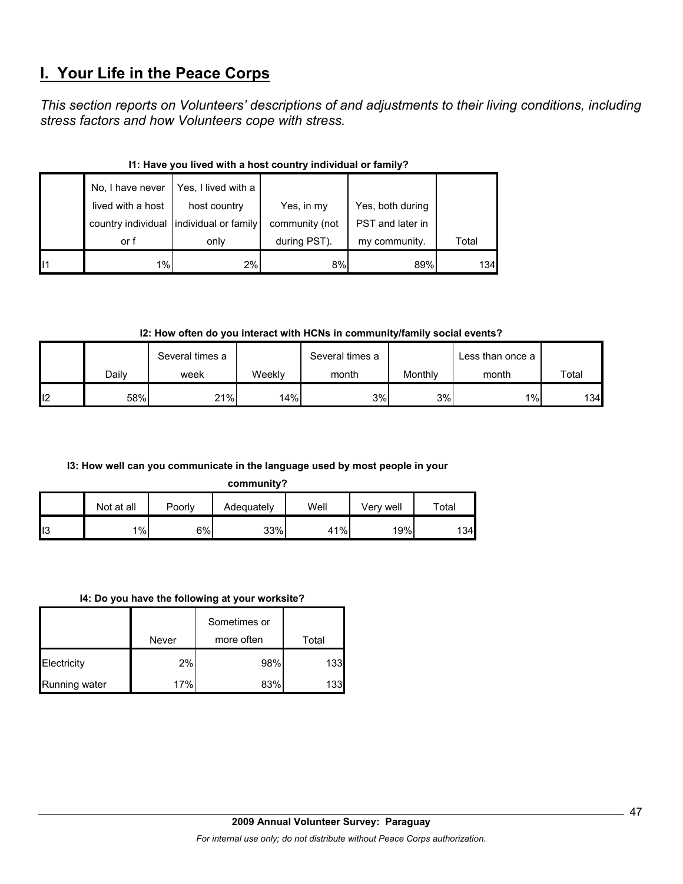## I. Your Life in the Peace Corps

*This section reports on Volunteers' descriptions of and adjustments to their living conditions, including stress factors and how Volunteers cope with stress.*

**I1: Have you lived with a host country individual or family?**

| | No, I have never lived with a host country individual or f | Yes, I lived with a host country individual or family only | Yes, in my community (not during PST). | Yes, both during PST and later in my community. | Total |
|---|---|---|---|---|---|
| I1 | 1% | 2% | 8% | 89% | 134 |

**I2: How often do you interact with HCNs in community/family social events?**

| | Daily | Several times a week | Weekly | Several times a month | Monthly | Less than once a month | Total |
|---|---|---|---|---|---|---|---|
| I2 | 58% | 21% | 14% | 3% | 3% | 1% | 134 |

**I3: How well can you communicate in the language used by most people in your community?**

| | Not at all | Poorly | Adequately | Well | Very well | Total |
|---|---|---|---|---|---|---|
| I3 | 1% | 6% | 33% | 41% | 19% | 134 |

**I4: Do you have the following at your worksite?**

| | Never | Sometimes or more often | Total |
|---|---|---|---|
| Electricity | 2% | 98% | 133 |
| Running water | 17% | 83% | 133 |

**2009 Annual Volunteer Survey: Paraguay**

*For internal use only; do not distribute without Peace Corps authorization.*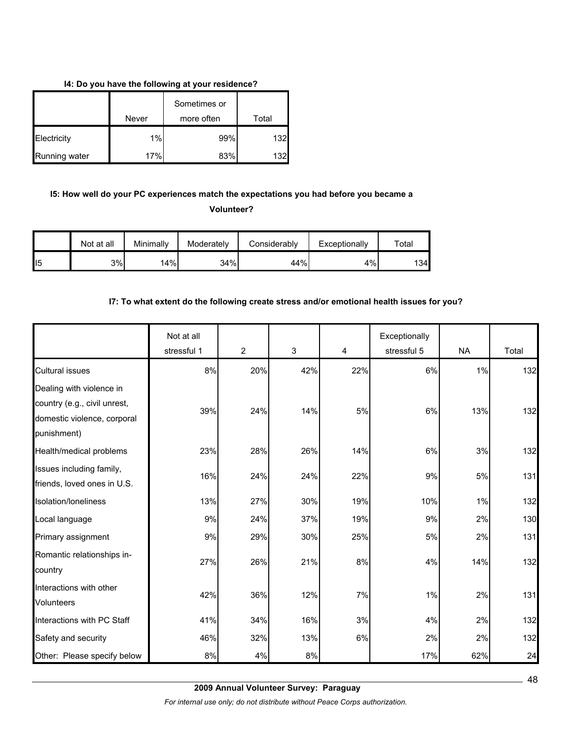**I4: Do you have the following at your residence?**

| | Never | Sometimes or more often | Total |
|---|---|---|---|
| Electricity | 1% | 99% | 132 |
| Running water | 17% | 83% | 132 |

**I5: How well do your PC experiences match the expectations you had before you became a Volunteer?**

| | Not at all | Minimally | Moderately | Considerably | Exceptionally | Total |
|---|---|---|---|---|---|---|
| I5 | 3% | 14% | 34% | 44% | 4% | 134 |

**I7: To what extent do the following create stress and/or emotional health issues for you?**

| | Not at all stressful 1 | 2 | 3 | 4 | Exceptionally stressful 5 | NA | Total |
|---|---|---|---|---|---|---|---|
| Cultural issues | 8% | 20% | 42% | 22% | 6% | 1% | 132 |
| Dealing with violence in country (e.g., civil unrest, domestic violence, corporal punishment) | 39% | 24% | 14% | 5% | 6% | 13% | 132 |
| Health/medical problems | 23% | 28% | 26% | 14% | 6% | 3% | 132 |
| Issues including family, friends, loved ones in U.S. | 16% | 24% | 24% | 22% | 9% | 5% | 131 |
| Isolation/loneliness | 13% | 27% | 30% | 19% | 10% | 1% | 132 |
| Local language | 9% | 24% | 37% | 19% | 9% | 2% | 130 |
| Primary assignment | 9% | 29% | 30% | 25% | 5% | 2% | 131 |
| Romantic relationships in-country | 27% | 26% | 21% | 8% | 4% | 14% | 132 |
| Interactions with other Volunteers | 42% | 36% | 12% | 7% | 1% | 2% | 131 |
| Interactions with PC Staff | 41% | 34% | 16% | 3% | 4% | 2% | 132 |
| Safety and security | 46% | 32% | 13% | 6% | 2% | 2% | 132 |
| Other: Please specify below | 8% | 4% | 8% | | 17% | 62% | 24 |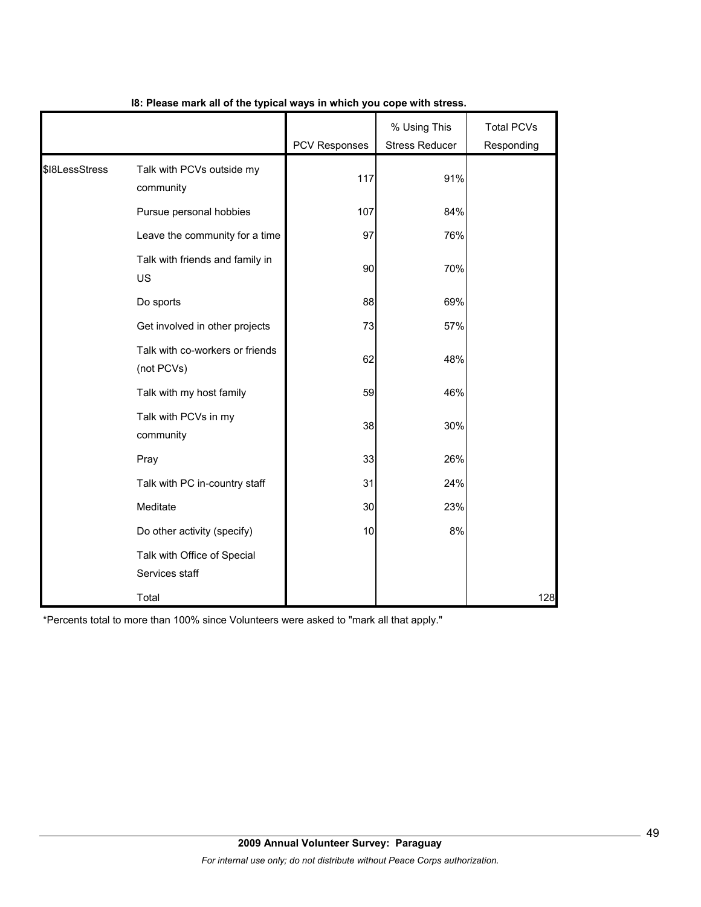**I8: Please mark all of the typical ways in which you cope with stress.**

| | | PCV Responses | % Using This Stress Reducer | Total PCVs Responding |
|---|---|---|---|---|
| $I8LessStress | Talk with PCVs outside my community | 117 | 91% | |
| | Pursue personal hobbies | 107 | 84% | |
| | Leave the community for a time | 97 | 76% | |
| | Talk with friends and family in US | 90 | 70% | |
| | Do sports | 88 | 69% | |
| | Get involved in other projects | 73 | 57% | |
| | Talk with co-workers or friends (not PCVs) | 62 | 48% | |
| | Talk with my host family | 59 | 46% | |
| | Talk with PCVs in my community | 38 | 30% | |
| | Pray | 33 | 26% | |
| | Talk with PC in-country staff | 31 | 24% | |
| | Meditate | 30 | 23% | |
| | Do other activity (specify) | 10 | 8% | |
| | Talk with Office of Special Services staff | | | |
| | Total | | | 128 |

*Percents total to more than 100% since Volunteers were asked to "mark all that apply."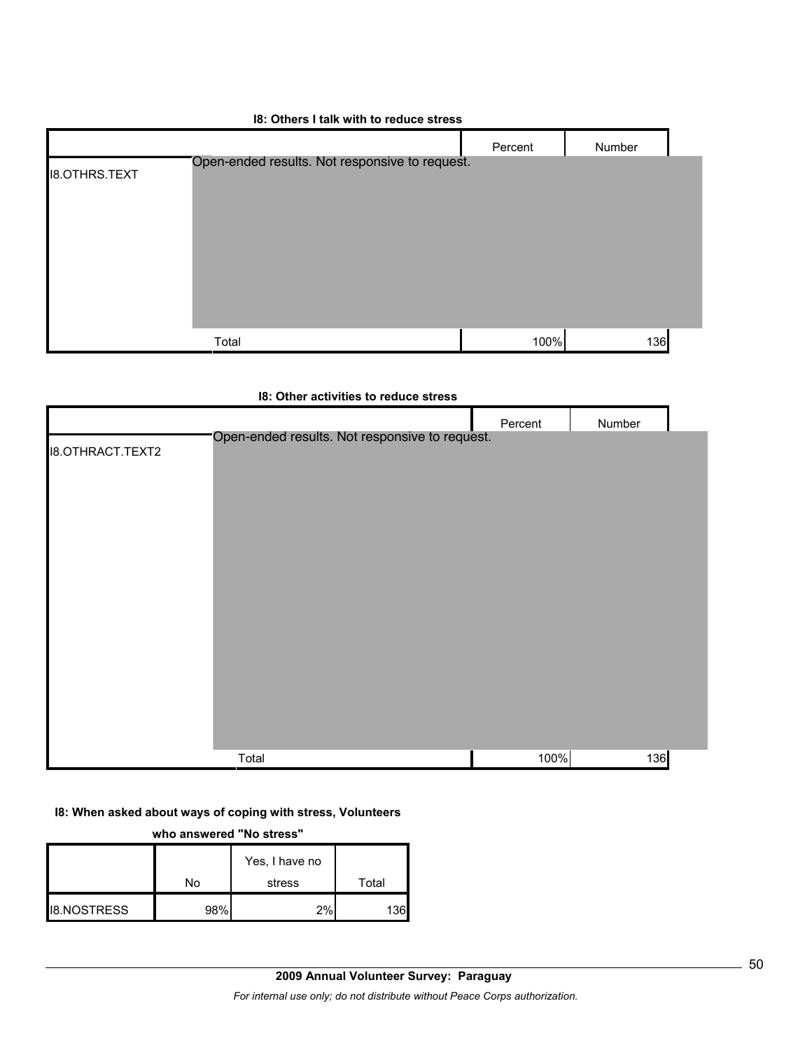**I8: Others I talk with to reduce stress**

| | | Percent | Number |
|---|---|---|---|
| I8.OTHRS.TEXT | Open-ended results. Not responsive to request. | | |
| | Total | 100% | 136 |

**I8: Other activities to reduce stress**

| | | Percent | Number |
|---|---|---|---|
| I8.OTHRACT.TEXT2 | Open-ended results. Not responsive to request. | | |
| | Total | 100% | 136 |

**I8: When asked about ways of coping with stress, Volunteers who answered "No stress"**

| | No | Yes, I have no stress | Total |
|---|---|---|---|
| I8.NOSTRESS | 98% | 2% | 136 |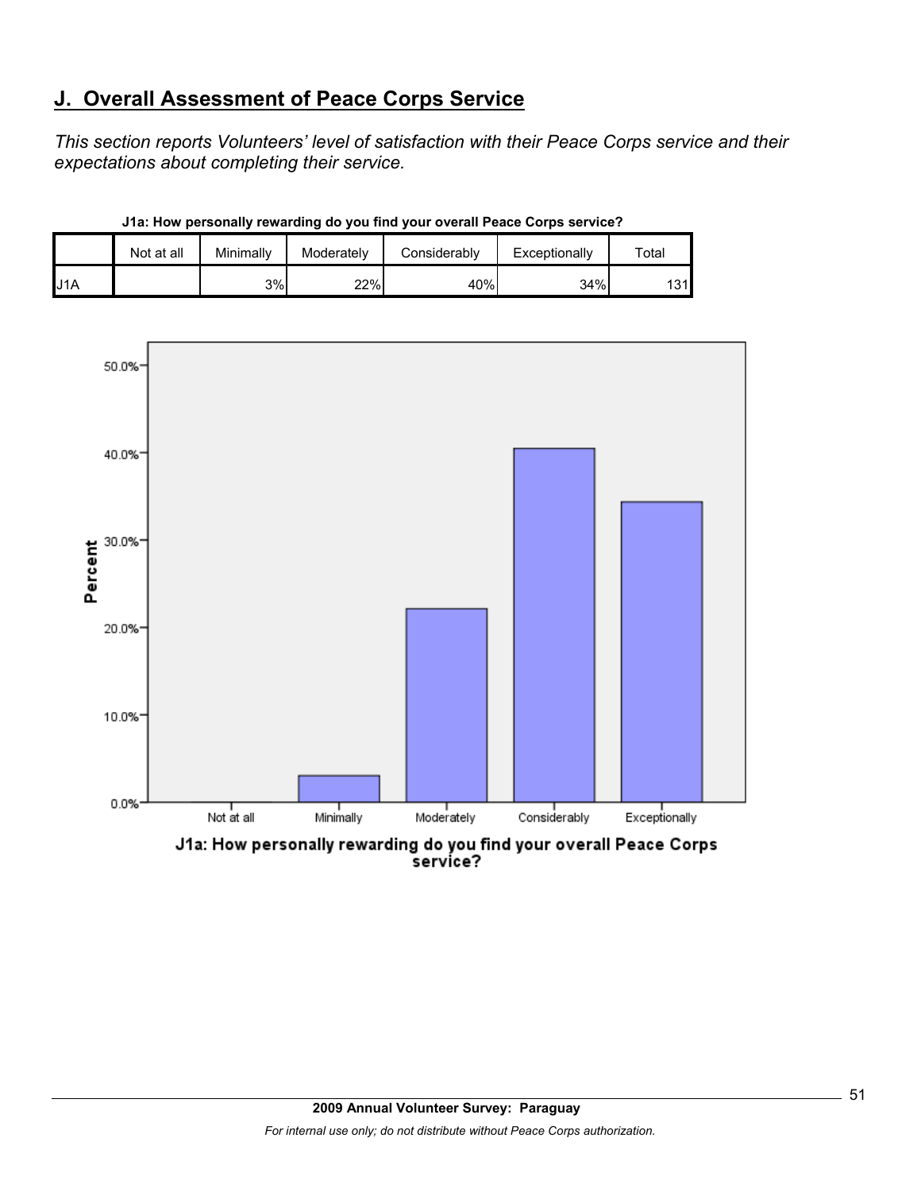## J. Overall Assessment of Peace Corps Service

*This section reports Volunteers' level of satisfaction with their Peace Corps service and their expectations about completing their service.*

**J1a: How personally rewarding do you find your overall Peace Corps service?**

| | Not at all | Minimally | Moderately | Considerably | Exceptionally | Total |
|---|---|---|---|---|---|---|
| J1A | | 3% | 22% | 40% | 34% | 131 |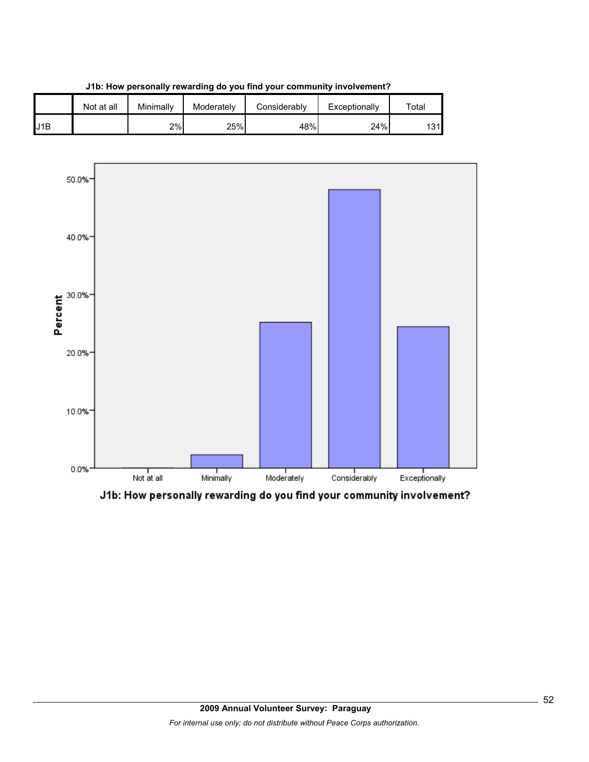**J1b: How personally rewarding do you find your community involvement?**

| | Not at all | Minimally | Moderately | Considerably | Exceptionally | Total |
|---|---|---|---|---|---|---|
| J1B | | 2% | 25% | 48% | 24% | 131 |

J1b: How personally rewarding do you find your community involvement?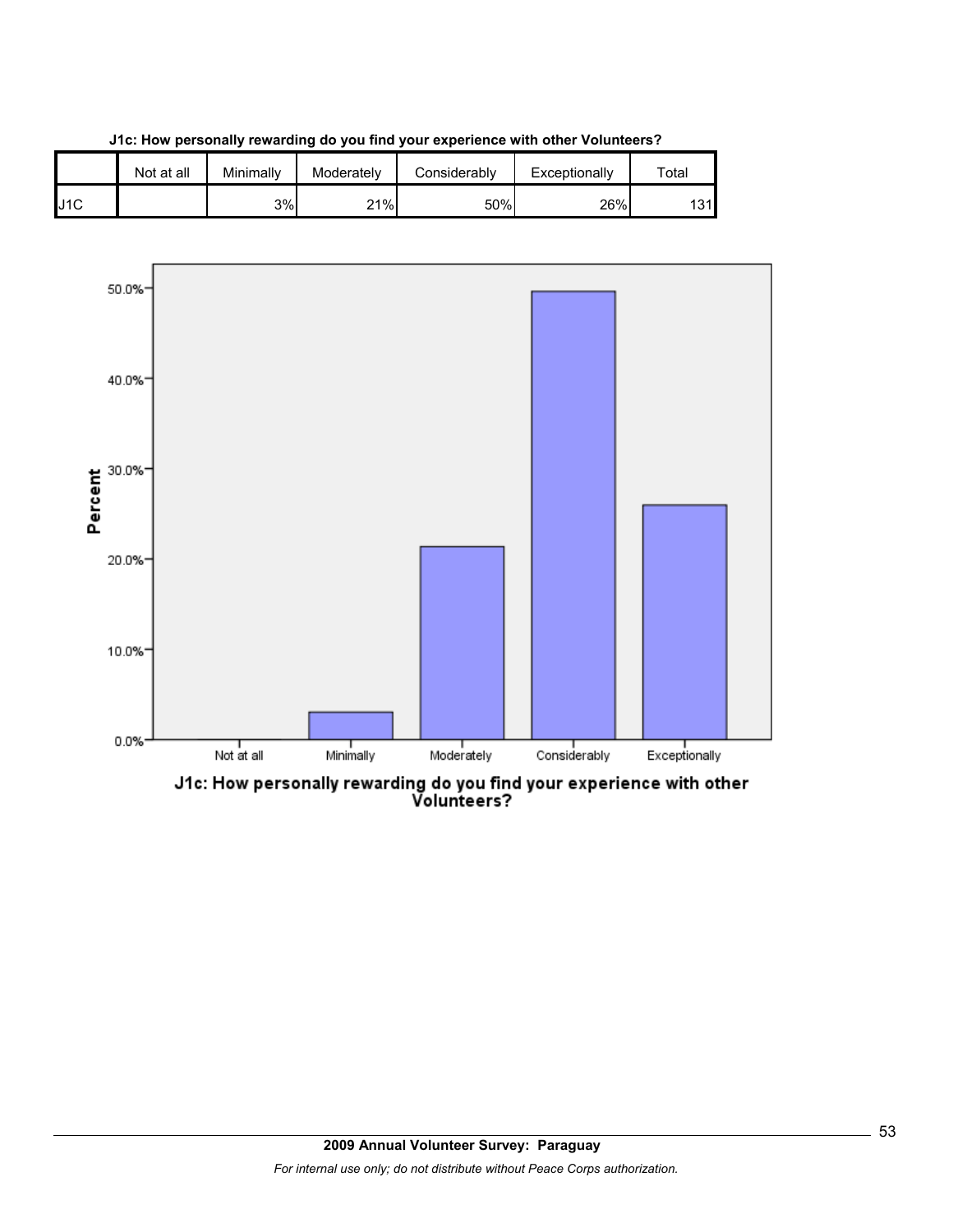**J1c: How personally rewarding do you find your experience with other Volunteers?**

| | Not at all | Minimally | Moderately | Considerably | Exceptionally | Total |
|---|---|---|---|---|---|---|
| J1C | | 3% | 21% | 50% | 26% | 131 |

J1c: How personally rewarding do you find your experience with other Volunteers?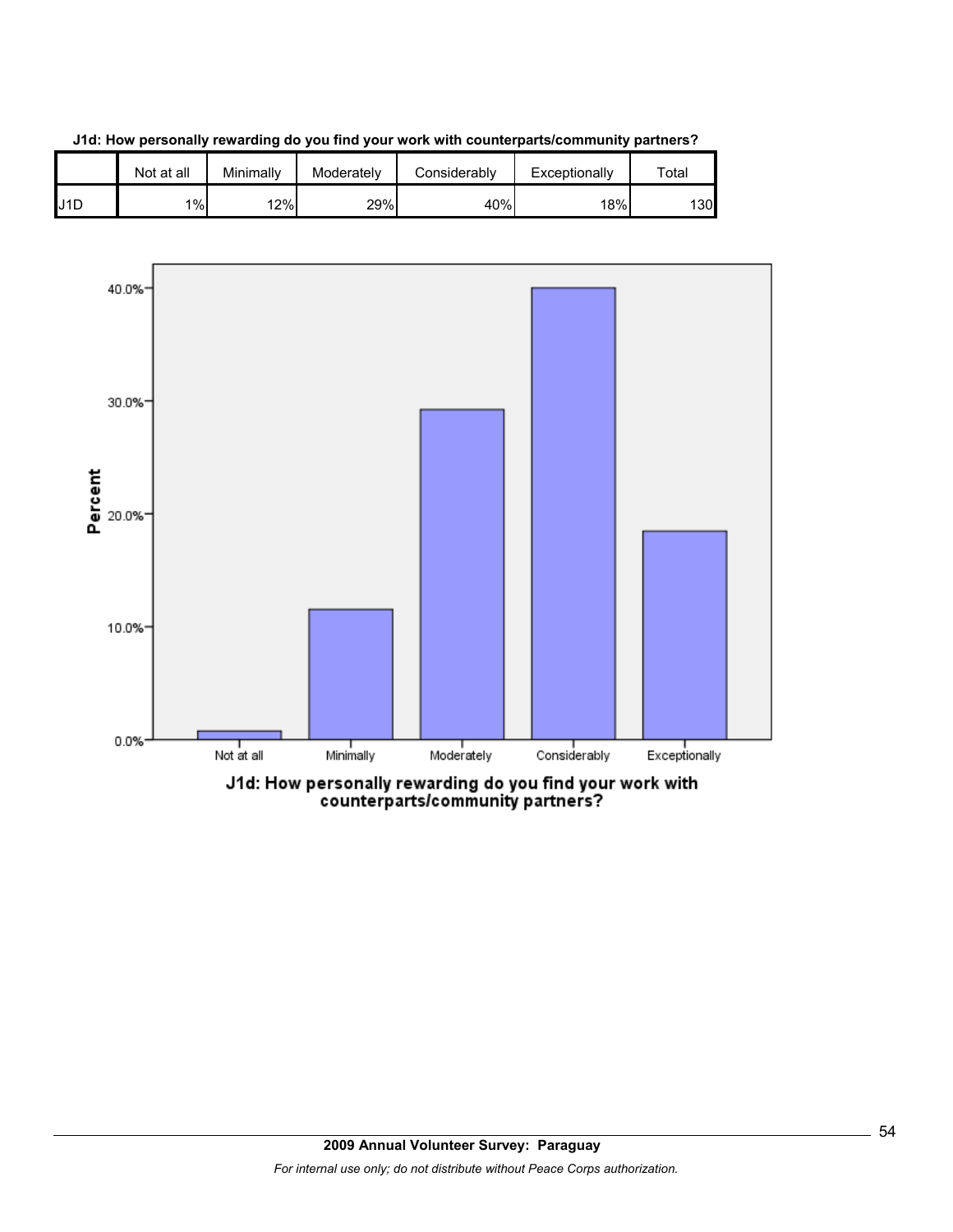**J1d: How personally rewarding do you find your work with counterparts/community partners?**

| | Not at all | Minimally | Moderately | Considerably | Exceptionally | Total |
|---|---|---|---|---|---|---|
| J1D | 1% | 12% | 29% | 40% | 18% | 130 |

J1d: How personally rewarding do you find your work with counterparts/community partners?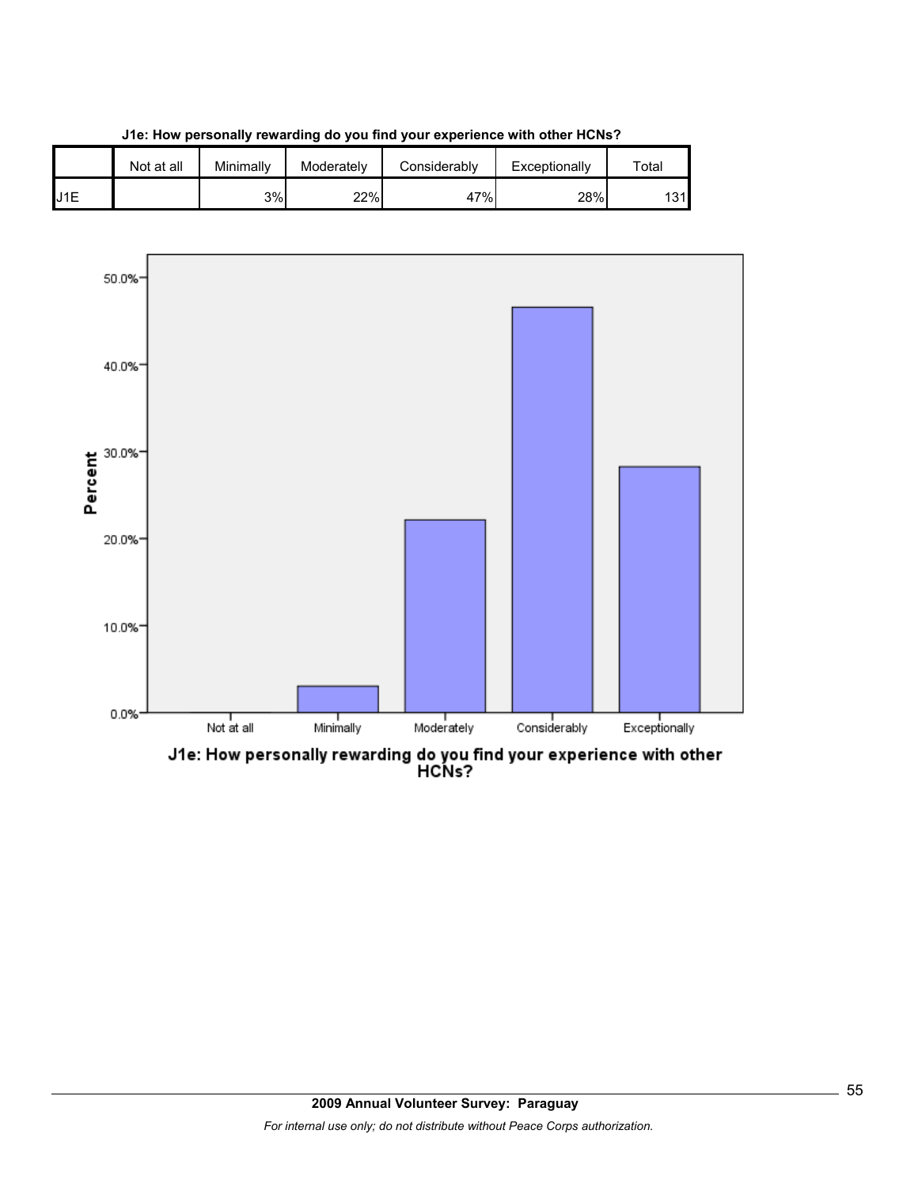**J1e: How personally rewarding do you find your experience with other HCNs?**

| | Not at all | Minimally | Moderately | Considerably | Exceptionally | Total |
|---|---|---|---|---|---|---|
| J1E | | 3% | 22% | 47% | 28% | 131 |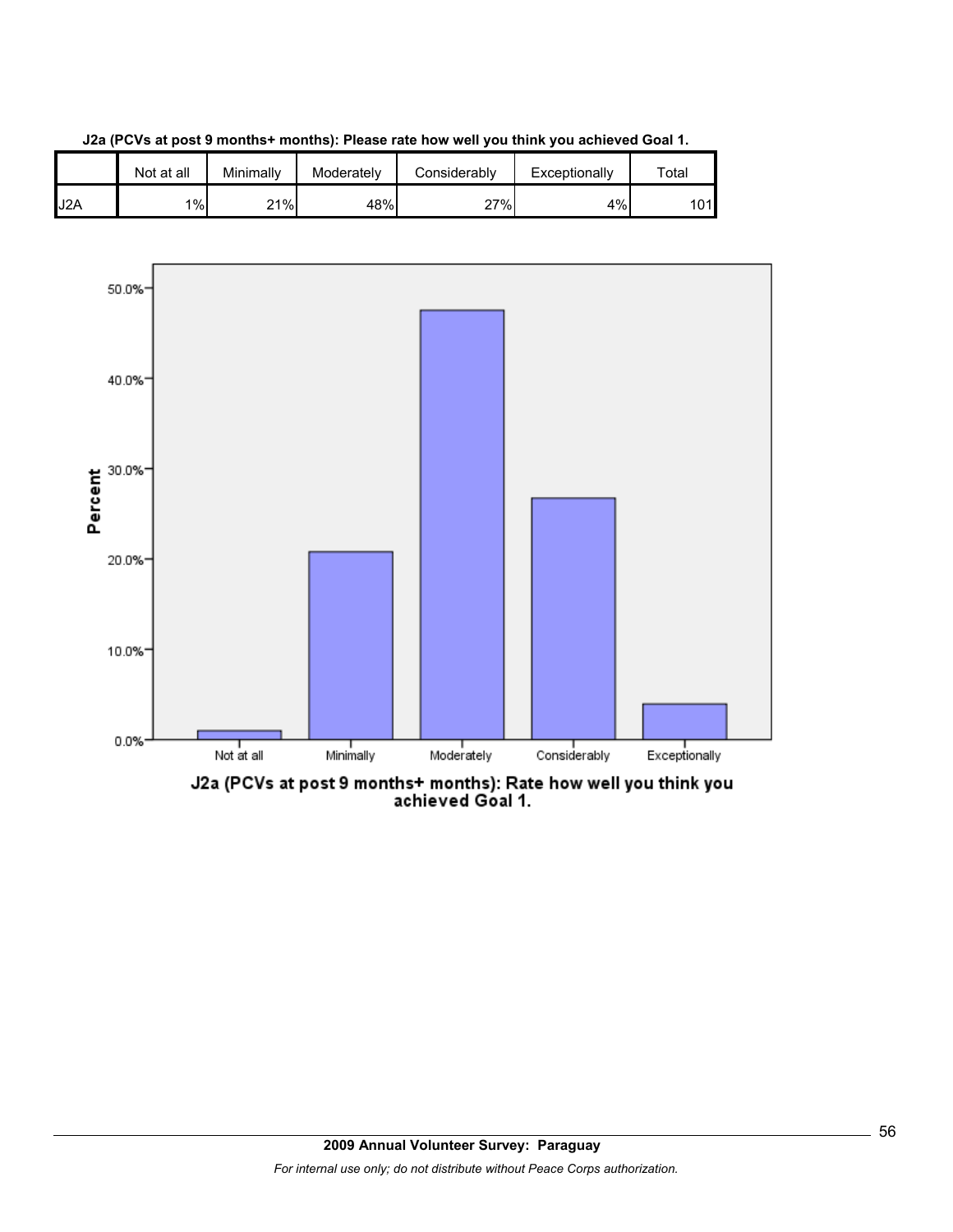**J2a (PCVs at post 9 months+ months): Please rate how well you think you achieved Goal 1.**

| | Not at all | Minimally | Moderately | Considerably | Exceptionally | Total |
|---|---|---|---|---|---|---|
| J2A | 1% | 21% | 48% | 27% | 4% | 101 |

J2a (PCVs at post 9 months+ months): Rate how well you think you achieved Goal 1.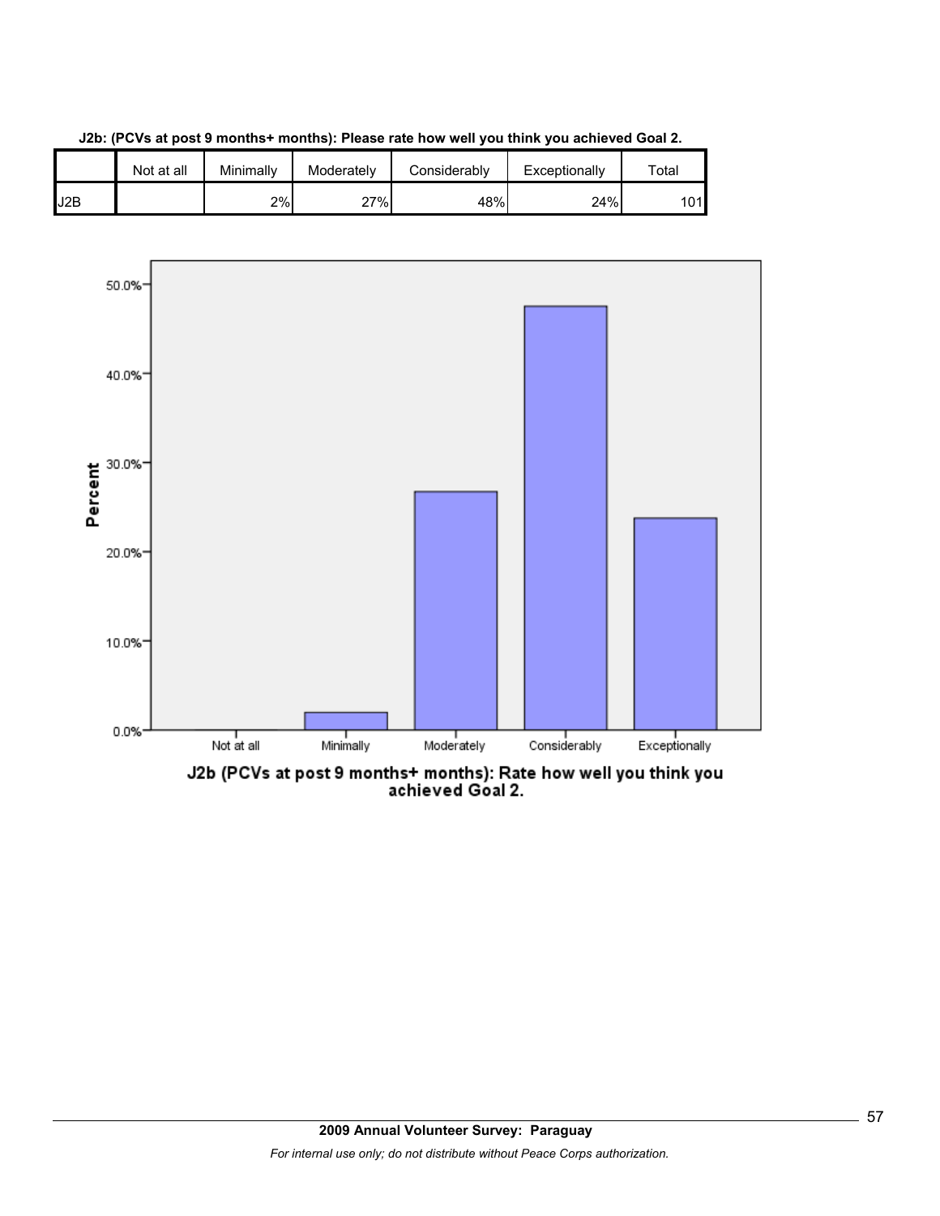**J2b: (PCVs at post 9 months+ months): Please rate how well you think you achieved Goal 2.**

| | Not at all | Minimally | Moderately | Considerably | Exceptionally | Total |
|---|---|---|---|---|---|---|
| J2B | | 2% | 27% | 48% | 24% | 101 |

J2b (PCVs at post 9 months+ months): Rate how well you think you achieved Goal 2.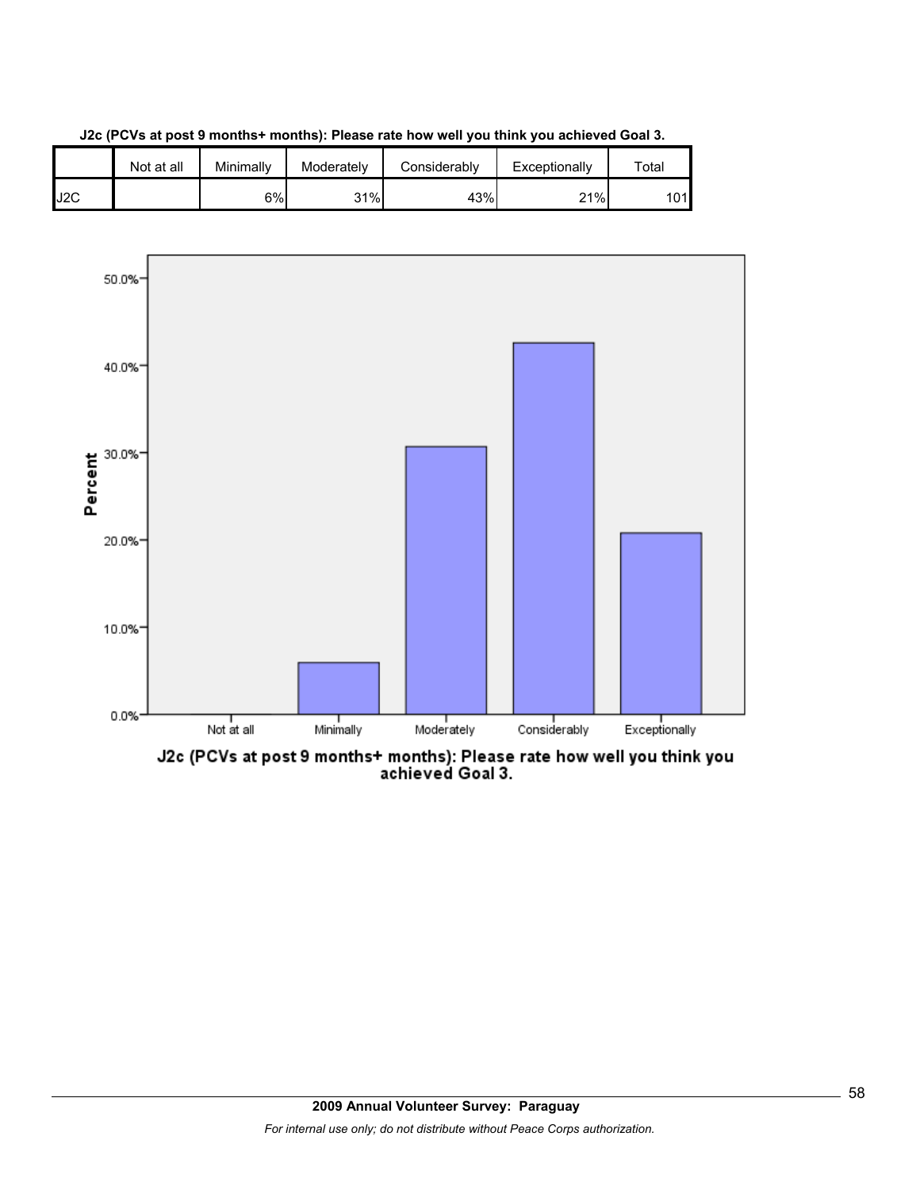**J2c (PCVs at post 9 months+ months): Please rate how well you think you achieved Goal 3.**

| | Not at all | Minimally | Moderately | Considerably | Exceptionally | Total |
|---|---|---|---|---|---|---|
| J2C | | 6% | 31% | 43% | 21% | 101 |

J2c (PCVs at post 9 months+ months): Please rate how well you think you achieved Goal 3.

**2009 Annual Volunteer Survey: Paraguay**

*For internal use only; do not distribute without Peace Corps authorization.*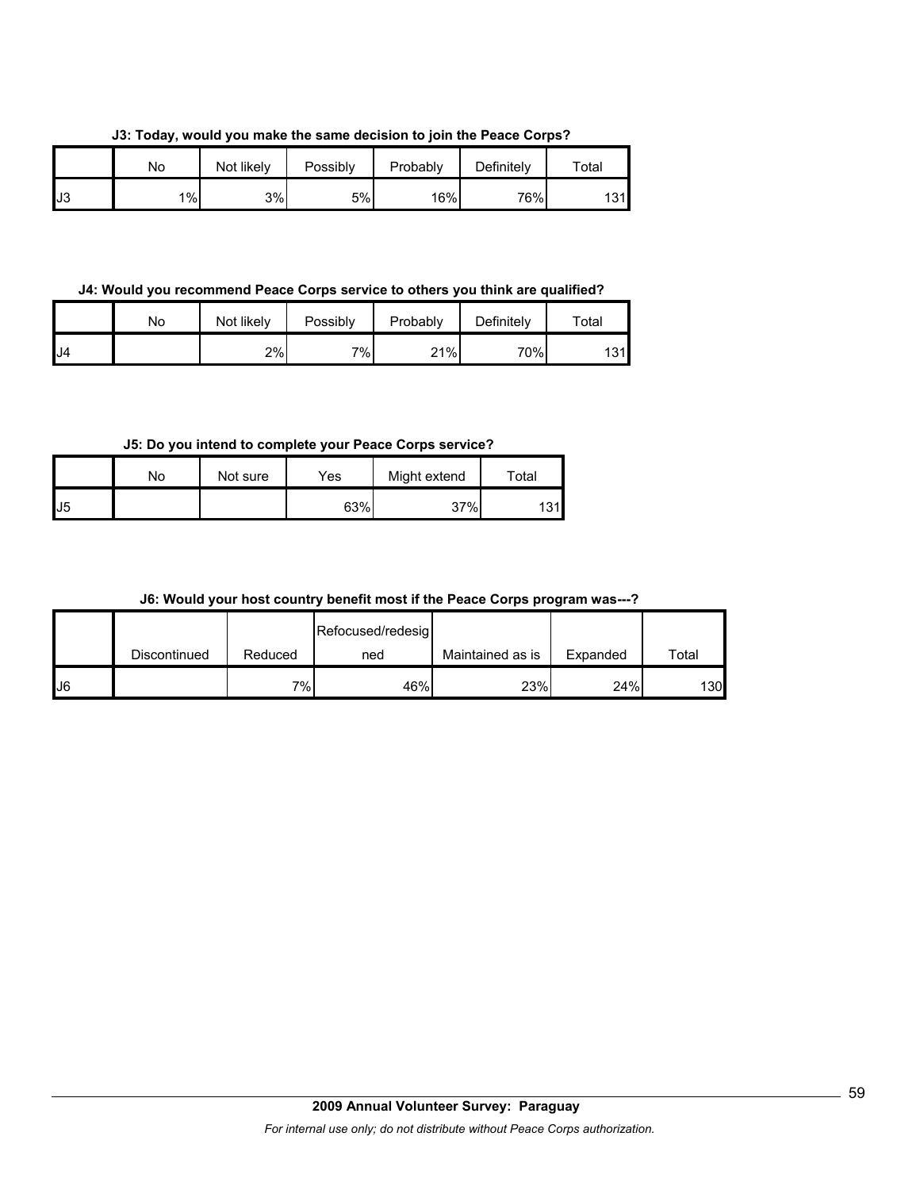**J3: Today, would you make the same decision to join the Peace Corps?**

| | No | Not likely | Possibly | Probably | Definitely | Total |
|---|---|---|---|---|---|---|
| J3 | 1% | 3% | 5% | 16% | 76% | 131 |

**J4: Would you recommend Peace Corps service to others you think are qualified?**

| | No | Not likely | Possibly | Probably | Definitely | Total |
|---|---|---|---|---|---|---|
| J4 | | 2% | 7% | 21% | 70% | 131 |

**J5: Do you intend to complete your Peace Corps service?**

| | No | Not sure | Yes | Might extend | Total |
|---|---|---|---|---|---|
| J5 | | | 63% | 37% | 131 |

**J6: Would your host country benefit most if the Peace Corps program was---?**

| | Discontinued | Reduced | Refocused/redesigned | Maintained as is | Expanded | Total |
|---|---|---|---|---|---|---|
| J6 | | 7% | 46% | 23% | 24% | 130 |

**2009 Annual Volunteer Survey: Paraguay**

*For internal use only; do not distribute without Peace Corps authorization.*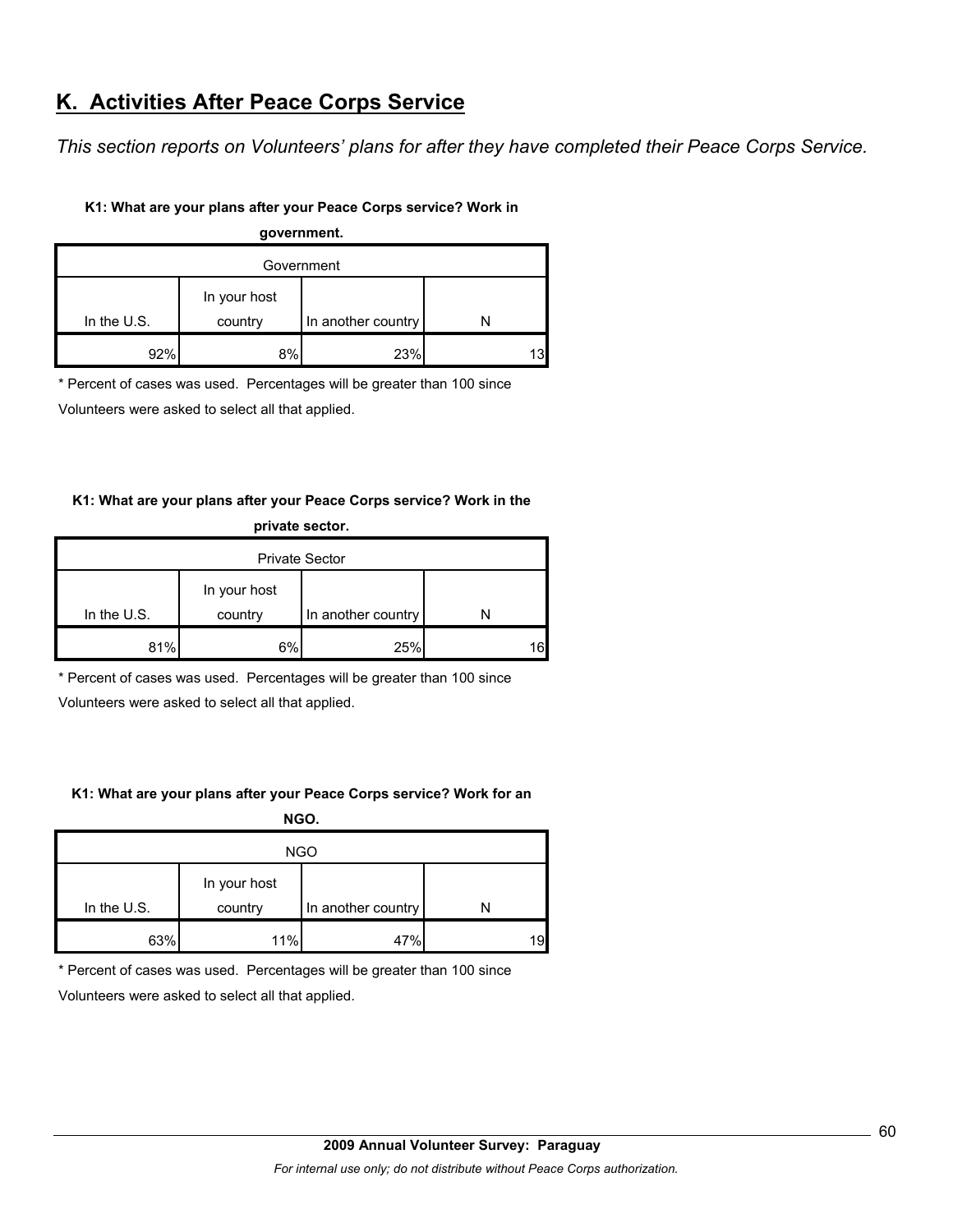## K. Activities After Peace Corps Service

*This section reports on Volunteers' plans for after they have completed their Peace Corps Service.*

**K1: What are your plans after your Peace Corps service? Work in government.**

| Government | | | |
|---|---|---|---|
| In the U.S. | In your host country | In another country | N |
| 92% | 8% | 23% | 13 |

\* Percent of cases was used. Percentages will be greater than 100 since Volunteers were asked to select all that applied.

**K1: What are your plans after your Peace Corps service? Work in the private sector.**

| Private Sector | | | |
|---|---|---|---|
| In the U.S. | In your host country | In another country | N |
| 81% | 6% | 25% | 16 |

\* Percent of cases was used. Percentages will be greater than 100 since Volunteers were asked to select all that applied.

**K1: What are your plans after your Peace Corps service? Work for an NGO.**

| NGO | | | |
|---|---|---|---|
| In the U.S. | In your host country | In another country | N |
| 63% | 11% | 47% | 19 |

\* Percent of cases was used. Percentages will be greater than 100 since Volunteers were asked to select all that applied.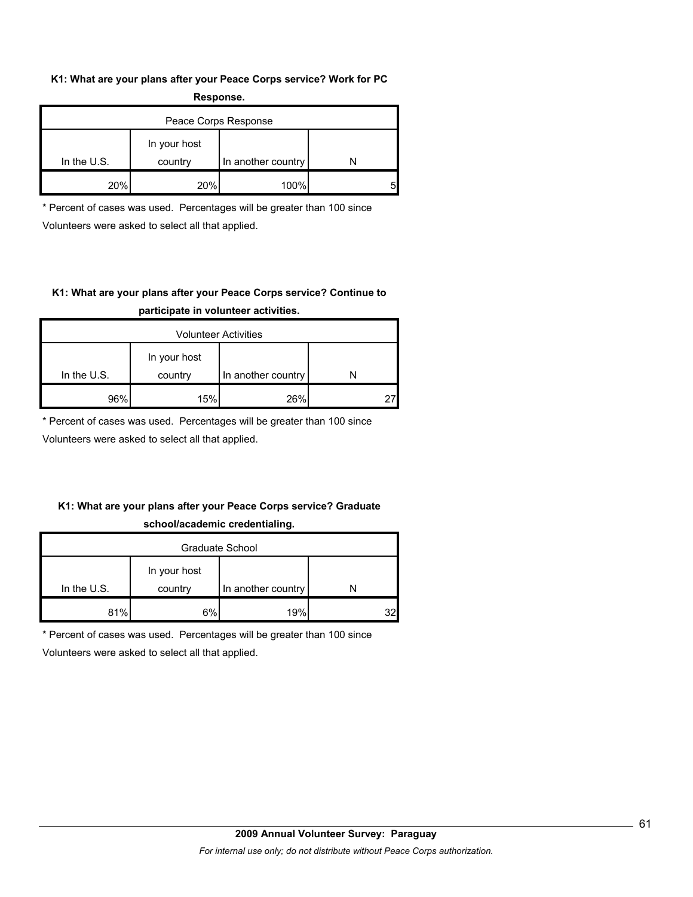**K1: What are your plans after your Peace Corps service? Work for PC Response.**

| Peace Corps Response | | | |
|---|---|---|---|
| In the U.S. | In your host country | In another country | N |
| 20% | 20% | 100% | 5 |

\* Percent of cases was used. Percentages will be greater than 100 since Volunteers were asked to select all that applied.

**K1: What are your plans after your Peace Corps service? Continue to participate in volunteer activities.**

| Volunteer Activities | | | |
|---|---|---|---|
| In the U.S. | In your host country | In another country | N |
| 96% | 15% | 26% | 27 |

\* Percent of cases was used. Percentages will be greater than 100 since Volunteers were asked to select all that applied.

**K1: What are your plans after your Peace Corps service? Graduate school/academic credentialing.**

| Graduate School | | | |
|---|---|---|---|
| In the U.S. | In your host country | In another country | N |
| 81% | 6% | 19% | 32 |

\* Percent of cases was used. Percentages will be greater than 100 since Volunteers were asked to select all that applied.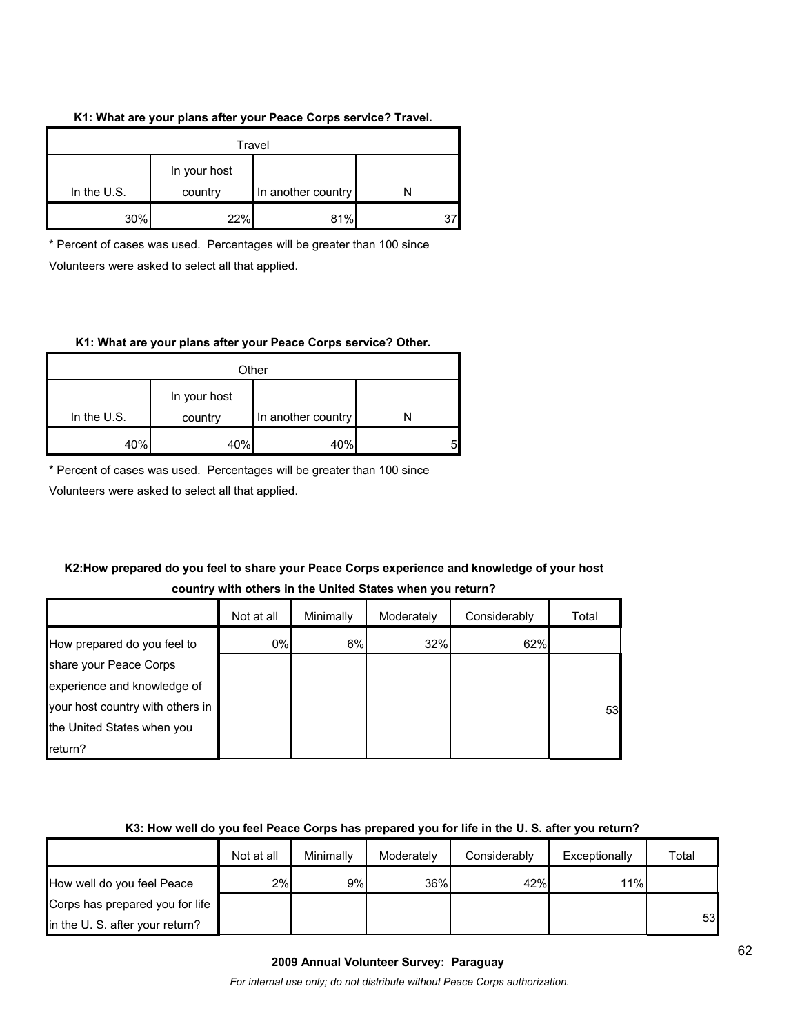**K1: What are your plans after your Peace Corps service? Travel.**

| Travel | | | |
|---|---|---|---|
| In the U.S. | In your host country | In another country | N |
| 30% | 22% | 81% | 37 |

* Percent of cases was used. Percentages will be greater than 100 since Volunteers were asked to select all that applied.

**K1: What are your plans after your Peace Corps service? Other.**

| Other | | | |
|---|---|---|---|
| In the U.S. | In your host country | In another country | N |
| 40% | 40% | 40% | 5 |

* Percent of cases was used. Percentages will be greater than 100 since Volunteers were asked to select all that applied.

**K2:How prepared do you feel to share your Peace Corps experience and knowledge of your host country with others in the United States when you return?**

| | Not at all | Minimally | Moderately | Considerably | Total |
|---|---|---|---|---|---|
| How prepared do you feel to share your Peace Corps experience and knowledge of your host country with others in the United States when you return? | 0% | 6% | 32% | 62% | 53 |

**K3: How well do you feel Peace Corps has prepared you for life in the U. S. after you return?**

| | Not at all | Minimally | Moderately | Considerably | Exceptionally | Total |
|---|---|---|---|---|---|---|
| How well do you feel Peace Corps has prepared you for life in the U. S. after your return? | 2% | 9% | 36% | 42% | 11% | 53 |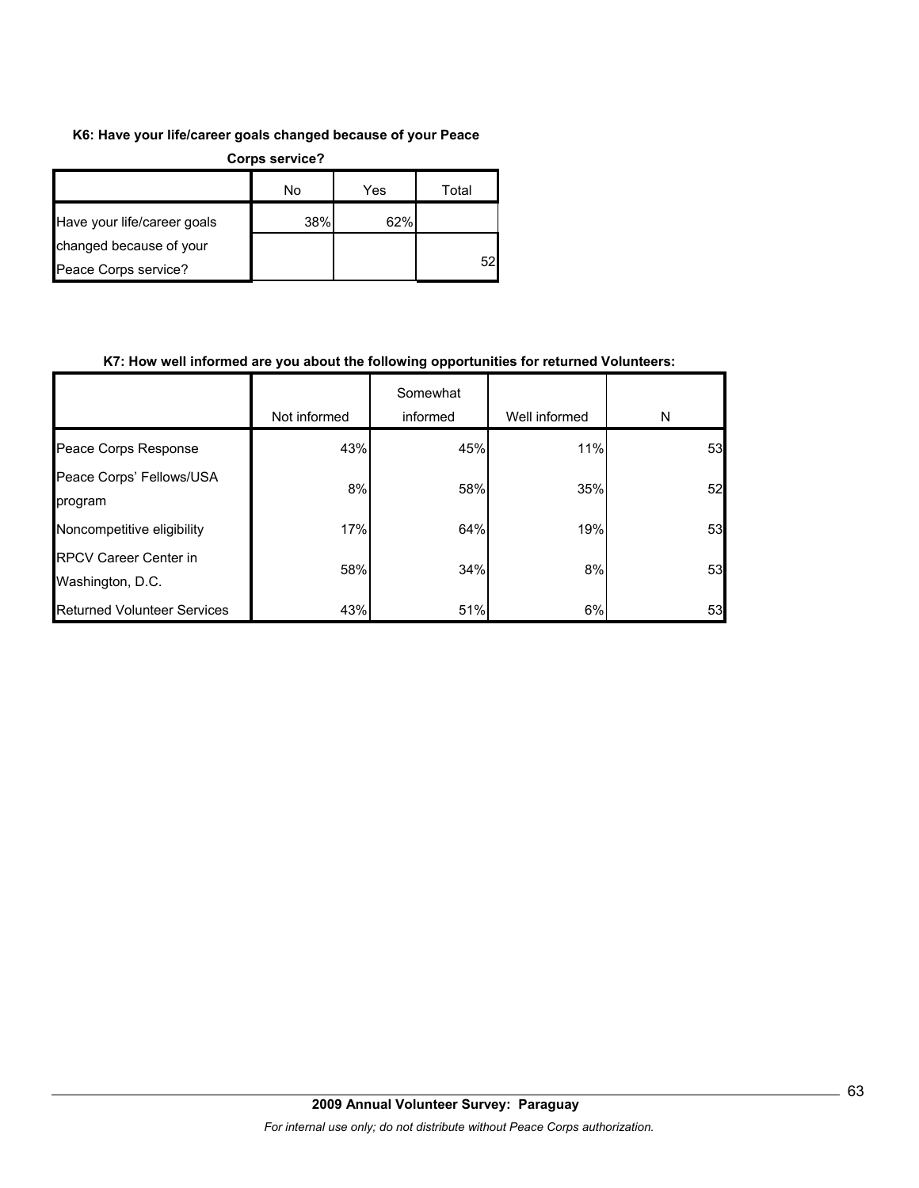**K6: Have your life/career goals changed because of your Peace Corps service?**

| | No | Yes | Total |
|---|---|---|---|
| Have your life/career goals changed because of your Peace Corps service? | 38% | 62% | 52 |

**K7: How well informed are you about the following opportunities for returned Volunteers:**

| | Not informed | Somewhat informed | Well informed | N |
|---|---|---|---|---|
| Peace Corps Response | 43% | 45% | 11% | 53 |
| Peace Corps' Fellows/USA program | 8% | 58% | 35% | 52 |
| Noncompetitive eligibility | 17% | 64% | 19% | 53 |
| RPCV Career Center in Washington, D.C. | 58% | 34% | 8% | 53 |
| Returned Volunteer Services | 43% | 51% | 6% | 53 |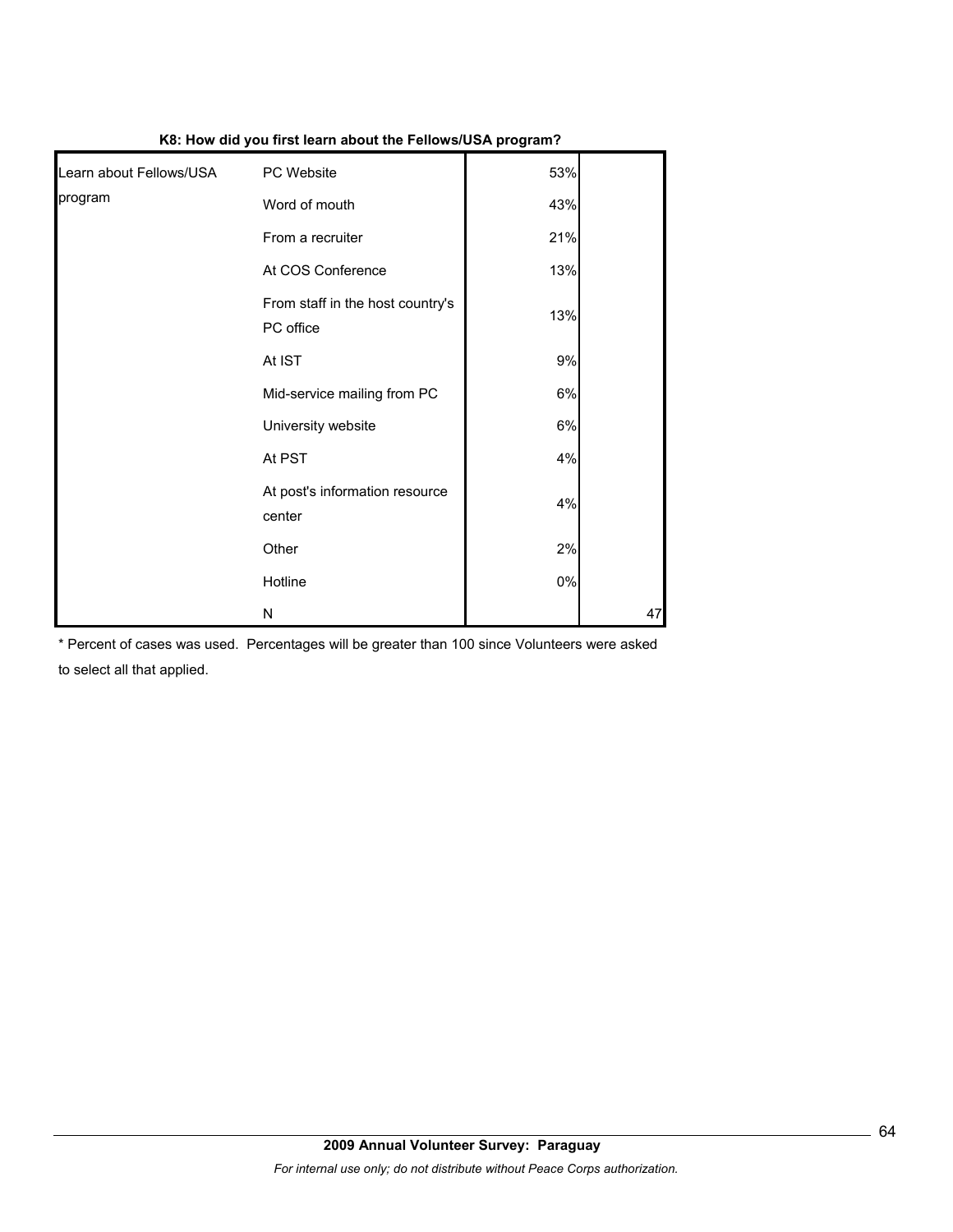**K8: How did you first learn about the Fellows/USA program?**

| | | | |
|---|---|---|---|
| Learn about Fellows/USA program | PC Website | 53% | |
| | Word of mouth | 43% | |
| | From a recruiter | 21% | |
| | At COS Conference | 13% | |
| | From staff in the host country's PC office | 13% | |
| | At IST | 9% | |
| | Mid-service mailing from PC | 6% | |
| | University website | 6% | |
| | At PST | 4% | |
| | At post's information resource center | 4% | |
| | Other | 2% | |
| | Hotline | 0% | |
| | N | | 47 |

* Percent of cases was used. Percentages will be greater than 100 since Volunteers were asked to select all that applied.

**2009 Annual Volunteer Survey: Paraguay**

*For internal use only; do not distribute without Peace Corps authorization.*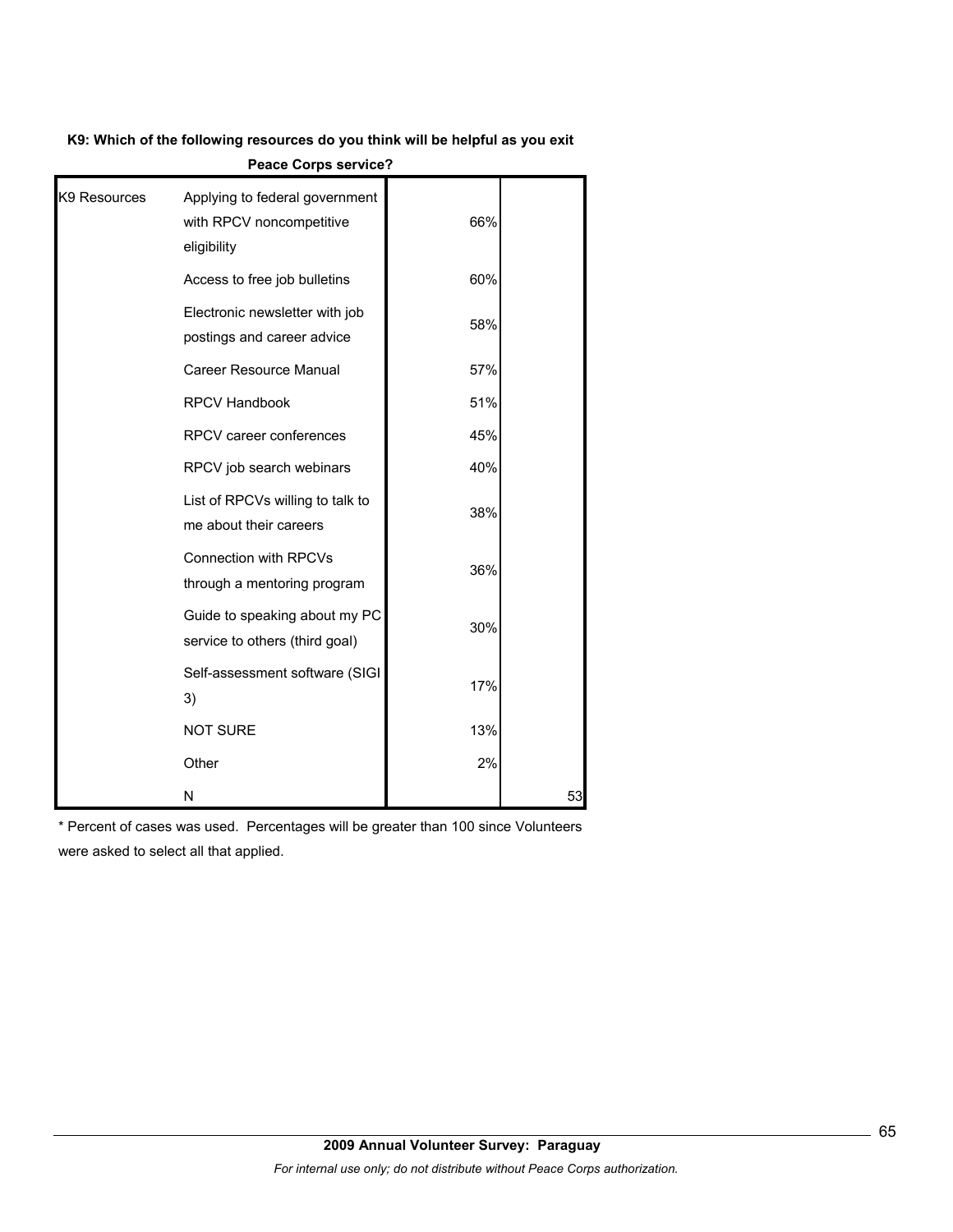**K9: Which of the following resources do you think will be helpful as you exit Peace Corps service?**

| | | | |
|---|---|---|---|
| K9 Resources | Applying to federal government with RPCV noncompetitive eligibility | 66% | |
| | Access to free job bulletins | 60% | |
| | Electronic newsletter with job postings and career advice | 58% | |
| | Career Resource Manual | 57% | |
| | RPCV Handbook | 51% | |
| | RPCV career conferences | 45% | |
| | RPCV job search webinars | 40% | |
| | List of RPCVs willing to talk to me about their careers | 38% | |
| | Connection with RPCVs through a mentoring program | 36% | |
| | Guide to speaking about my PC service to others (third goal) | 30% | |
| | Self-assessment software (SIGI 3) | 17% | |
| | NOT SURE | 13% | |
| | Other | 2% | |
| | N | | 53 |

* Percent of cases was used. Percentages will be greater than 100 since Volunteers were asked to select all that applied.

**2009 Annual Volunteer Survey: Paraguay**

*For internal use only; do not distribute without Peace Corps authorization.*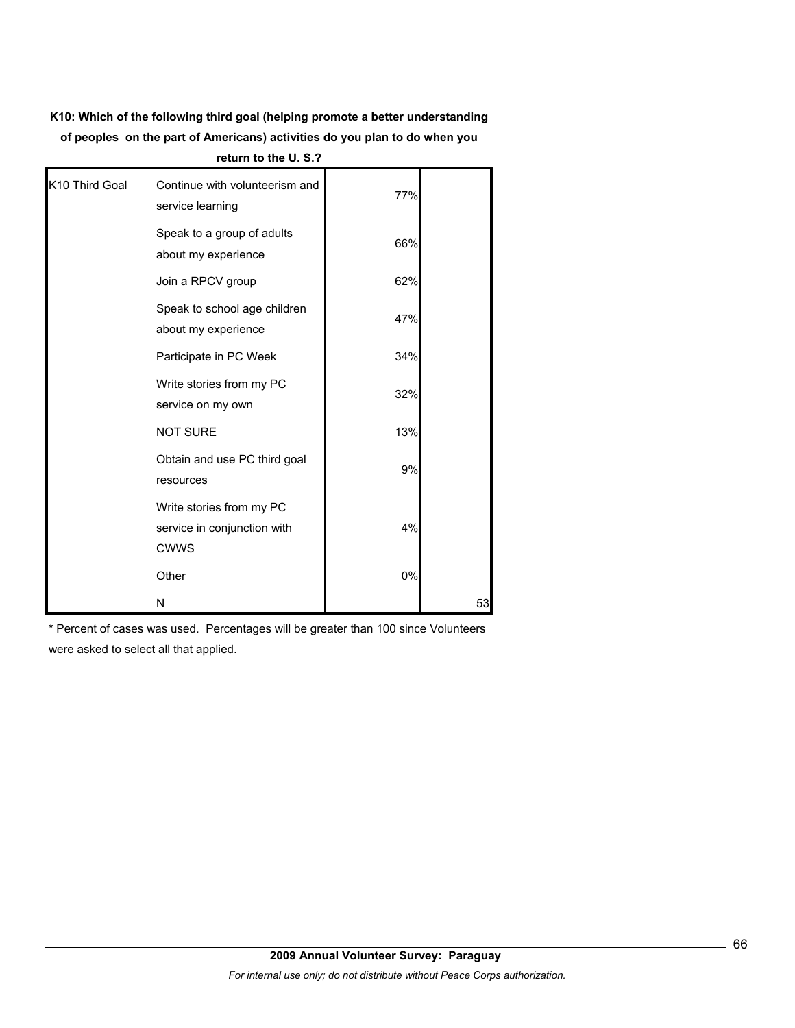**K10: Which of the following third goal (helping promote a better understanding of peoples on the part of Americans) activities do you plan to do when you return to the U. S.?**

| | | | |
|---|---|---|---|
| K10 Third Goal | Continue with volunteerism and service learning | 77% | |
| | Speak to a group of adults about my experience | 66% | |
| | Join a RPCV group | 62% | |
| | Speak to school age children about my experience | 47% | |
| | Participate in PC Week | 34% | |
| | Write stories from my PC service on my own | 32% | |
| | NOT SURE | 13% | |
| | Obtain and use PC third goal resources | 9% | |
| | Write stories from my PC service in conjunction with CWWS | 4% | |
| | Other | 0% | |
| | N | | 53 |

* Percent of cases was used. Percentages will be greater than 100 since Volunteers were asked to select all that applied.